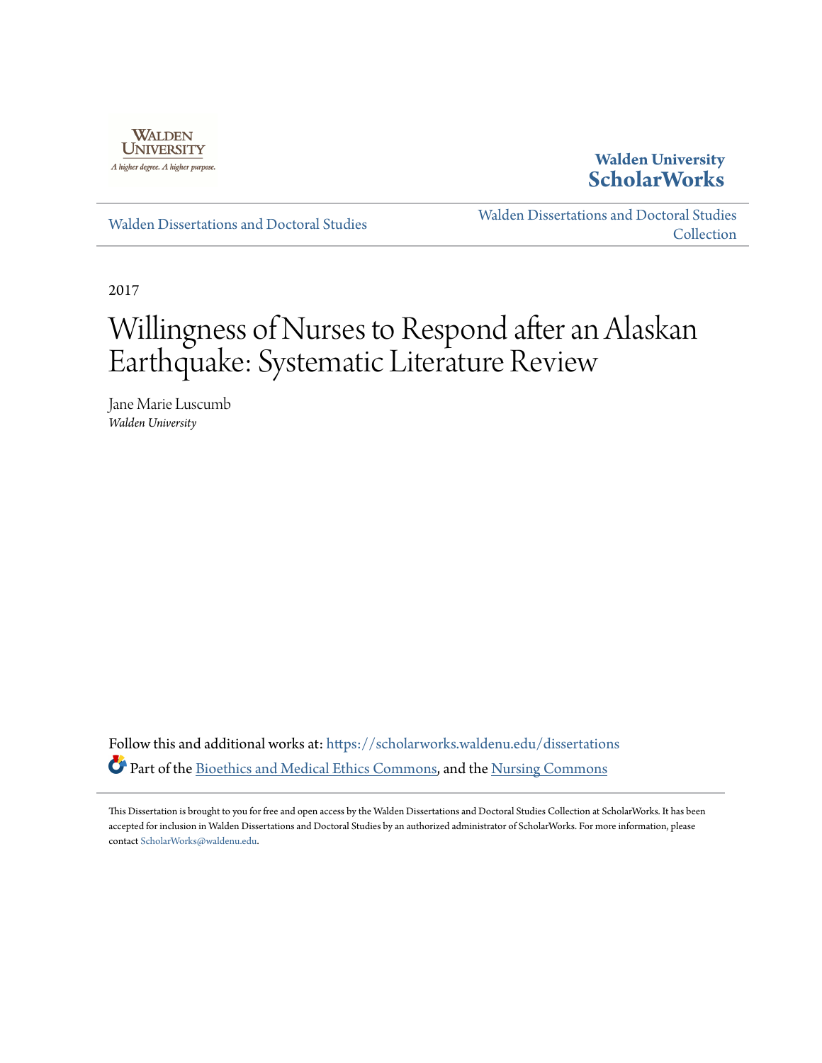Walden University
A higher degree. A higher purpose.

**Walden University ScholarWorks**

Walden Dissertations and Doctoral Studies

Walden Dissertations and Doctoral Studies Collection

2017

# Willingness of Nurses to Respond after an Alaskan Earthquake: Systematic Literature Review

Jane Marie Luscumb
*Walden University*

Follow this and additional works at: https://scholarworks.waldenu.edu/dissertations

Part of the Bioethics and Medical Ethics Commons, and the Nursing Commons

This Dissertation is brought to you for free and open access by the Walden Dissertations and Doctoral Studies Collection at ScholarWorks. It has been accepted for inclusion in Walden Dissertations and Doctoral Studies by an authorized administrator of ScholarWorks. For more information, please contact ScholarWorks@waldenu.edu.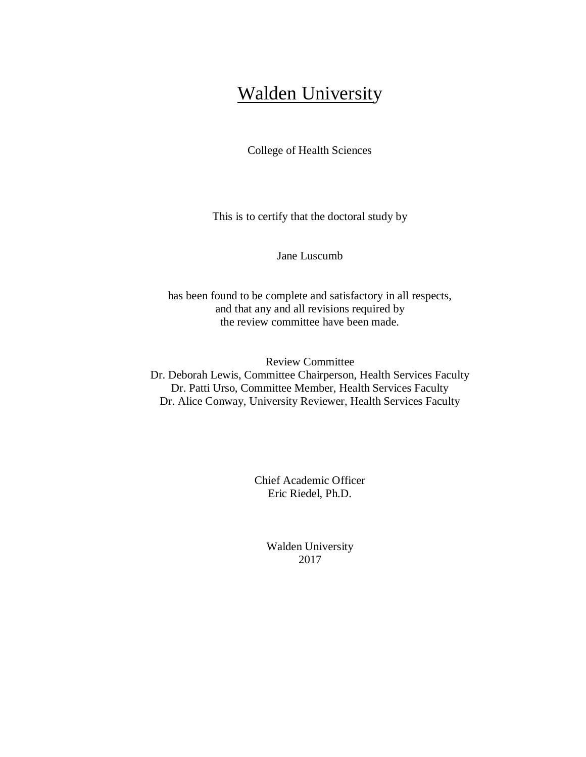# Walden University

College of Health Sciences

This is to certify that the doctoral study by

Jane Luscumb

has been found to be complete and satisfactory in all respects,
and that any and all revisions required by
the review committee have been made.

Review Committee
Dr. Deborah Lewis, Committee Chairperson, Health Services Faculty
Dr. Patti Urso, Committee Member, Health Services Faculty
Dr. Alice Conway, University Reviewer, Health Services Faculty

Chief Academic Officer
Eric Riedel, Ph.D.

Walden University
2017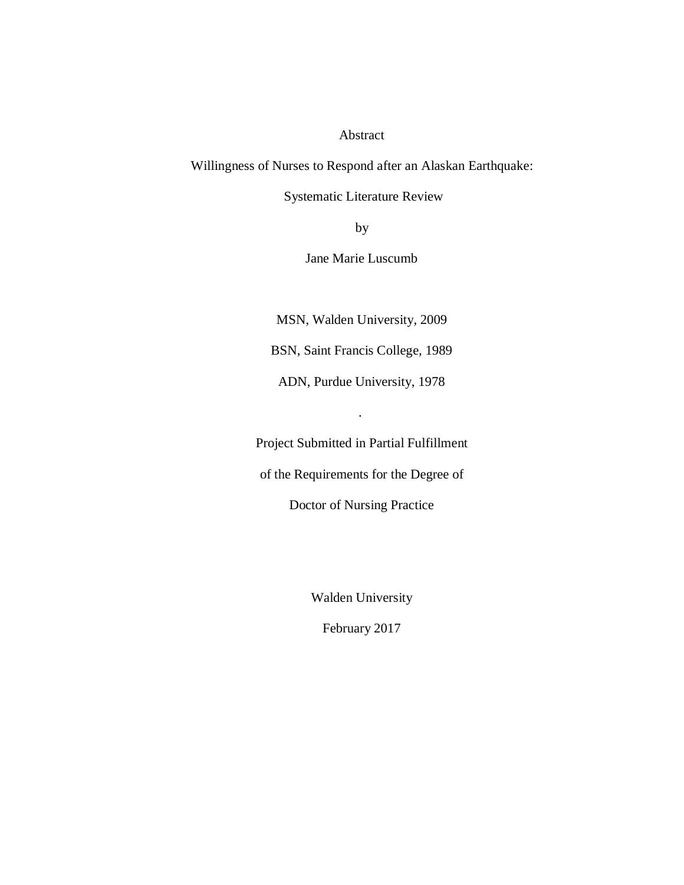Abstract

Willingness of Nurses to Respond after an Alaskan Earthquake:

Systematic Literature Review

by

Jane Marie Luscumb

MSN, Walden University, 2009

BSN, Saint Francis College, 1989

ADN, Purdue University, 1978

.

Project Submitted in Partial Fulfillment

of the Requirements for the Degree of

Doctor of Nursing Practice

Walden University

February 2017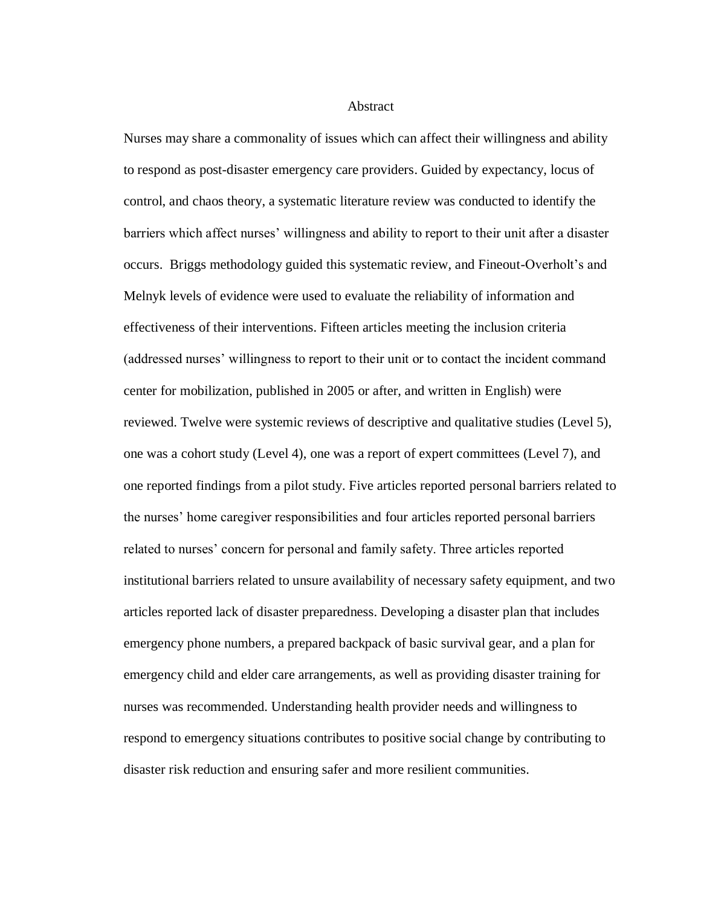# Abstract

Nurses may share a commonality of issues which can affect their willingness and ability to respond as post-disaster emergency care providers. Guided by expectancy, locus of control, and chaos theory, a systematic literature review was conducted to identify the barriers which affect nurses' willingness and ability to report to their unit after a disaster occurs. Briggs methodology guided this systematic review, and Fineout-Overholt's and Melnyk levels of evidence were used to evaluate the reliability of information and effectiveness of their interventions. Fifteen articles meeting the inclusion criteria (addressed nurses' willingness to report to their unit or to contact the incident command center for mobilization, published in 2005 or after, and written in English) were reviewed. Twelve were systemic reviews of descriptive and qualitative studies (Level 5), one was a cohort study (Level 4), one was a report of expert committees (Level 7), and one reported findings from a pilot study. Five articles reported personal barriers related to the nurses' home caregiver responsibilities and four articles reported personal barriers related to nurses' concern for personal and family safety. Three articles reported institutional barriers related to unsure availability of necessary safety equipment, and two articles reported lack of disaster preparedness. Developing a disaster plan that includes emergency phone numbers, a prepared backpack of basic survival gear, and a plan for emergency child and elder care arrangements, as well as providing disaster training for nurses was recommended. Understanding health provider needs and willingness to respond to emergency situations contributes to positive social change by contributing to disaster risk reduction and ensuring safer and more resilient communities.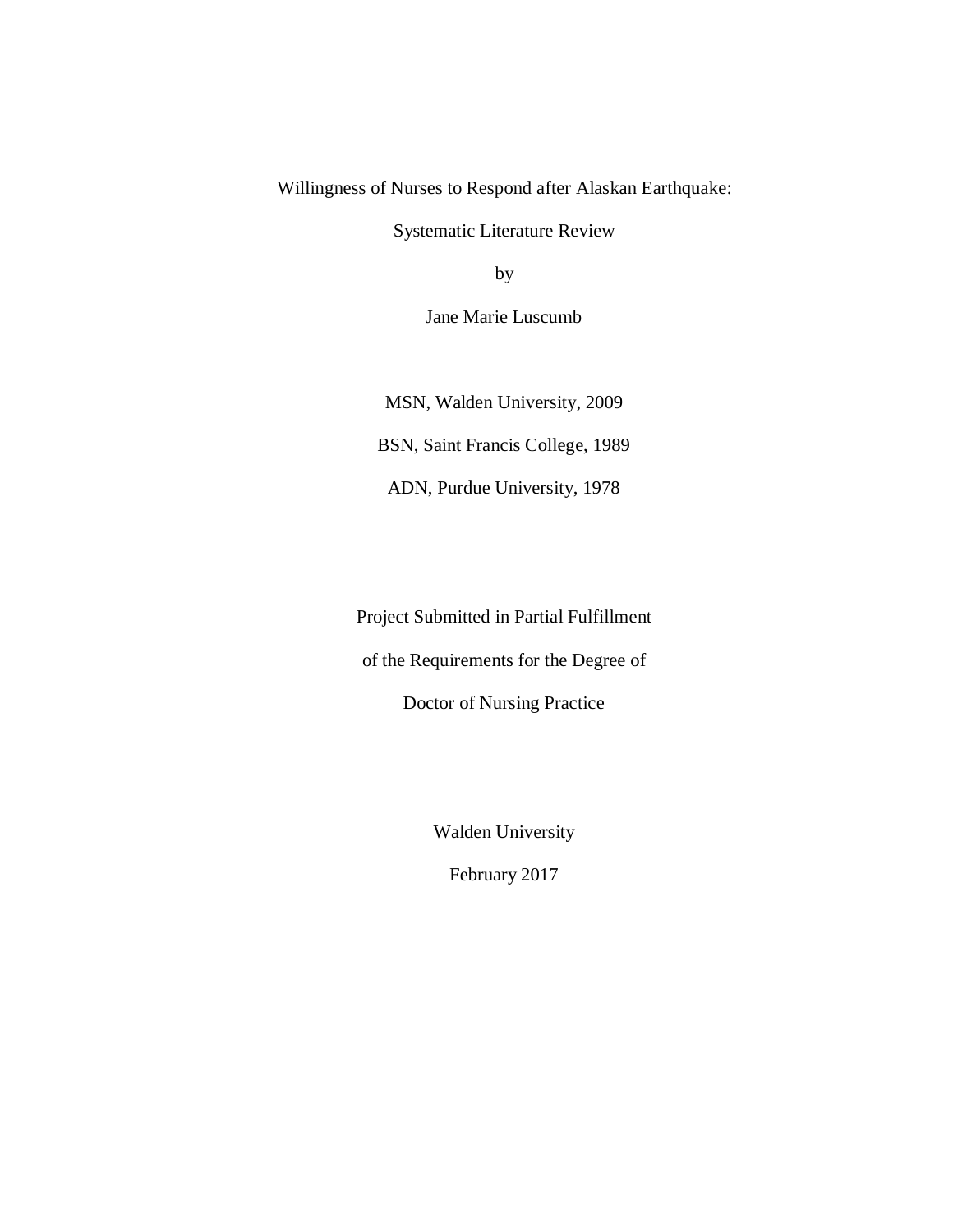Willingness of Nurses to Respond after Alaskan Earthquake:

Systematic Literature Review

by

Jane Marie Luscumb

MSN, Walden University, 2009

BSN, Saint Francis College, 1989

ADN, Purdue University, 1978

Project Submitted in Partial Fulfillment

of the Requirements for the Degree of

Doctor of Nursing Practice

Walden University

February 2017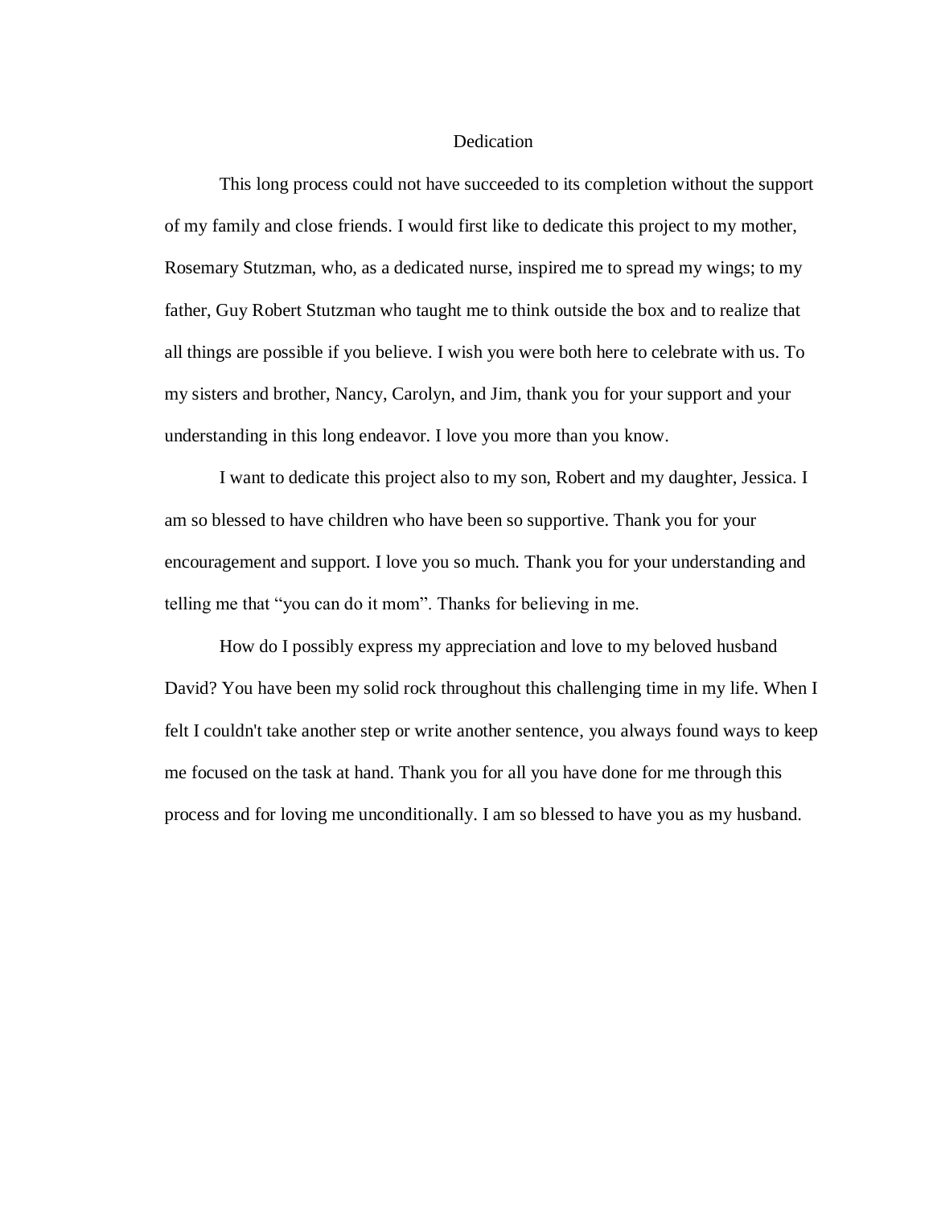# Dedication

This long process could not have succeeded to its completion without the support of my family and close friends. I would first like to dedicate this project to my mother, Rosemary Stutzman, who, as a dedicated nurse, inspired me to spread my wings; to my father, Guy Robert Stutzman who taught me to think outside the box and to realize that all things are possible if you believe. I wish you were both here to celebrate with us. To my sisters and brother, Nancy, Carolyn, and Jim, thank you for your support and your understanding in this long endeavor. I love you more than you know.

I want to dedicate this project also to my son, Robert and my daughter, Jessica. I am so blessed to have children who have been so supportive. Thank you for your encouragement and support. I love you so much. Thank you for your understanding and telling me that "you can do it mom". Thanks for believing in me.

How do I possibly express my appreciation and love to my beloved husband David? You have been my solid rock throughout this challenging time in my life. When I felt I couldn't take another step or write another sentence, you always found ways to keep me focused on the task at hand. Thank you for all you have done for me through this process and for loving me unconditionally. I am so blessed to have you as my husband.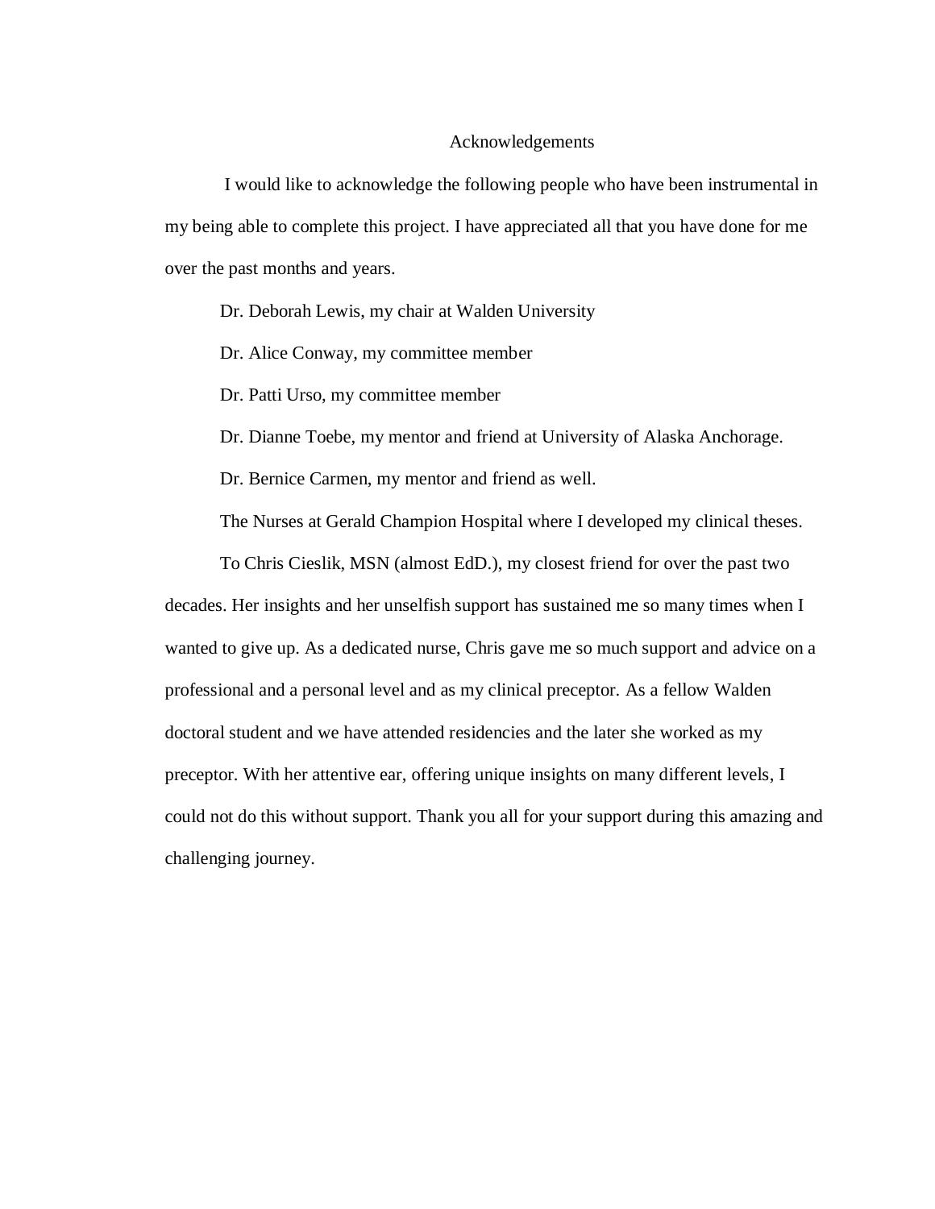# Acknowledgements

I would like to acknowledge the following people who have been instrumental in my being able to complete this project. I have appreciated all that you have done for me over the past months and years.

Dr. Deborah Lewis, my chair at Walden University

Dr. Alice Conway, my committee member

Dr. Patti Urso, my committee member

Dr. Dianne Toebe, my mentor and friend at University of Alaska Anchorage.

Dr. Bernice Carmen, my mentor and friend as well.

The Nurses at Gerald Champion Hospital where I developed my clinical theses.

To Chris Cieslik, MSN (almost EdD.), my closest friend for over the past two decades. Her insights and her unselfish support has sustained me so many times when I wanted to give up. As a dedicated nurse, Chris gave me so much support and advice on a professional and a personal level and as my clinical preceptor. As a fellow Walden doctoral student and we have attended residencies and the later she worked as my preceptor. With her attentive ear, offering unique insights on many different levels, I could not do this without support. Thank you all for your support during this amazing and challenging journey.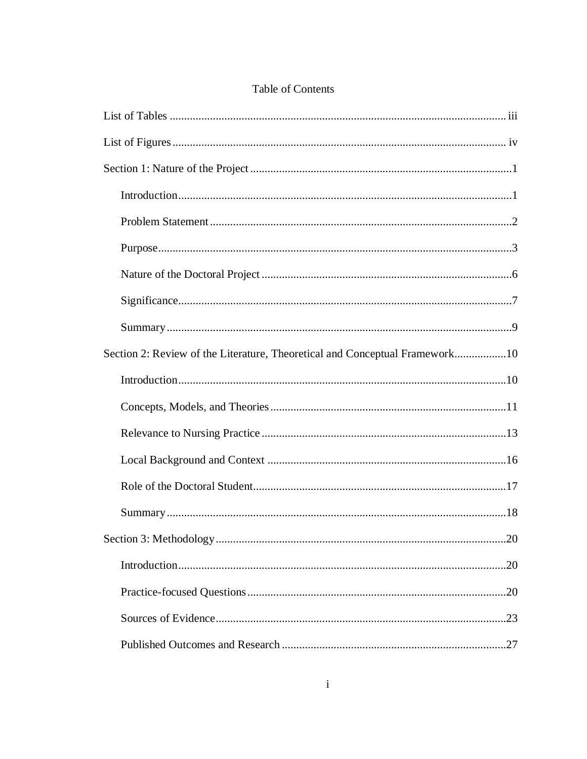# Table of Contents

List of Tables ........................................................................................................ iii

List of Figures ....................................................................................................... iv

Section 1: Nature of the Project ..............................................................................1

- Introduction ......................................................................................................1
- Problem Statement ...........................................................................................2
- Purpose .............................................................................................................3
- Nature of the Doctoral Project .........................................................................6
- Significance ......................................................................................................7
- Summary ...........................................................................................................9

Section 2: Review of the Literature, Theoretical and Conceptual Framework ..................10

- Introduction ....................................................................................................10
- Concepts, Models, and Theories ....................................................................11
- Relevance to Nursing Practice .......................................................................13
- Local Background and Context ......................................................................16
- Role of the Doctoral Student ..........................................................................17
- Summary .........................................................................................................18

Section 3: Methodology .......................................................................................20

- Introduction ....................................................................................................20
- Practice-focused Questions ............................................................................20
- Sources of Evidence .......................................................................................23
- Published Outcomes and Research ................................................................27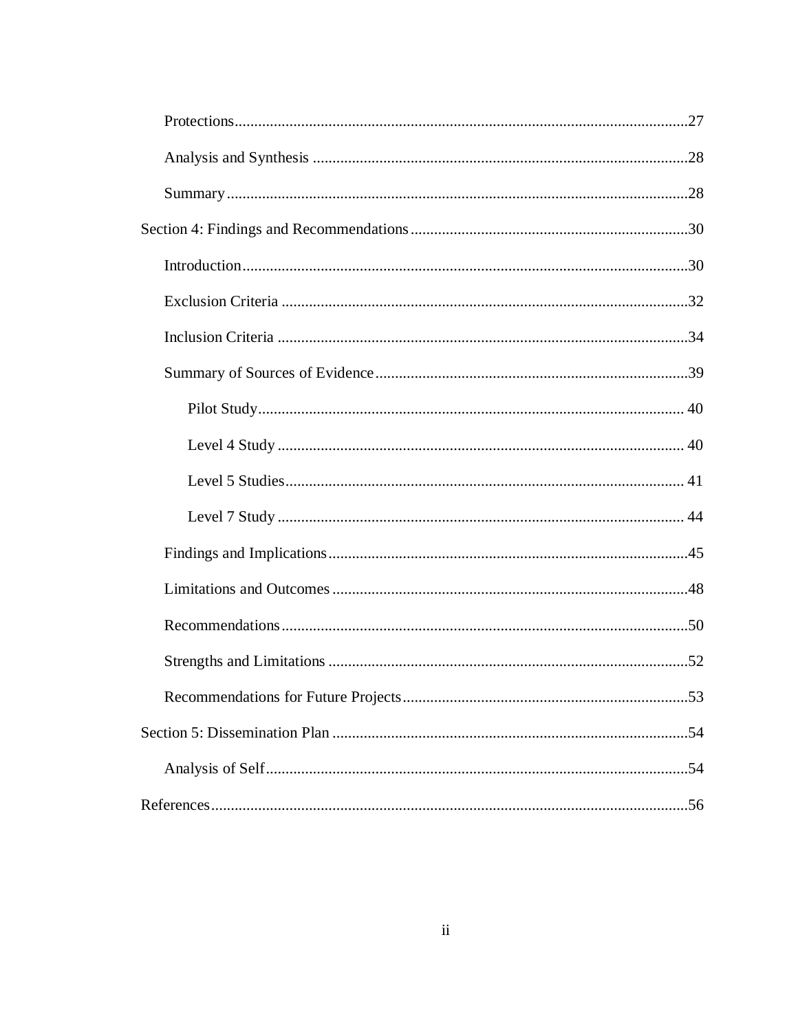Protections......27

Analysis and Synthesis......28

Summary......28

Section 4: Findings and Recommendations......30

Introduction......30

Exclusion Criteria......32

Inclusion Criteria......34

Summary of Sources of Evidence......39

Pilot Study......40

Level 4 Study......40

Level 5 Studies......41

Level 7 Study......44

Findings and Implications......45

Limitations and Outcomes......48

Recommendations......50

Strengths and Limitations......52

Recommendations for Future Projects......53

Section 5: Dissemination Plan......54

Analysis of Self......54

References......56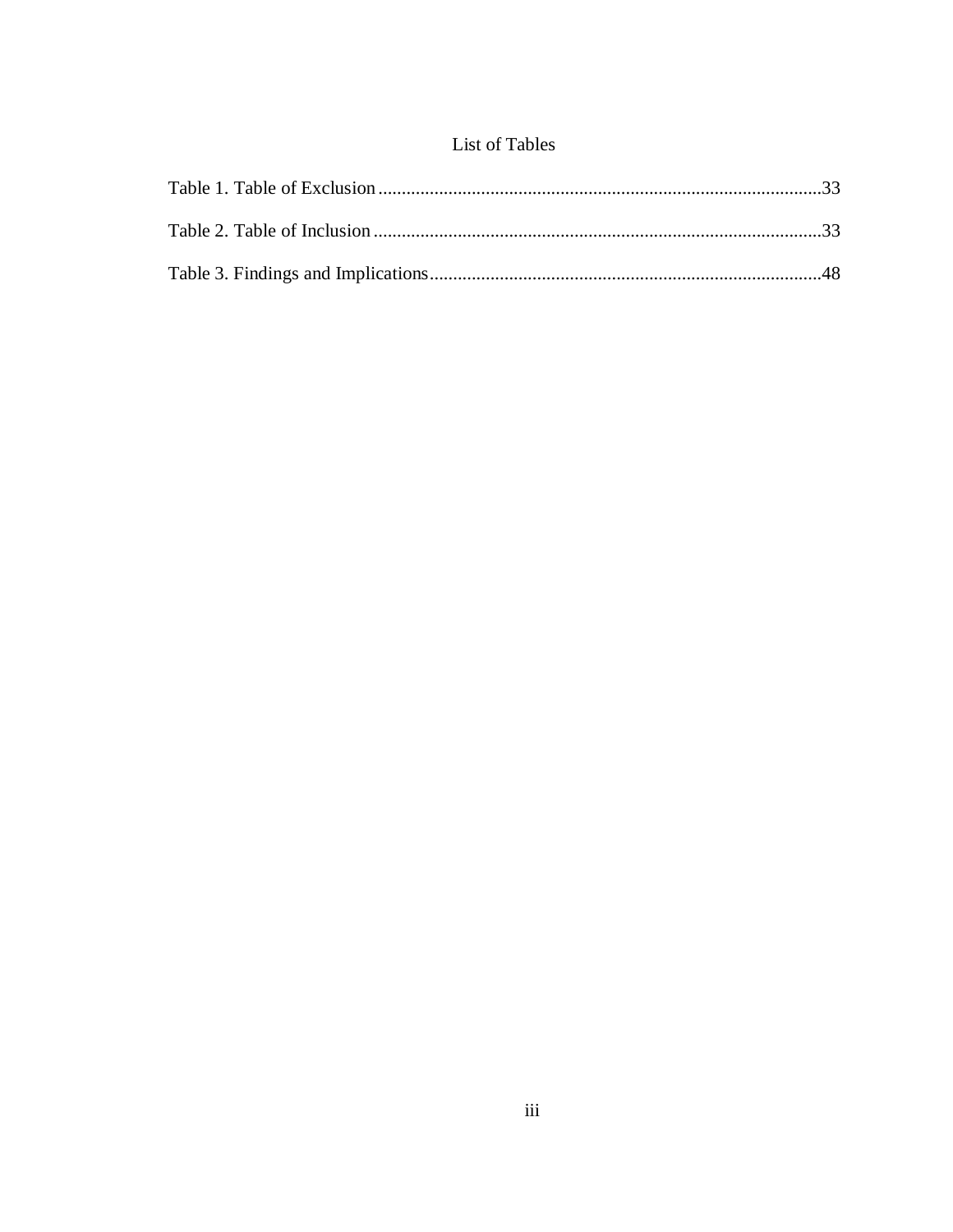# List of Tables

Table 1. Table of Exclusion ............................................................ 33

Table 2. Table of Inclusion ............................................................. 33

Table 3. Findings and Implications .................................................. 48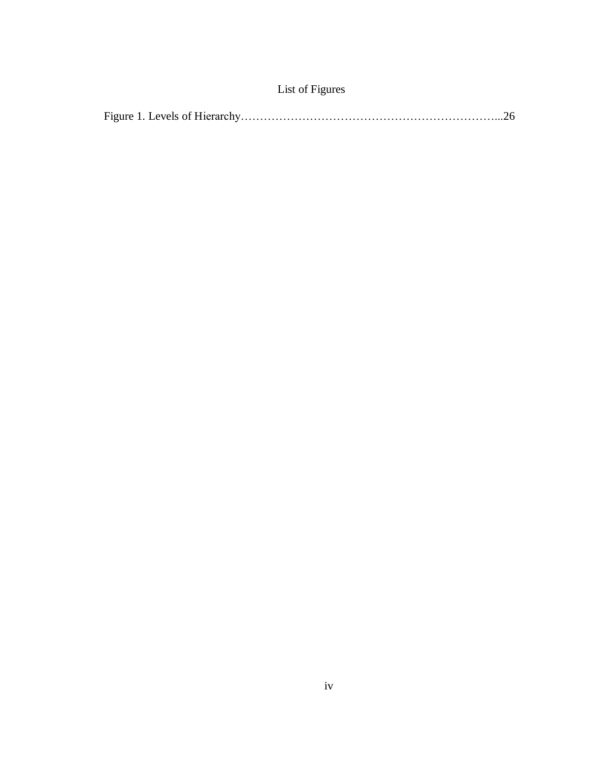# List of Figures

Figure 1. Levels of Hierarchy…………………………………………………………...26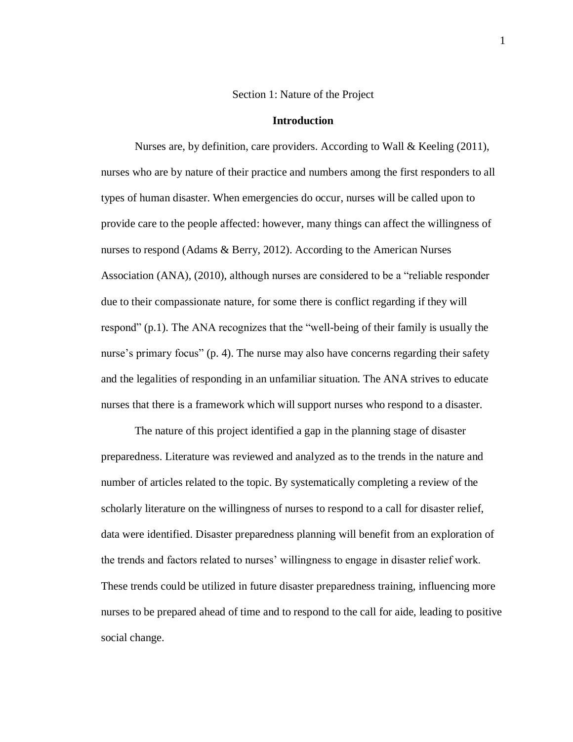# Section 1: Nature of the Project

## Introduction

Nurses are, by definition, care providers. According to Wall & Keeling (2011), nurses who are by nature of their practice and numbers among the first responders to all types of human disaster. When emergencies do occur, nurses will be called upon to provide care to the people affected: however, many things can affect the willingness of nurses to respond (Adams & Berry, 2012). According to the American Nurses Association (ANA), (2010), although nurses are considered to be a "reliable responder due to their compassionate nature, for some there is conflict regarding if they will respond" (p.1). The ANA recognizes that the "well-being of their family is usually the nurse's primary focus" (p. 4). The nurse may also have concerns regarding their safety and the legalities of responding in an unfamiliar situation. The ANA strives to educate nurses that there is a framework which will support nurses who respond to a disaster.

The nature of this project identified a gap in the planning stage of disaster preparedness. Literature was reviewed and analyzed as to the trends in the nature and number of articles related to the topic. By systematically completing a review of the scholarly literature on the willingness of nurses to respond to a call for disaster relief, data were identified. Disaster preparedness planning will benefit from an exploration of the trends and factors related to nurses' willingness to engage in disaster relief work. These trends could be utilized in future disaster preparedness training, influencing more nurses to be prepared ahead of time and to respond to the call for aide, leading to positive social change.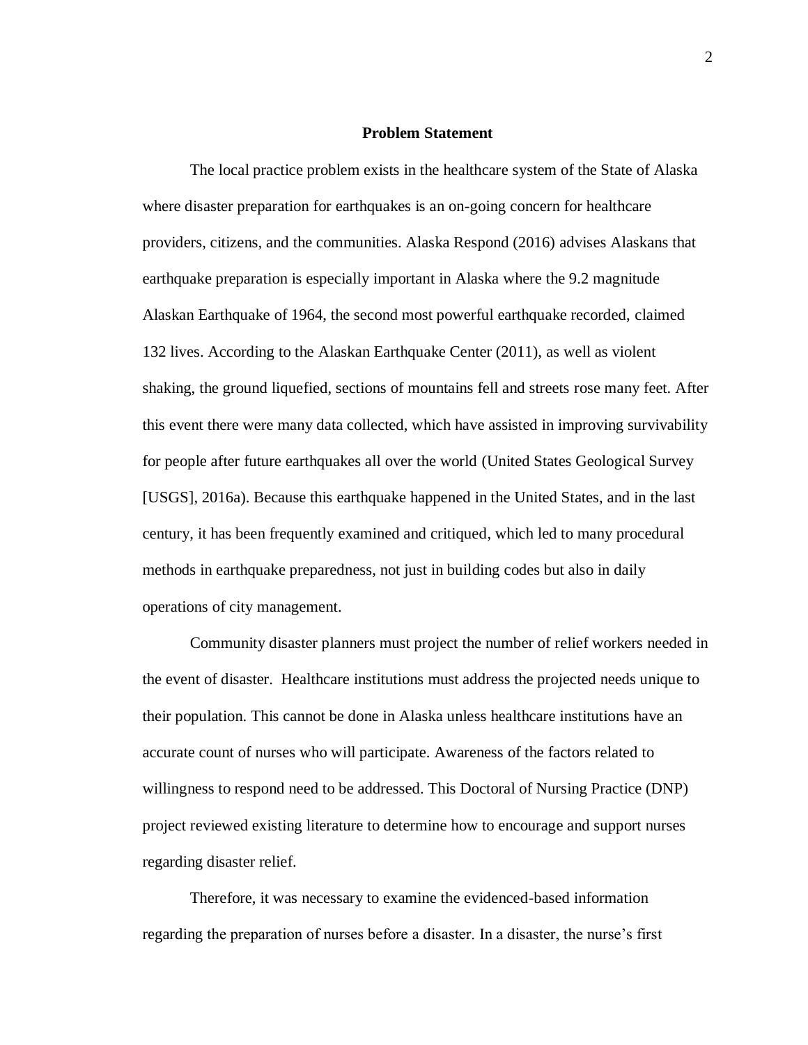## Problem Statement

The local practice problem exists in the healthcare system of the State of Alaska where disaster preparation for earthquakes is an on-going concern for healthcare providers, citizens, and the communities. Alaska Respond (2016) advises Alaskans that earthquake preparation is especially important in Alaska where the 9.2 magnitude Alaskan Earthquake of 1964, the second most powerful earthquake recorded, claimed 132 lives. According to the Alaskan Earthquake Center (2011), as well as violent shaking, the ground liquefied, sections of mountains fell and streets rose many feet. After this event there were many data collected, which have assisted in improving survivability for people after future earthquakes all over the world (United States Geological Survey [USGS], 2016a). Because this earthquake happened in the United States, and in the last century, it has been frequently examined and critiqued, which led to many procedural methods in earthquake preparedness, not just in building codes but also in daily operations of city management.

Community disaster planners must project the number of relief workers needed in the event of disaster. Healthcare institutions must address the projected needs unique to their population. This cannot be done in Alaska unless healthcare institutions have an accurate count of nurses who will participate. Awareness of the factors related to willingness to respond need to be addressed. This Doctoral of Nursing Practice (DNP) project reviewed existing literature to determine how to encourage and support nurses regarding disaster relief.

Therefore, it was necessary to examine the evidenced-based information regarding the preparation of nurses before a disaster. In a disaster, the nurse's first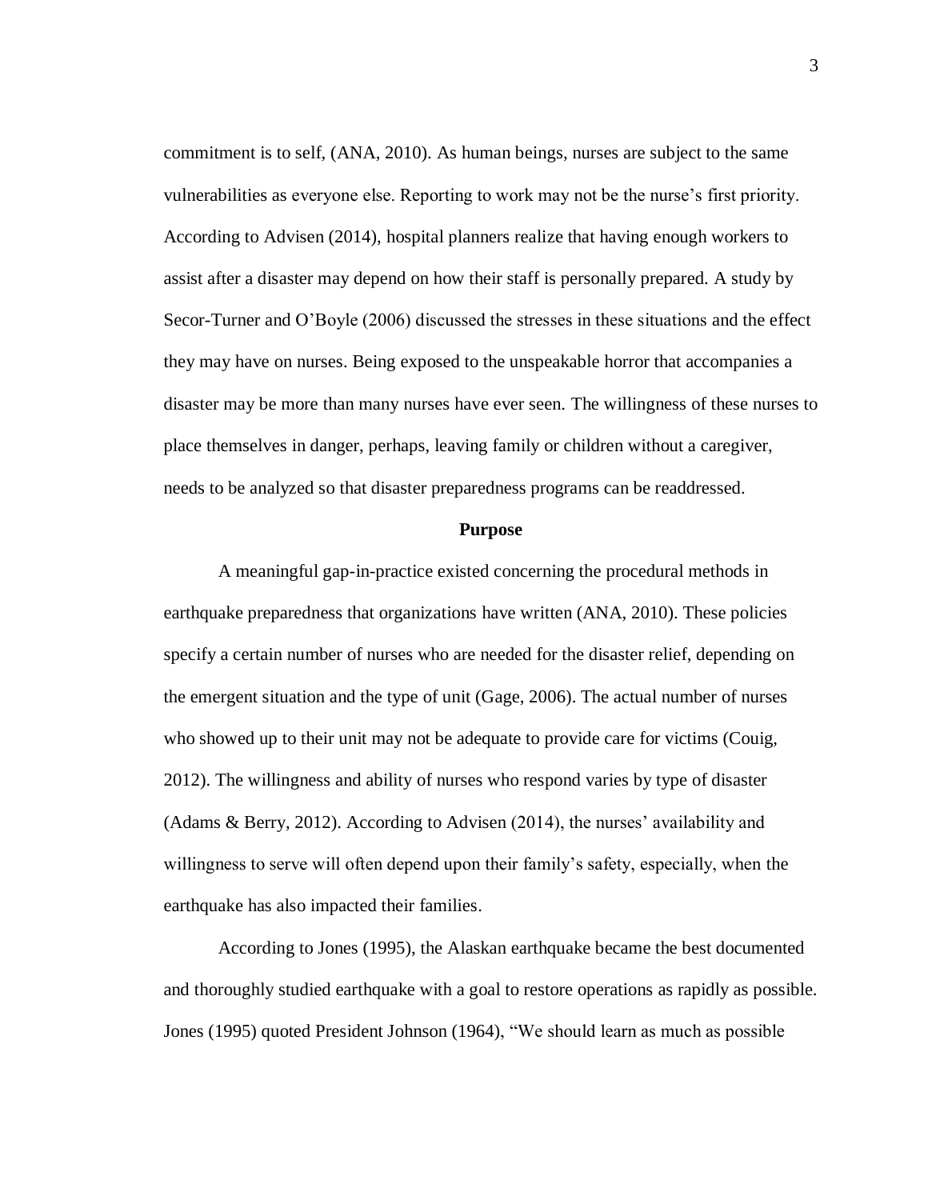commitment is to self, (ANA, 2010). As human beings, nurses are subject to the same vulnerabilities as everyone else. Reporting to work may not be the nurse's first priority. According to Advisen (2014), hospital planners realize that having enough workers to assist after a disaster may depend on how their staff is personally prepared. A study by Secor-Turner and O'Boyle (2006) discussed the stresses in these situations and the effect they may have on nurses. Being exposed to the unspeakable horror that accompanies a disaster may be more than many nurses have ever seen. The willingness of these nurses to place themselves in danger, perhaps, leaving family or children without a caregiver, needs to be analyzed so that disaster preparedness programs can be readdressed.

## Purpose

A meaningful gap-in-practice existed concerning the procedural methods in earthquake preparedness that organizations have written (ANA, 2010). These policies specify a certain number of nurses who are needed for the disaster relief, depending on the emergent situation and the type of unit (Gage, 2006). The actual number of nurses who showed up to their unit may not be adequate to provide care for victims (Couig, 2012). The willingness and ability of nurses who respond varies by type of disaster (Adams & Berry, 2012). According to Advisen (2014), the nurses' availability and willingness to serve will often depend upon their family's safety, especially, when the earthquake has also impacted their families.

According to Jones (1995), the Alaskan earthquake became the best documented and thoroughly studied earthquake with a goal to restore operations as rapidly as possible. Jones (1995) quoted President Johnson (1964), "We should learn as much as possible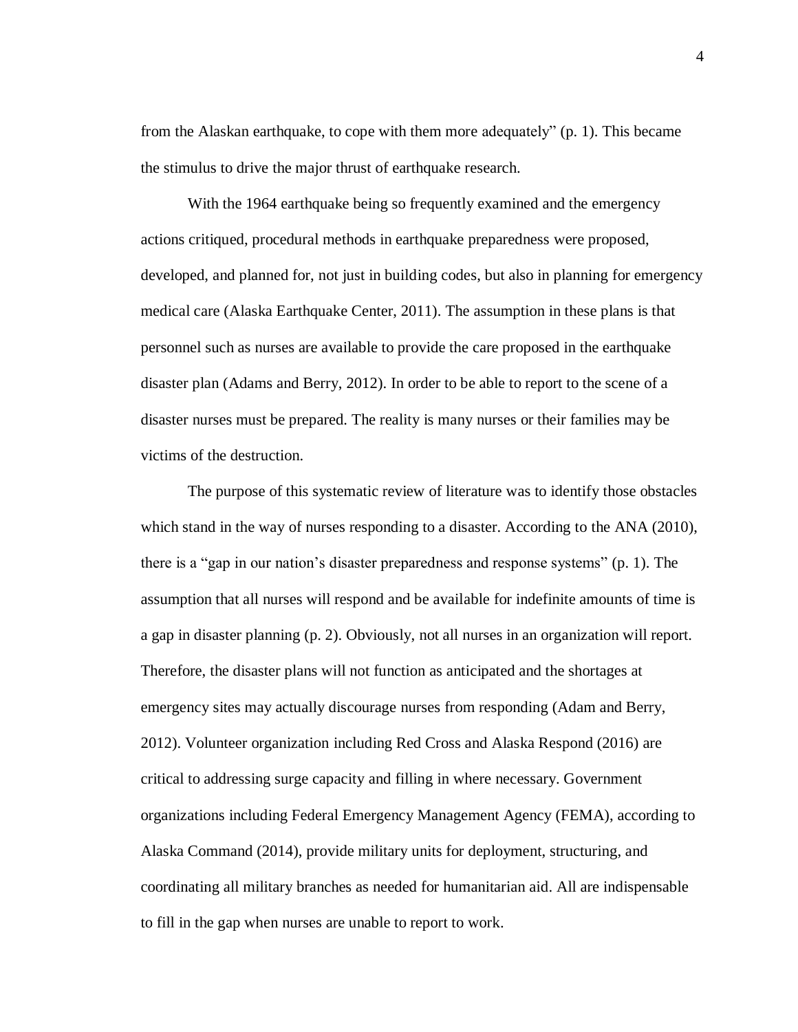from the Alaskan earthquake, to cope with them more adequately" (p. 1). This became the stimulus to drive the major thrust of earthquake research.

With the 1964 earthquake being so frequently examined and the emergency actions critiqued, procedural methods in earthquake preparedness were proposed, developed, and planned for, not just in building codes, but also in planning for emergency medical care (Alaska Earthquake Center, 2011). The assumption in these plans is that personnel such as nurses are available to provide the care proposed in the earthquake disaster plan (Adams and Berry, 2012). In order to be able to report to the scene of a disaster nurses must be prepared. The reality is many nurses or their families may be victims of the destruction.

The purpose of this systematic review of literature was to identify those obstacles which stand in the way of nurses responding to a disaster. According to the ANA (2010), there is a "gap in our nation's disaster preparedness and response systems" (p. 1). The assumption that all nurses will respond and be available for indefinite amounts of time is a gap in disaster planning (p. 2). Obviously, not all nurses in an organization will report. Therefore, the disaster plans will not function as anticipated and the shortages at emergency sites may actually discourage nurses from responding (Adam and Berry, 2012). Volunteer organization including Red Cross and Alaska Respond (2016) are critical to addressing surge capacity and filling in where necessary. Government organizations including Federal Emergency Management Agency (FEMA), according to Alaska Command (2014), provide military units for deployment, structuring, and coordinating all military branches as needed for humanitarian aid. All are indispensable to fill in the gap when nurses are unable to report to work.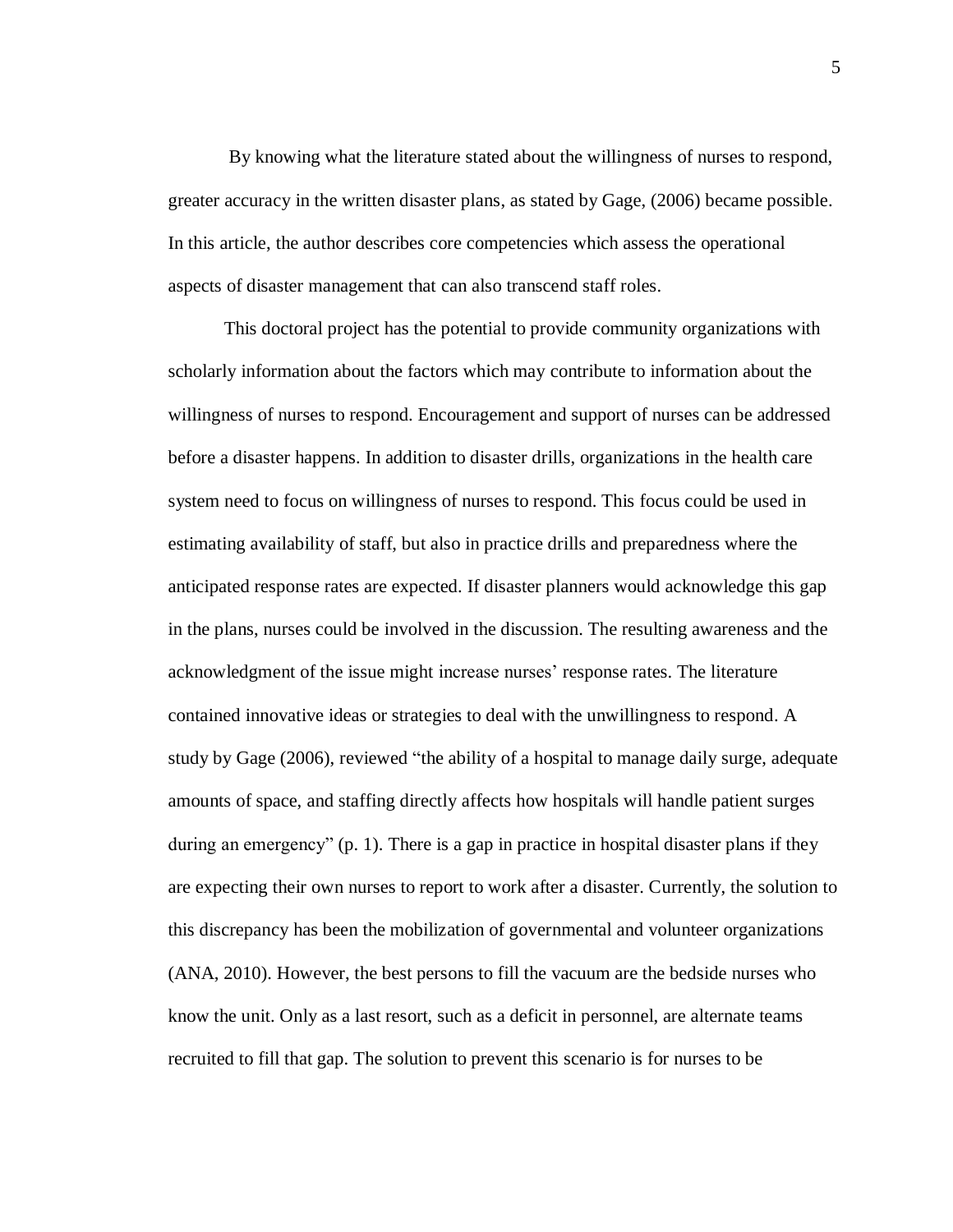By knowing what the literature stated about the willingness of nurses to respond, greater accuracy in the written disaster plans, as stated by Gage, (2006) became possible. In this article, the author describes core competencies which assess the operational aspects of disaster management that can also transcend staff roles.

This doctoral project has the potential to provide community organizations with scholarly information about the factors which may contribute to information about the willingness of nurses to respond. Encouragement and support of nurses can be addressed before a disaster happens. In addition to disaster drills, organizations in the health care system need to focus on willingness of nurses to respond. This focus could be used in estimating availability of staff, but also in practice drills and preparedness where the anticipated response rates are expected. If disaster planners would acknowledge this gap in the plans, nurses could be involved in the discussion. The resulting awareness and the acknowledgment of the issue might increase nurses' response rates. The literature contained innovative ideas or strategies to deal with the unwillingness to respond. A study by Gage (2006), reviewed "the ability of a hospital to manage daily surge, adequate amounts of space, and staffing directly affects how hospitals will handle patient surges during an emergency" (p. 1). There is a gap in practice in hospital disaster plans if they are expecting their own nurses to report to work after a disaster. Currently, the solution to this discrepancy has been the mobilization of governmental and volunteer organizations (ANA, 2010). However, the best persons to fill the vacuum are the bedside nurses who know the unit. Only as a last resort, such as a deficit in personnel, are alternate teams recruited to fill that gap. The solution to prevent this scenario is for nurses to be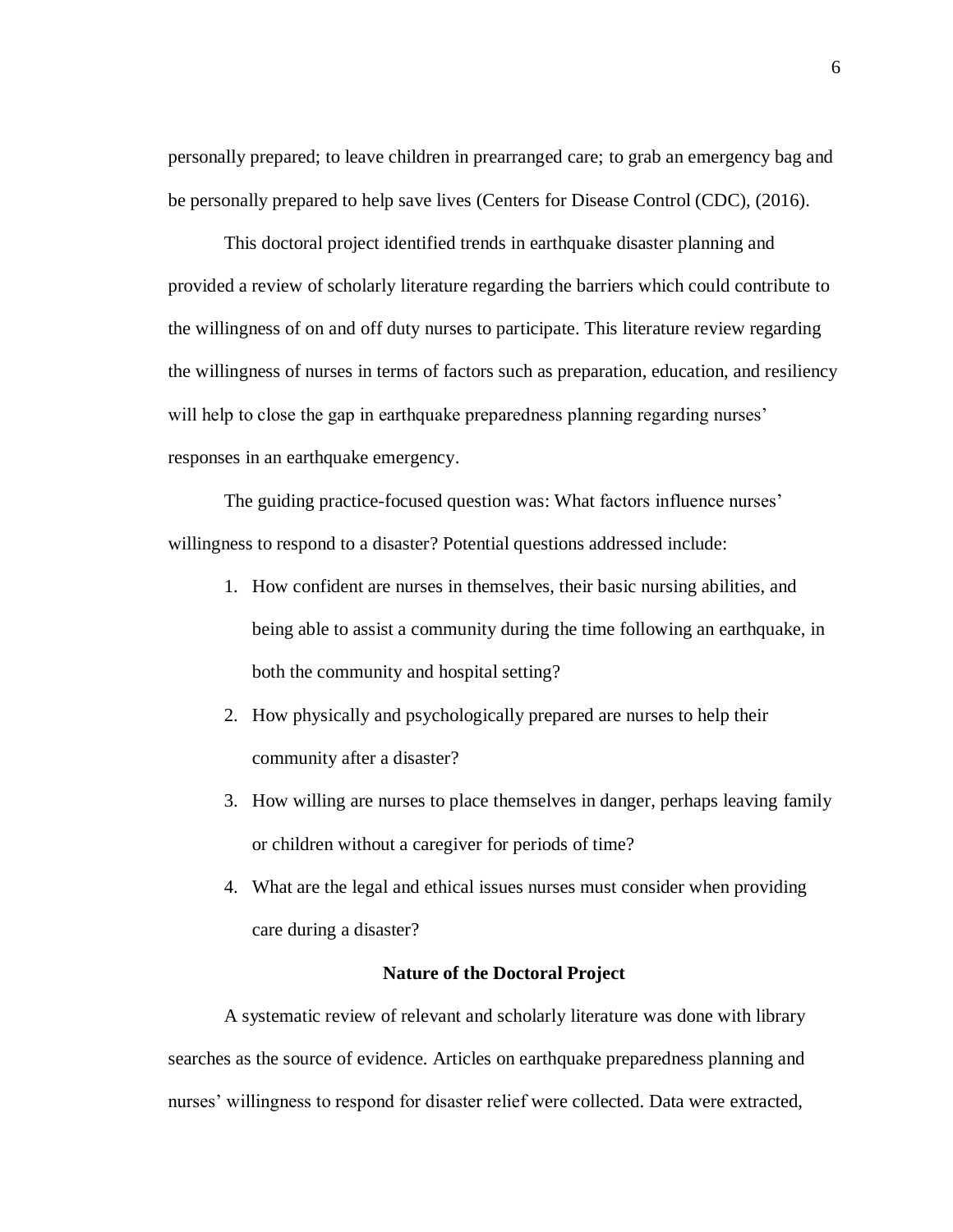personally prepared; to leave children in prearranged care; to grab an emergency bag and be personally prepared to help save lives (Centers for Disease Control (CDC), (2016).

This doctoral project identified trends in earthquake disaster planning and provided a review of scholarly literature regarding the barriers which could contribute to the willingness of on and off duty nurses to participate. This literature review regarding the willingness of nurses in terms of factors such as preparation, education, and resiliency will help to close the gap in earthquake preparedness planning regarding nurses' responses in an earthquake emergency.

The guiding practice-focused question was: What factors influence nurses' willingness to respond to a disaster? Potential questions addressed include:

1. How confident are nurses in themselves, their basic nursing abilities, and being able to assist a community during the time following an earthquake, in both the community and hospital setting?
2. How physically and psychologically prepared are nurses to help their community after a disaster?
3. How willing are nurses to place themselves in danger, perhaps leaving family or children without a caregiver for periods of time?
4. What are the legal and ethical issues nurses must consider when providing care during a disaster?

## Nature of the Doctoral Project

A systematic review of relevant and scholarly literature was done with library searches as the source of evidence. Articles on earthquake preparedness planning and nurses' willingness to respond for disaster relief were collected. Data were extracted,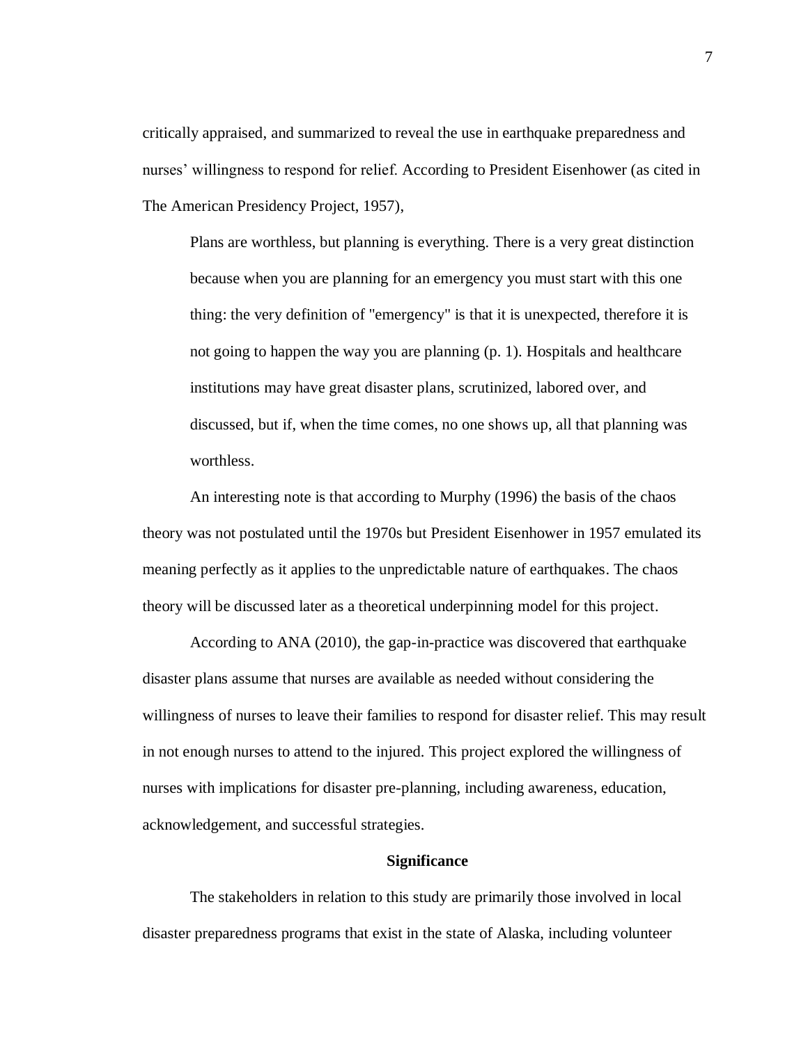critically appraised, and summarized to reveal the use in earthquake preparedness and nurses' willingness to respond for relief. According to President Eisenhower (as cited in The American Presidency Project, 1957),

> Plans are worthless, but planning is everything. There is a very great distinction because when you are planning for an emergency you must start with this one thing: the very definition of "emergency" is that it is unexpected, therefore it is not going to happen the way you are planning (p. 1). Hospitals and healthcare institutions may have great disaster plans, scrutinized, labored over, and discussed, but if, when the time comes, no one shows up, all that planning was worthless.

An interesting note is that according to Murphy (1996) the basis of the chaos theory was not postulated until the 1970s but President Eisenhower in 1957 emulated its meaning perfectly as it applies to the unpredictable nature of earthquakes. The chaos theory will be discussed later as a theoretical underpinning model for this project.

According to ANA (2010), the gap-in-practice was discovered that earthquake disaster plans assume that nurses are available as needed without considering the willingness of nurses to leave their families to respond for disaster relief. This may result in not enough nurses to attend to the injured. This project explored the willingness of nurses with implications for disaster pre-planning, including awareness, education, acknowledgement, and successful strategies.

## Significance

The stakeholders in relation to this study are primarily those involved in local disaster preparedness programs that exist in the state of Alaska, including volunteer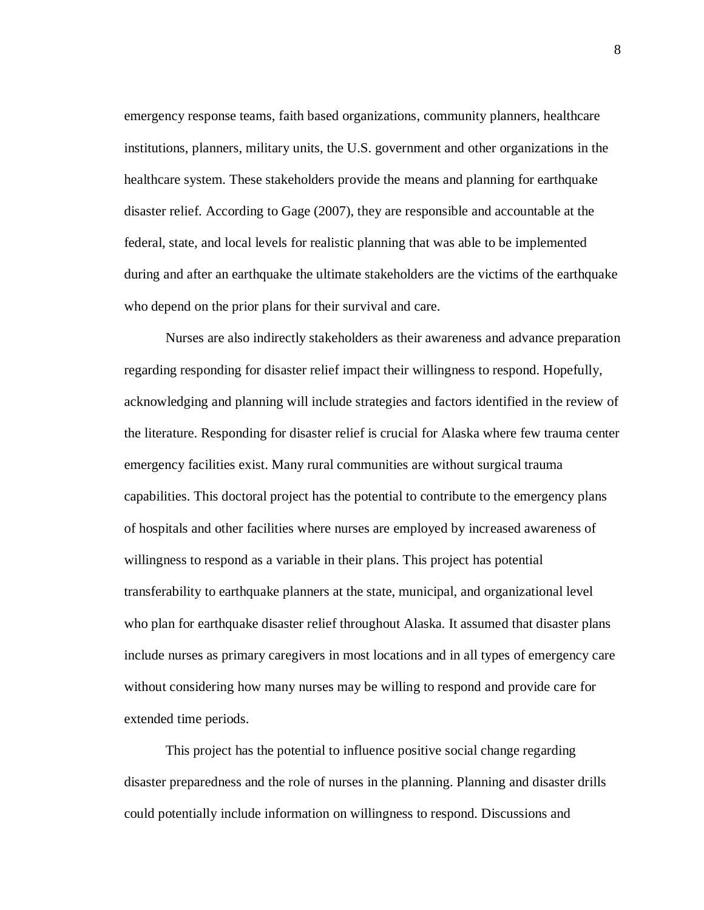emergency response teams, faith based organizations, community planners, healthcare institutions, planners, military units, the U.S. government and other organizations in the healthcare system. These stakeholders provide the means and planning for earthquake disaster relief. According to Gage (2007), they are responsible and accountable at the federal, state, and local levels for realistic planning that was able to be implemented during and after an earthquake the ultimate stakeholders are the victims of the earthquake who depend on the prior plans for their survival and care.

Nurses are also indirectly stakeholders as their awareness and advance preparation regarding responding for disaster relief impact their willingness to respond. Hopefully, acknowledging and planning will include strategies and factors identified in the review of the literature. Responding for disaster relief is crucial for Alaska where few trauma center emergency facilities exist. Many rural communities are without surgical trauma capabilities. This doctoral project has the potential to contribute to the emergency plans of hospitals and other facilities where nurses are employed by increased awareness of willingness to respond as a variable in their plans. This project has potential transferability to earthquake planners at the state, municipal, and organizational level who plan for earthquake disaster relief throughout Alaska. It assumed that disaster plans include nurses as primary caregivers in most locations and in all types of emergency care without considering how many nurses may be willing to respond and provide care for extended time periods.

This project has the potential to influence positive social change regarding disaster preparedness and the role of nurses in the planning. Planning and disaster drills could potentially include information on willingness to respond. Discussions and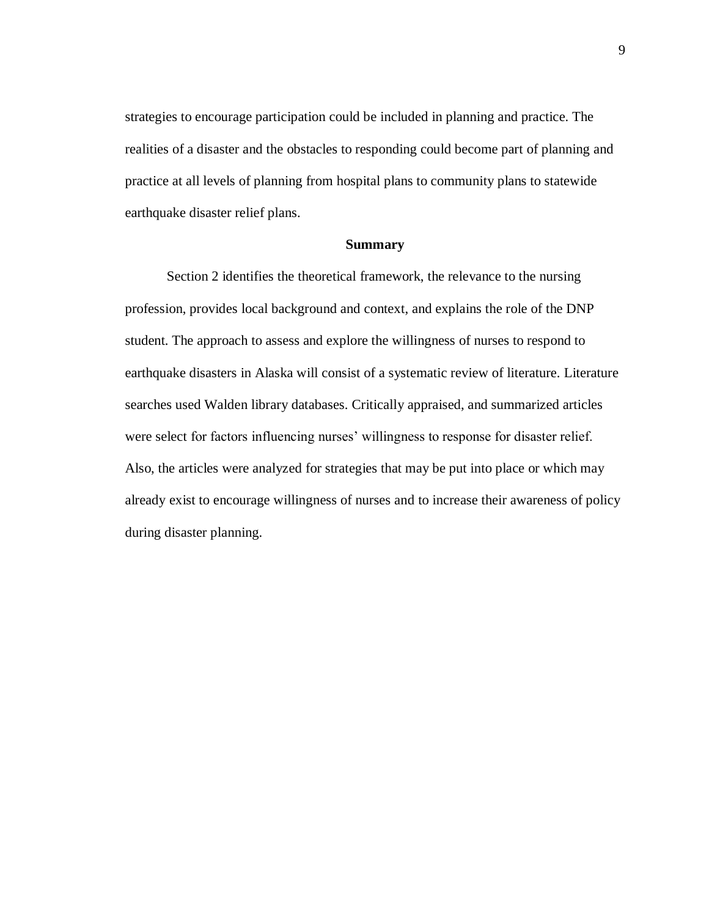strategies to encourage participation could be included in planning and practice. The realities of a disaster and the obstacles to responding could become part of planning and practice at all levels of planning from hospital plans to community plans to statewide earthquake disaster relief plans.

## Summary

Section 2 identifies the theoretical framework, the relevance to the nursing profession, provides local background and context, and explains the role of the DNP student. The approach to assess and explore the willingness of nurses to respond to earthquake disasters in Alaska will consist of a systematic review of literature. Literature searches used Walden library databases. Critically appraised, and summarized articles were select for factors influencing nurses' willingness to response for disaster relief. Also, the articles were analyzed for strategies that may be put into place or which may already exist to encourage willingness of nurses and to increase their awareness of policy during disaster planning.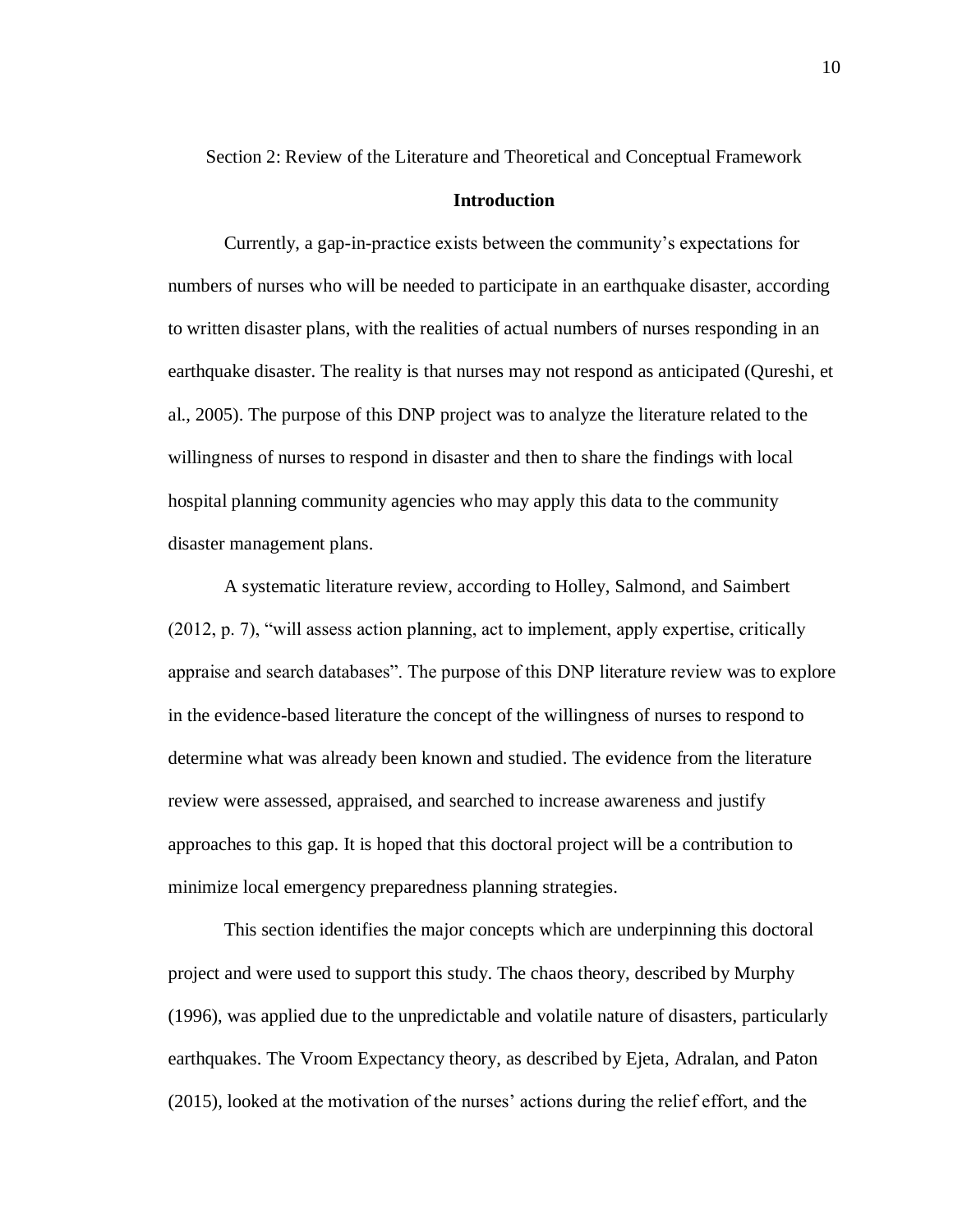Section 2: Review of the Literature and Theoretical and Conceptual Framework

## Introduction

Currently, a gap-in-practice exists between the community's expectations for numbers of nurses who will be needed to participate in an earthquake disaster, according to written disaster plans, with the realities of actual numbers of nurses responding in an earthquake disaster. The reality is that nurses may not respond as anticipated (Qureshi, et al., 2005). The purpose of this DNP project was to analyze the literature related to the willingness of nurses to respond in disaster and then to share the findings with local hospital planning community agencies who may apply this data to the community disaster management plans.

A systematic literature review, according to Holley, Salmond, and Saimbert (2012, p. 7), "will assess action planning, act to implement, apply expertise, critically appraise and search databases". The purpose of this DNP literature review was to explore in the evidence-based literature the concept of the willingness of nurses to respond to determine what was already been known and studied. The evidence from the literature review were assessed, appraised, and searched to increase awareness and justify approaches to this gap. It is hoped that this doctoral project will be a contribution to minimize local emergency preparedness planning strategies.

This section identifies the major concepts which are underpinning this doctoral project and were used to support this study. The chaos theory, described by Murphy (1996), was applied due to the unpredictable and volatile nature of disasters, particularly earthquakes. The Vroom Expectancy theory, as described by Ejeta, Adralan, and Paton (2015), looked at the motivation of the nurses' actions during the relief effort, and the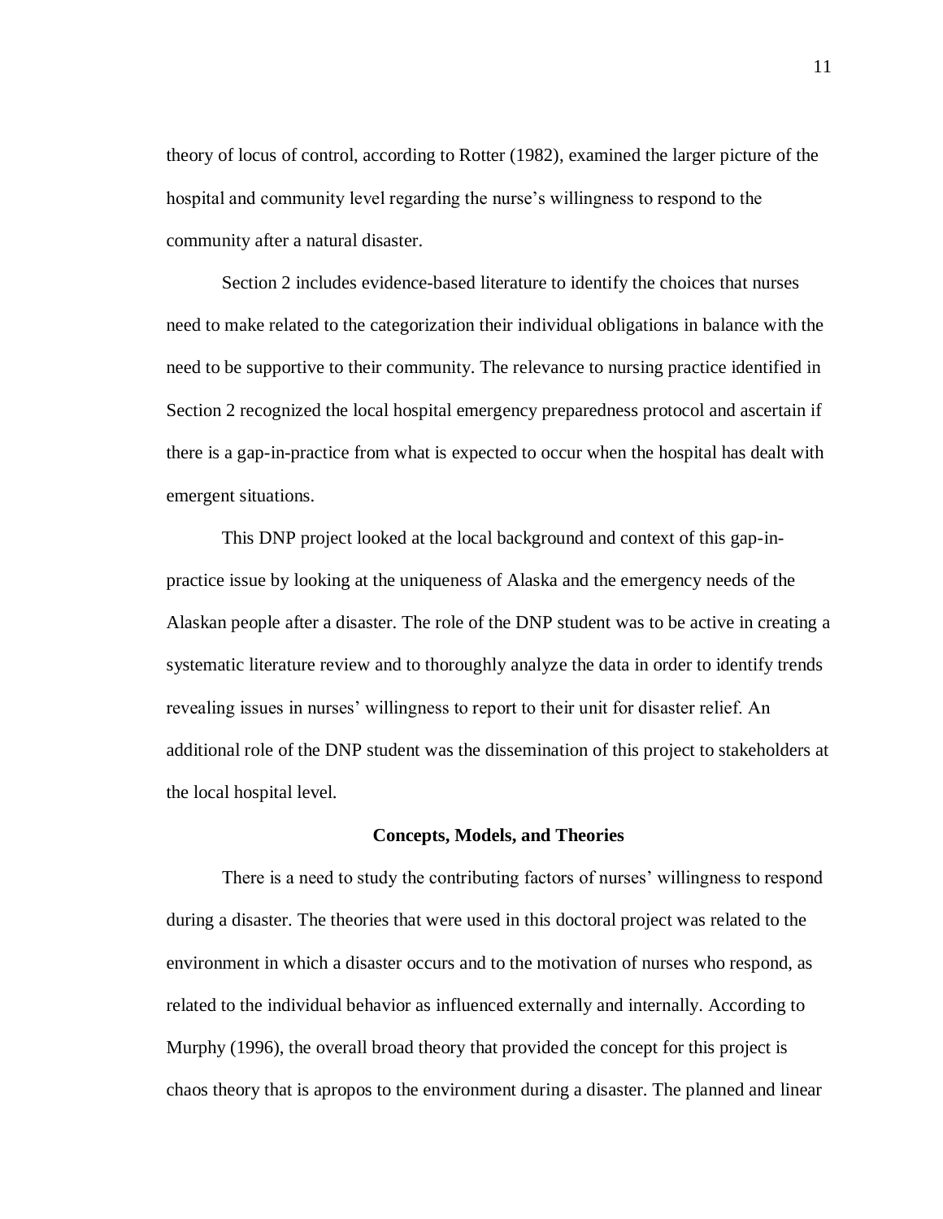theory of locus of control, according to Rotter (1982), examined the larger picture of the hospital and community level regarding the nurse's willingness to respond to the community after a natural disaster.

Section 2 includes evidence-based literature to identify the choices that nurses need to make related to the categorization their individual obligations in balance with the need to be supportive to their community. The relevance to nursing practice identified in Section 2 recognized the local hospital emergency preparedness protocol and ascertain if there is a gap-in-practice from what is expected to occur when the hospital has dealt with emergent situations.

This DNP project looked at the local background and context of this gap-in-practice issue by looking at the uniqueness of Alaska and the emergency needs of the Alaskan people after a disaster. The role of the DNP student was to be active in creating a systematic literature review and to thoroughly analyze the data in order to identify trends revealing issues in nurses' willingness to report to their unit for disaster relief. An additional role of the DNP student was the dissemination of this project to stakeholders at the local hospital level.

## Concepts, Models, and Theories

There is a need to study the contributing factors of nurses' willingness to respond during a disaster. The theories that were used in this doctoral project was related to the environment in which a disaster occurs and to the motivation of nurses who respond, as related to the individual behavior as influenced externally and internally. According to Murphy (1996), the overall broad theory that provided the concept for this project is chaos theory that is apropos to the environment during a disaster. The planned and linear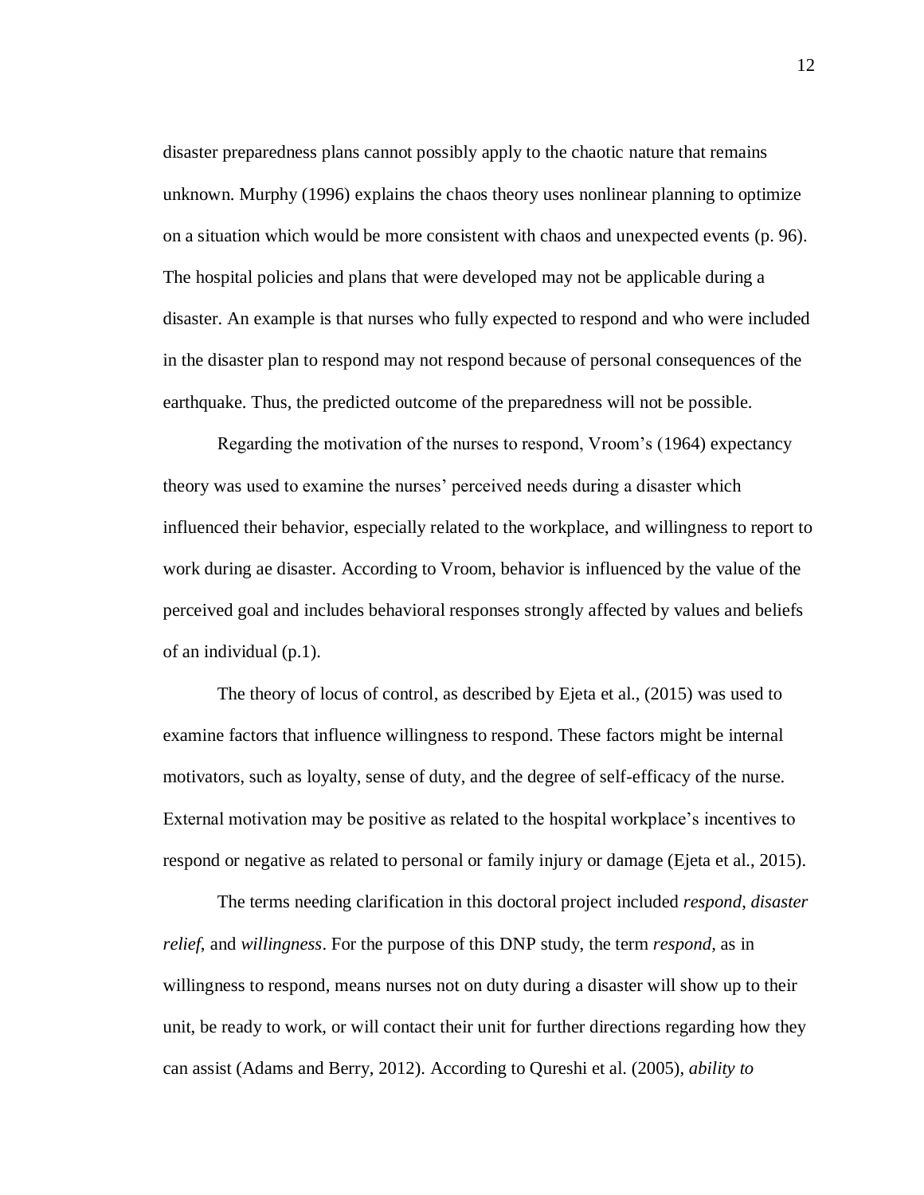disaster preparedness plans cannot possibly apply to the chaotic nature that remains unknown. Murphy (1996) explains the chaos theory uses nonlinear planning to optimize on a situation which would be more consistent with chaos and unexpected events (p. 96). The hospital policies and plans that were developed may not be applicable during a disaster. An example is that nurses who fully expected to respond and who were included in the disaster plan to respond may not respond because of personal consequences of the earthquake. Thus, the predicted outcome of the preparedness will not be possible.

Regarding the motivation of the nurses to respond, Vroom's (1964) expectancy theory was used to examine the nurses' perceived needs during a disaster which influenced their behavior, especially related to the workplace, and willingness to report to work during ae disaster. According to Vroom, behavior is influenced by the value of the perceived goal and includes behavioral responses strongly affected by values and beliefs of an individual (p.1).

The theory of locus of control, as described by Ejeta et al., (2015) was used to examine factors that influence willingness to respond. These factors might be internal motivators, such as loyalty, sense of duty, and the degree of self-efficacy of the nurse. External motivation may be positive as related to the hospital workplace's incentives to respond or negative as related to personal or family injury or damage (Ejeta et al., 2015).

The terms needing clarification in this doctoral project included *respond*, *disaster relief*, and *willingness*. For the purpose of this DNP study, the term *respond*, as in willingness to respond, means nurses not on duty during a disaster will show up to their unit, be ready to work, or will contact their unit for further directions regarding how they can assist (Adams and Berry, 2012). According to Qureshi et al. (2005), *ability to*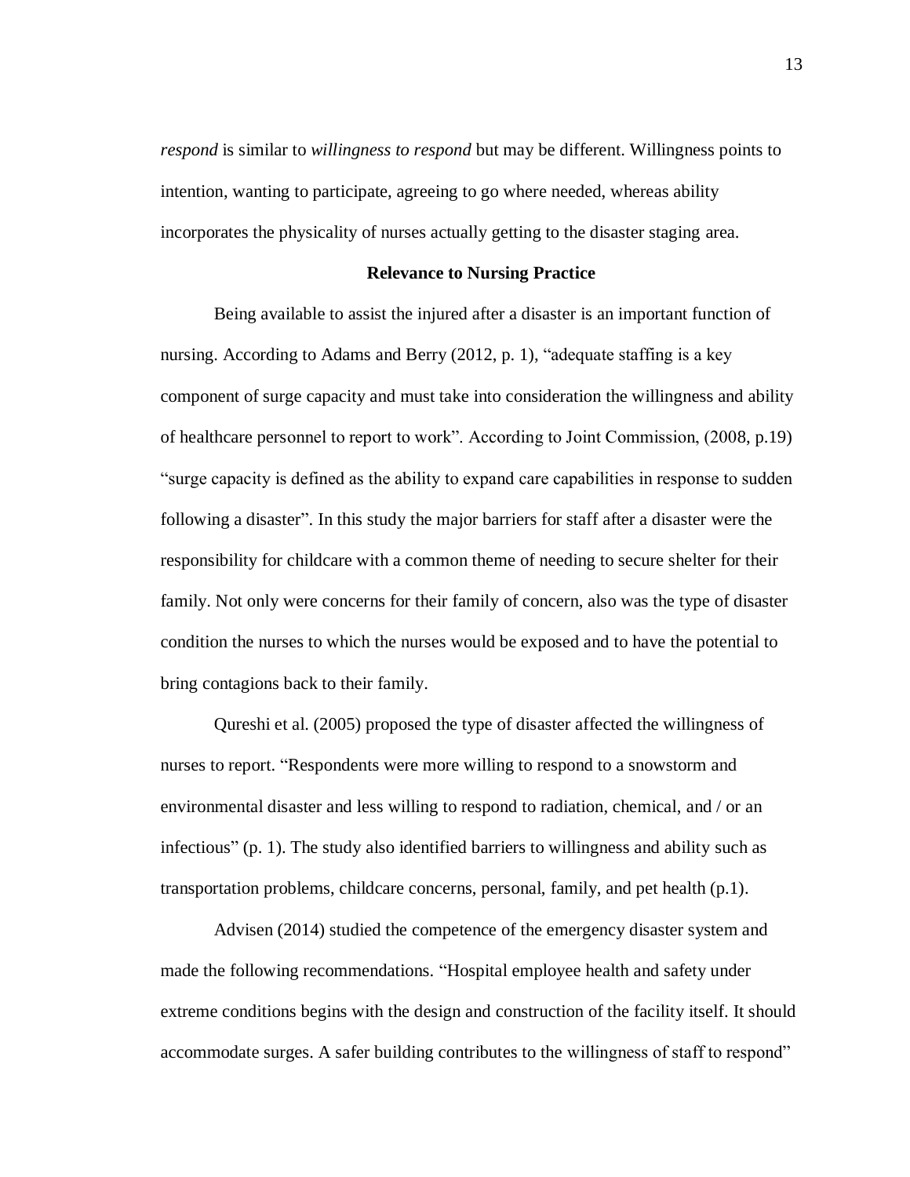*respond* is similar to *willingness to respond* but may be different. Willingness points to intention, wanting to participate, agreeing to go where needed, whereas ability incorporates the physicality of nurses actually getting to the disaster staging area.

## Relevance to Nursing Practice

Being available to assist the injured after a disaster is an important function of nursing. According to Adams and Berry (2012, p. 1), "adequate staffing is a key component of surge capacity and must take into consideration the willingness and ability of healthcare personnel to report to work". According to Joint Commission, (2008, p.19) "surge capacity is defined as the ability to expand care capabilities in response to sudden following a disaster". In this study the major barriers for staff after a disaster were the responsibility for childcare with a common theme of needing to secure shelter for their family. Not only were concerns for their family of concern, also was the type of disaster condition the nurses to which the nurses would be exposed and to have the potential to bring contagions back to their family.

Qureshi et al. (2005) proposed the type of disaster affected the willingness of nurses to report. "Respondents were more willing to respond to a snowstorm and environmental disaster and less willing to respond to radiation, chemical, and / or an infectious" (p. 1). The study also identified barriers to willingness and ability such as transportation problems, childcare concerns, personal, family, and pet health (p.1).

Advisen (2014) studied the competence of the emergency disaster system and made the following recommendations. "Hospital employee health and safety under extreme conditions begins with the design and construction of the facility itself. It should accommodate surges. A safer building contributes to the willingness of staff to respond"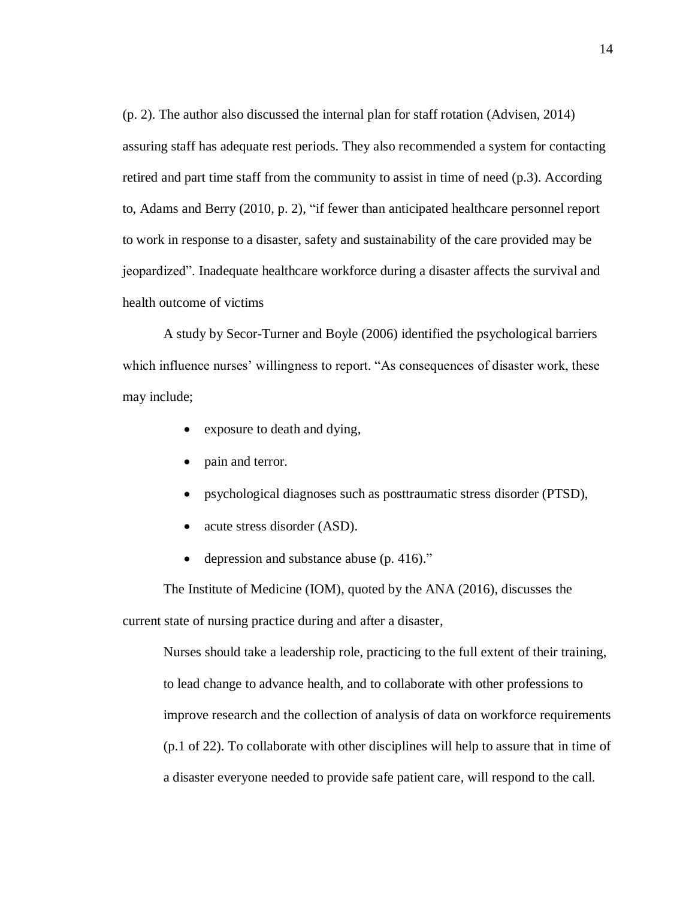(p. 2). The author also discussed the internal plan for staff rotation (Advisen, 2014) assuring staff has adequate rest periods. They also recommended a system for contacting retired and part time staff from the community to assist in time of need (p.3). According to, Adams and Berry (2010, p. 2), "if fewer than anticipated healthcare personnel report to work in response to a disaster, safety and sustainability of the care provided may be jeopardized". Inadequate healthcare workforce during a disaster affects the survival and health outcome of victims

A study by Secor-Turner and Boyle (2006) identified the psychological barriers which influence nurses' willingness to report. "As consequences of disaster work, these may include;

- exposure to death and dying,
- pain and terror.
- psychological diagnoses such as posttraumatic stress disorder (PTSD),
- acute stress disorder (ASD).
- depression and substance abuse (p. 416)."

The Institute of Medicine (IOM), quoted by the ANA (2016), discusses the current state of nursing practice during and after a disaster,

> Nurses should take a leadership role, practicing to the full extent of their training, to lead change to advance health, and to collaborate with other professions to improve research and the collection of analysis of data on workforce requirements (p.1 of 22). To collaborate with other disciplines will help to assure that in time of a disaster everyone needed to provide safe patient care, will respond to the call.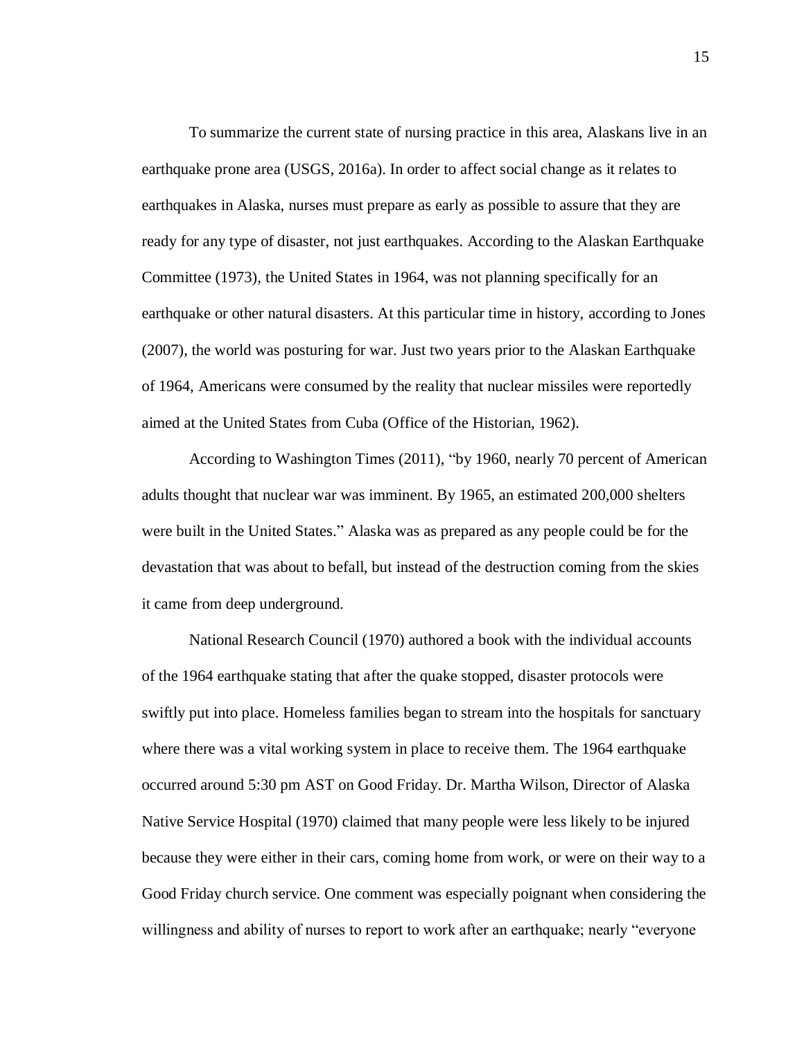To summarize the current state of nursing practice in this area, Alaskans live in an earthquake prone area (USGS, 2016a). In order to affect social change as it relates to earthquakes in Alaska, nurses must prepare as early as possible to assure that they are ready for any type of disaster, not just earthquakes. According to the Alaskan Earthquake Committee (1973), the United States in 1964, was not planning specifically for an earthquake or other natural disasters. At this particular time in history, according to Jones (2007), the world was posturing for war. Just two years prior to the Alaskan Earthquake of 1964, Americans were consumed by the reality that nuclear missiles were reportedly aimed at the United States from Cuba (Office of the Historian, 1962).

According to Washington Times (2011), "by 1960, nearly 70 percent of American adults thought that nuclear war was imminent. By 1965, an estimated 200,000 shelters were built in the United States." Alaska was as prepared as any people could be for the devastation that was about to befall, but instead of the destruction coming from the skies it came from deep underground.

National Research Council (1970) authored a book with the individual accounts of the 1964 earthquake stating that after the quake stopped, disaster protocols were swiftly put into place. Homeless families began to stream into the hospitals for sanctuary where there was a vital working system in place to receive them. The 1964 earthquake occurred around 5:30 pm AST on Good Friday. Dr. Martha Wilson, Director of Alaska Native Service Hospital (1970) claimed that many people were less likely to be injured because they were either in their cars, coming home from work, or were on their way to a Good Friday church service. One comment was especially poignant when considering the willingness and ability of nurses to report to work after an earthquake; nearly "everyone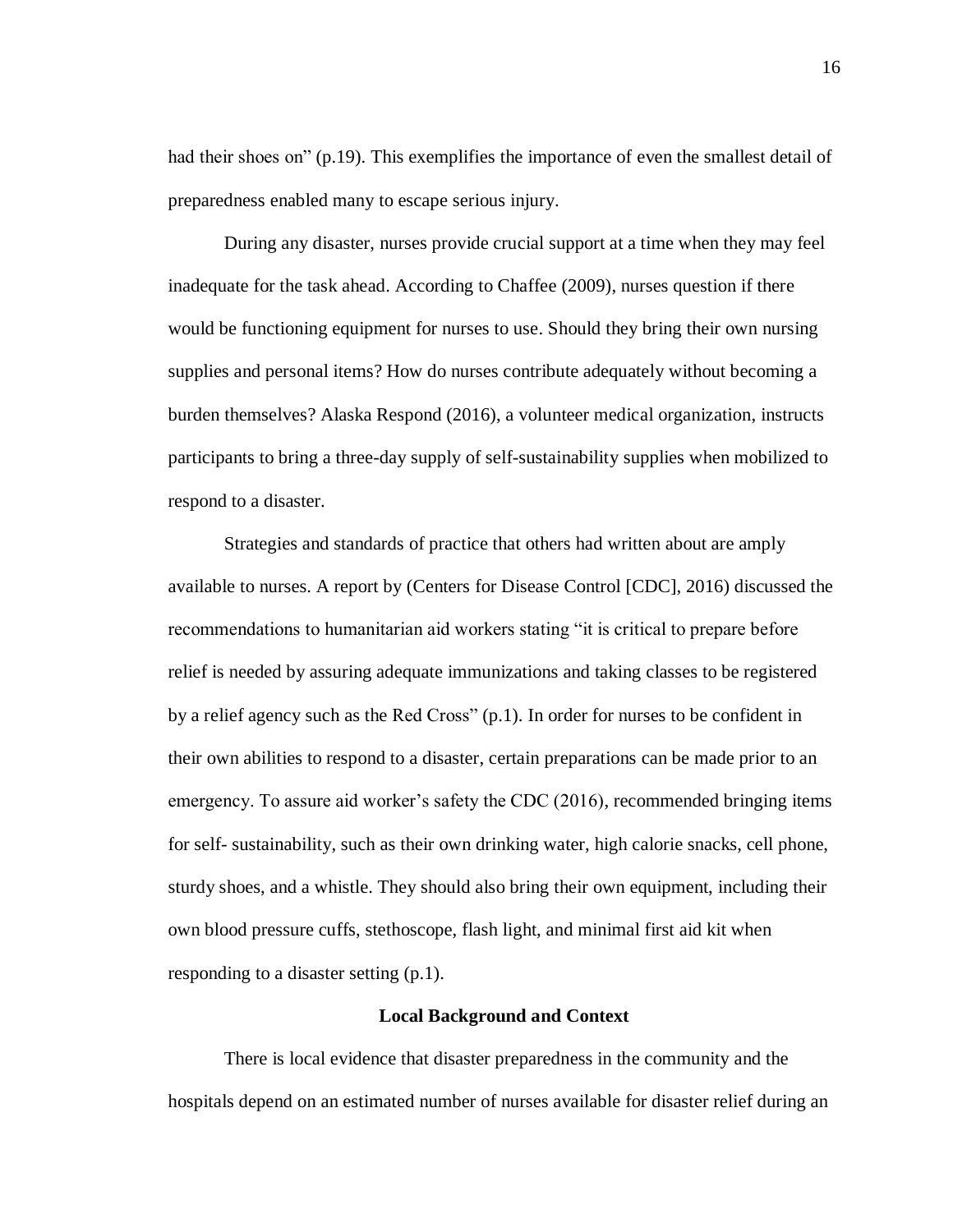had their shoes on" (p.19). This exemplifies the importance of even the smallest detail of preparedness enabled many to escape serious injury.

During any disaster, nurses provide crucial support at a time when they may feel inadequate for the task ahead. According to Chaffee (2009), nurses question if there would be functioning equipment for nurses to use. Should they bring their own nursing supplies and personal items? How do nurses contribute adequately without becoming a burden themselves? Alaska Respond (2016), a volunteer medical organization, instructs participants to bring a three-day supply of self-sustainability supplies when mobilized to respond to a disaster.

Strategies and standards of practice that others had written about are amply available to nurses. A report by (Centers for Disease Control [CDC], 2016) discussed the recommendations to humanitarian aid workers stating "it is critical to prepare before relief is needed by assuring adequate immunizations and taking classes to be registered by a relief agency such as the Red Cross" (p.1). In order for nurses to be confident in their own abilities to respond to a disaster, certain preparations can be made prior to an emergency. To assure aid worker's safety the CDC (2016), recommended bringing items for self- sustainability, such as their own drinking water, high calorie snacks, cell phone, sturdy shoes, and a whistle. They should also bring their own equipment, including their own blood pressure cuffs, stethoscope, flash light, and minimal first aid kit when responding to a disaster setting (p.1).

## Local Background and Context

There is local evidence that disaster preparedness in the community and the hospitals depend on an estimated number of nurses available for disaster relief during an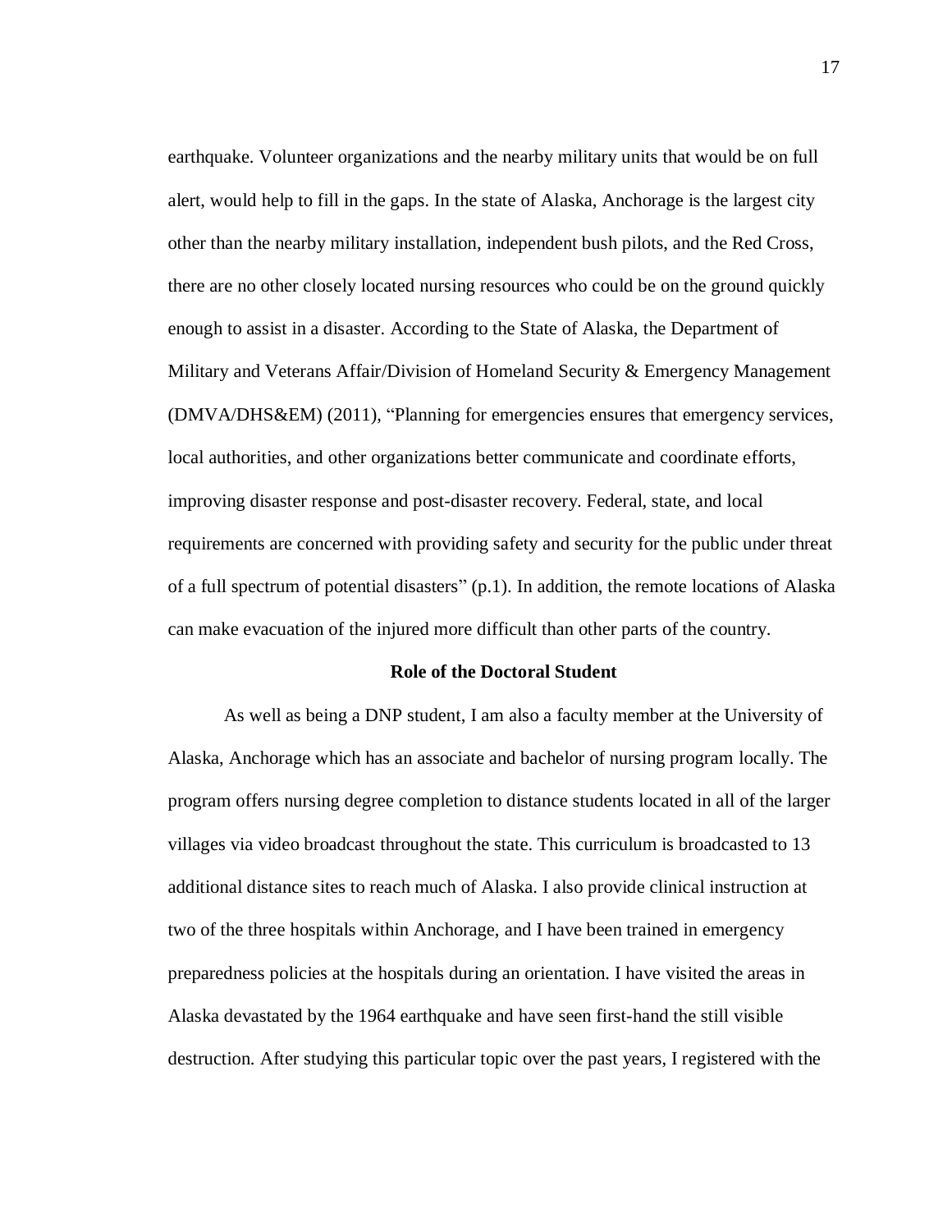earthquake. Volunteer organizations and the nearby military units that would be on full alert, would help to fill in the gaps. In the state of Alaska, Anchorage is the largest city other than the nearby military installation, independent bush pilots, and the Red Cross, there are no other closely located nursing resources who could be on the ground quickly enough to assist in a disaster. According to the State of Alaska, the Department of Military and Veterans Affair/Division of Homeland Security & Emergency Management (DMVA/DHS&EM) (2011), "Planning for emergencies ensures that emergency services, local authorities, and other organizations better communicate and coordinate efforts, improving disaster response and post-disaster recovery. Federal, state, and local requirements are concerned with providing safety and security for the public under threat of a full spectrum of potential disasters" (p.1). In addition, the remote locations of Alaska can make evacuation of the injured more difficult than other parts of the country.

## Role of the Doctoral Student

As well as being a DNP student, I am also a faculty member at the University of Alaska, Anchorage which has an associate and bachelor of nursing program locally. The program offers nursing degree completion to distance students located in all of the larger villages via video broadcast throughout the state. This curriculum is broadcasted to 13 additional distance sites to reach much of Alaska. I also provide clinical instruction at two of the three hospitals within Anchorage, and I have been trained in emergency preparedness policies at the hospitals during an orientation. I have visited the areas in Alaska devastated by the 1964 earthquake and have seen first-hand the still visible destruction. After studying this particular topic over the past years, I registered with the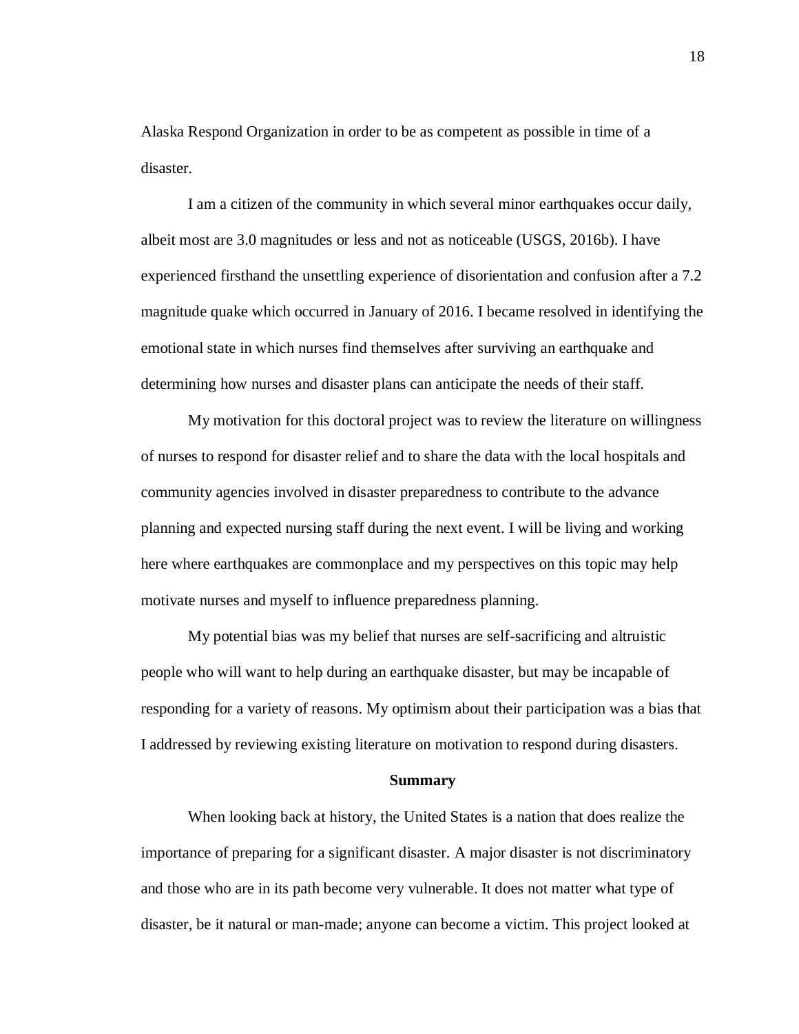Alaska Respond Organization in order to be as competent as possible in time of a disaster.

I am a citizen of the community in which several minor earthquakes occur daily, albeit most are 3.0 magnitudes or less and not as noticeable (USGS, 2016b). I have experienced firsthand the unsettling experience of disorientation and confusion after a 7.2 magnitude quake which occurred in January of 2016. I became resolved in identifying the emotional state in which nurses find themselves after surviving an earthquake and determining how nurses and disaster plans can anticipate the needs of their staff.

My motivation for this doctoral project was to review the literature on willingness of nurses to respond for disaster relief and to share the data with the local hospitals and community agencies involved in disaster preparedness to contribute to the advance planning and expected nursing staff during the next event. I will be living and working here where earthquakes are commonplace and my perspectives on this topic may help motivate nurses and myself to influence preparedness planning.

My potential bias was my belief that nurses are self-sacrificing and altruistic people who will want to help during an earthquake disaster, but may be incapable of responding for a variety of reasons. My optimism about their participation was a bias that I addressed by reviewing existing literature on motivation to respond during disasters.

## Summary

When looking back at history, the United States is a nation that does realize the importance of preparing for a significant disaster. A major disaster is not discriminatory and those who are in its path become very vulnerable. It does not matter what type of disaster, be it natural or man-made; anyone can become a victim. This project looked at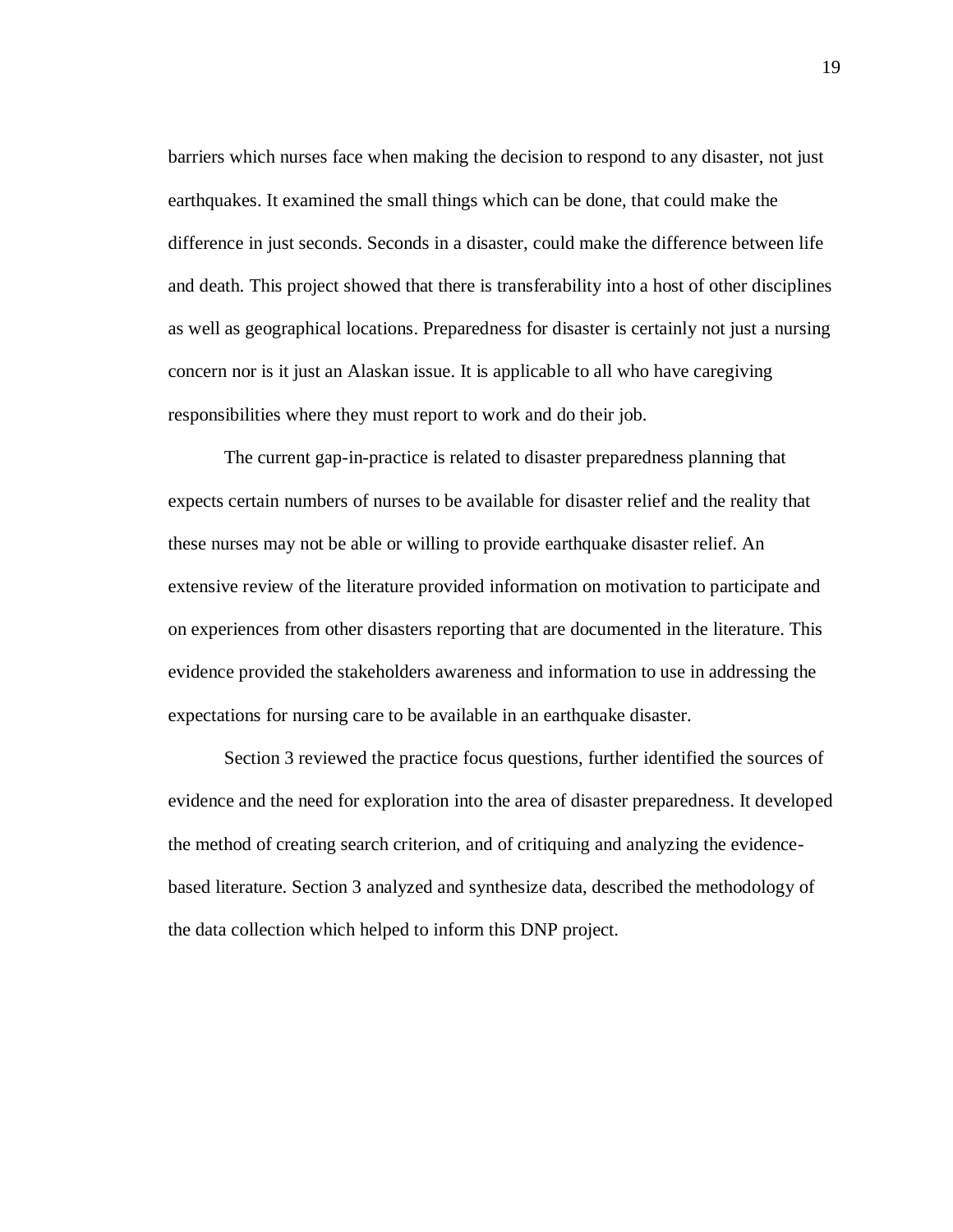barriers which nurses face when making the decision to respond to any disaster, not just earthquakes. It examined the small things which can be done, that could make the difference in just seconds. Seconds in a disaster, could make the difference between life and death. This project showed that there is transferability into a host of other disciplines as well as geographical locations. Preparedness for disaster is certainly not just a nursing concern nor is it just an Alaskan issue. It is applicable to all who have caregiving responsibilities where they must report to work and do their job.

The current gap-in-practice is related to disaster preparedness planning that expects certain numbers of nurses to be available for disaster relief and the reality that these nurses may not be able or willing to provide earthquake disaster relief. An extensive review of the literature provided information on motivation to participate and on experiences from other disasters reporting that are documented in the literature. This evidence provided the stakeholders awareness and information to use in addressing the expectations for nursing care to be available in an earthquake disaster.

Section 3 reviewed the practice focus questions, further identified the sources of evidence and the need for exploration into the area of disaster preparedness. It developed the method of creating search criterion, and of critiquing and analyzing the evidence-based literature. Section 3 analyzed and synthesize data, described the methodology of the data collection which helped to inform this DNP project.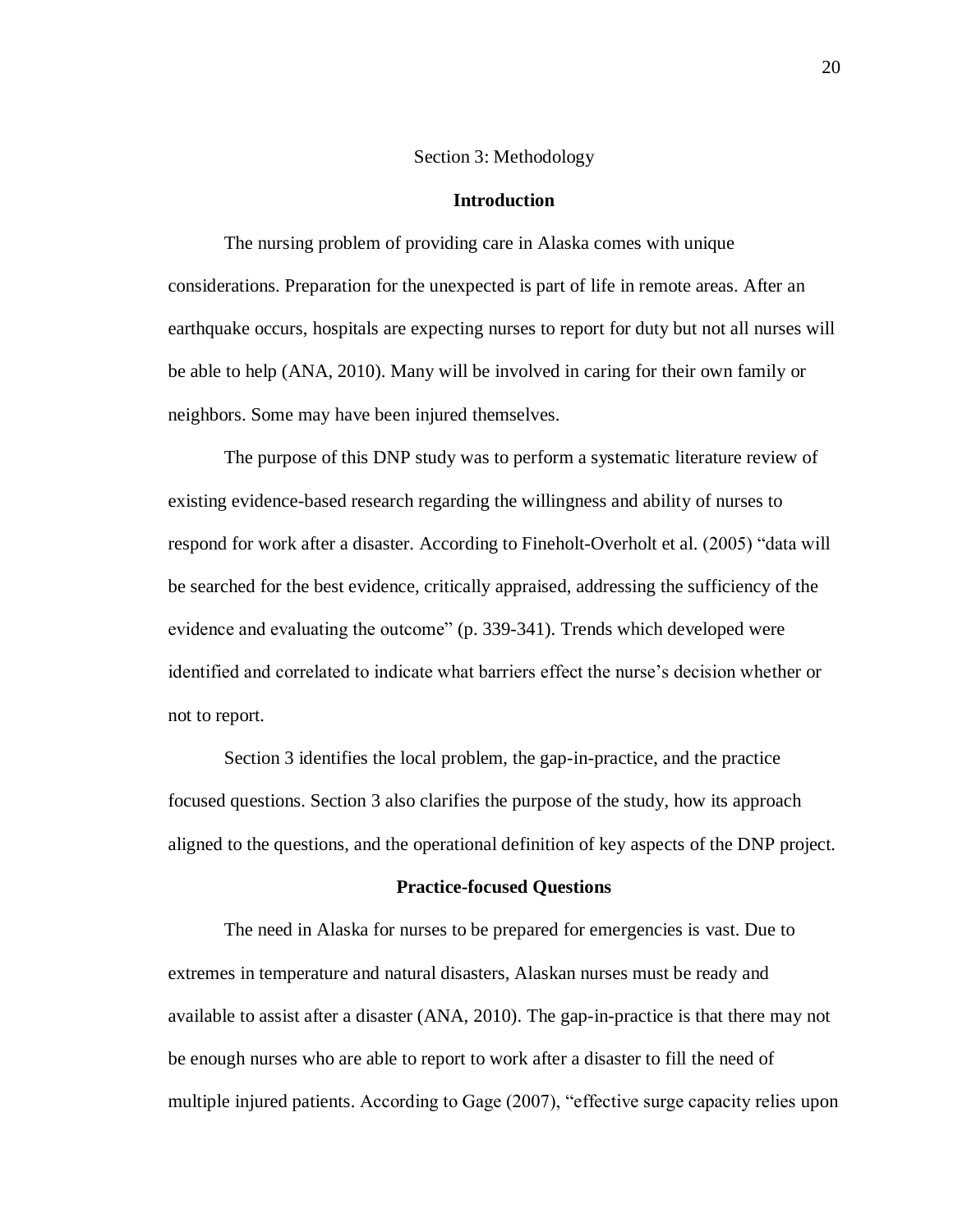# Section 3: Methodology

## Introduction

The nursing problem of providing care in Alaska comes with unique considerations. Preparation for the unexpected is part of life in remote areas. After an earthquake occurs, hospitals are expecting nurses to report for duty but not all nurses will be able to help (ANA, 2010). Many will be involved in caring for their own family or neighbors. Some may have been injured themselves.

The purpose of this DNP study was to perform a systematic literature review of existing evidence-based research regarding the willingness and ability of nurses to respond for work after a disaster. According to Fineholt-Overholt et al. (2005) "data will be searched for the best evidence, critically appraised, addressing the sufficiency of the evidence and evaluating the outcome" (p. 339-341). Trends which developed were identified and correlated to indicate what barriers effect the nurse's decision whether or not to report.

Section 3 identifies the local problem, the gap-in-practice, and the practice focused questions. Section 3 also clarifies the purpose of the study, how its approach aligned to the questions, and the operational definition of key aspects of the DNP project.

## Practice-focused Questions

The need in Alaska for nurses to be prepared for emergencies is vast. Due to extremes in temperature and natural disasters, Alaskan nurses must be ready and available to assist after a disaster (ANA, 2010). The gap-in-practice is that there may not be enough nurses who are able to report to work after a disaster to fill the need of multiple injured patients. According to Gage (2007), "effective surge capacity relies upon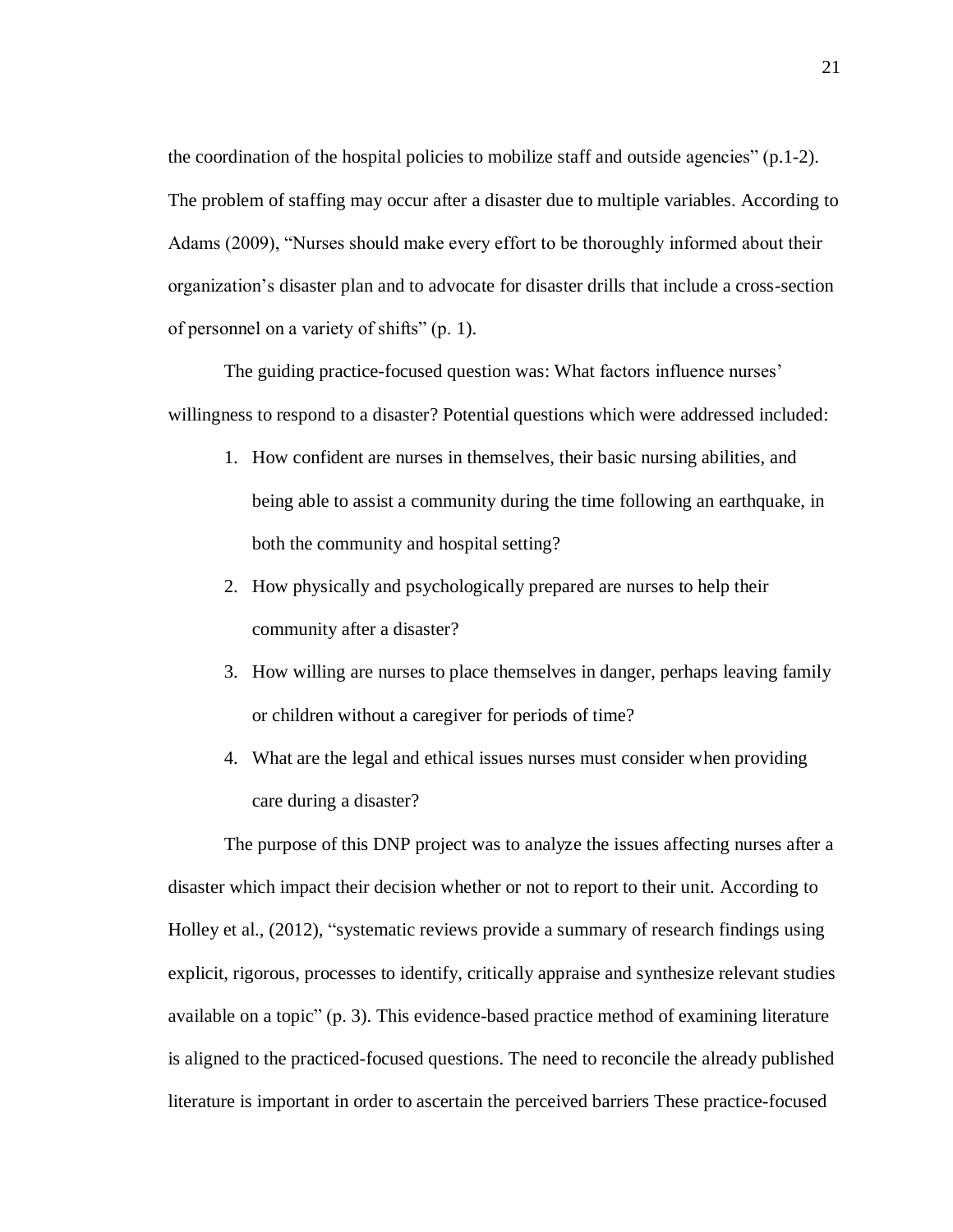the coordination of the hospital policies to mobilize staff and outside agencies" (p.1-2). The problem of staffing may occur after a disaster due to multiple variables. According to Adams (2009), "Nurses should make every effort to be thoroughly informed about their organization's disaster plan and to advocate for disaster drills that include a cross-section of personnel on a variety of shifts" (p. 1).

The guiding practice-focused question was: What factors influence nurses' willingness to respond to a disaster? Potential questions which were addressed included:

1. How confident are nurses in themselves, their basic nursing abilities, and being able to assist a community during the time following an earthquake, in both the community and hospital setting?
2. How physically and psychologically prepared are nurses to help their community after a disaster?
3. How willing are nurses to place themselves in danger, perhaps leaving family or children without a caregiver for periods of time?
4. What are the legal and ethical issues nurses must consider when providing care during a disaster?

The purpose of this DNP project was to analyze the issues affecting nurses after a disaster which impact their decision whether or not to report to their unit. According to Holley et al., (2012), "systematic reviews provide a summary of research findings using explicit, rigorous, processes to identify, critically appraise and synthesize relevant studies available on a topic" (p. 3). This evidence-based practice method of examining literature is aligned to the practiced-focused questions. The need to reconcile the already published literature is important in order to ascertain the perceived barriers These practice-focused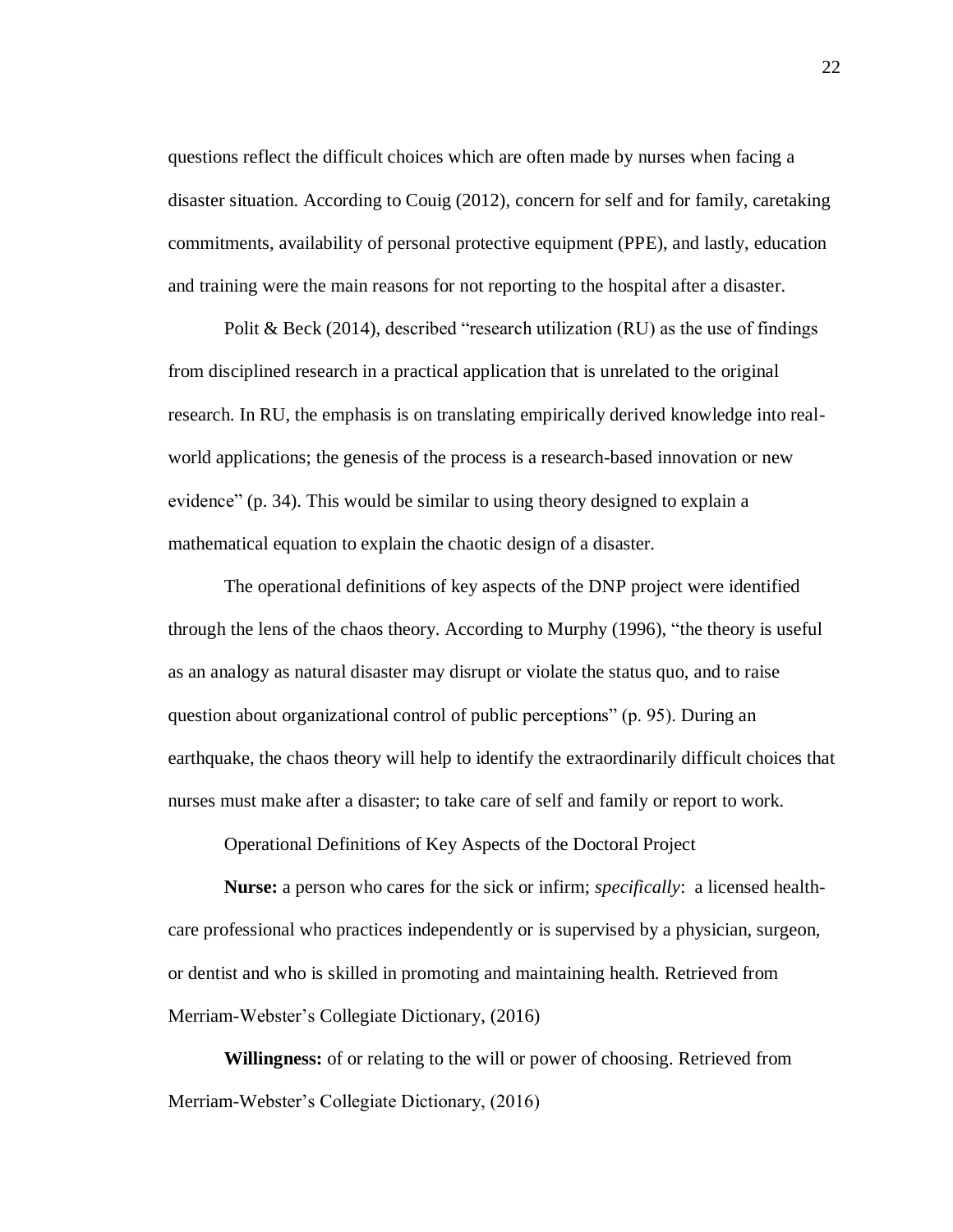questions reflect the difficult choices which are often made by nurses when facing a disaster situation. According to Couig (2012), concern for self and for family, caretaking commitments, availability of personal protective equipment (PPE), and lastly, education and training were the main reasons for not reporting to the hospital after a disaster.

Polit & Beck (2014), described "research utilization (RU) as the use of findings from disciplined research in a practical application that is unrelated to the original research. In RU, the emphasis is on translating empirically derived knowledge into real-world applications; the genesis of the process is a research-based innovation or new evidence" (p. 34). This would be similar to using theory designed to explain a mathematical equation to explain the chaotic design of a disaster.

The operational definitions of key aspects of the DNP project were identified through the lens of the chaos theory. According to Murphy (1996), "the theory is useful as an analogy as natural disaster may disrupt or violate the status quo, and to raise question about organizational control of public perceptions" (p. 95). During an earthquake, the chaos theory will help to identify the extraordinarily difficult choices that nurses must make after a disaster; to take care of self and family or report to work.

Operational Definitions of Key Aspects of the Doctoral Project

**Nurse:** a person who cares for the sick or infirm; *specifically*: a licensed health-care professional who practices independently or is supervised by a physician, surgeon, or dentist and who is skilled in promoting and maintaining health. Retrieved from Merriam-Webster's Collegiate Dictionary, (2016)

**Willingness:** of or relating to the will or power of choosing. Retrieved from Merriam-Webster's Collegiate Dictionary, (2016)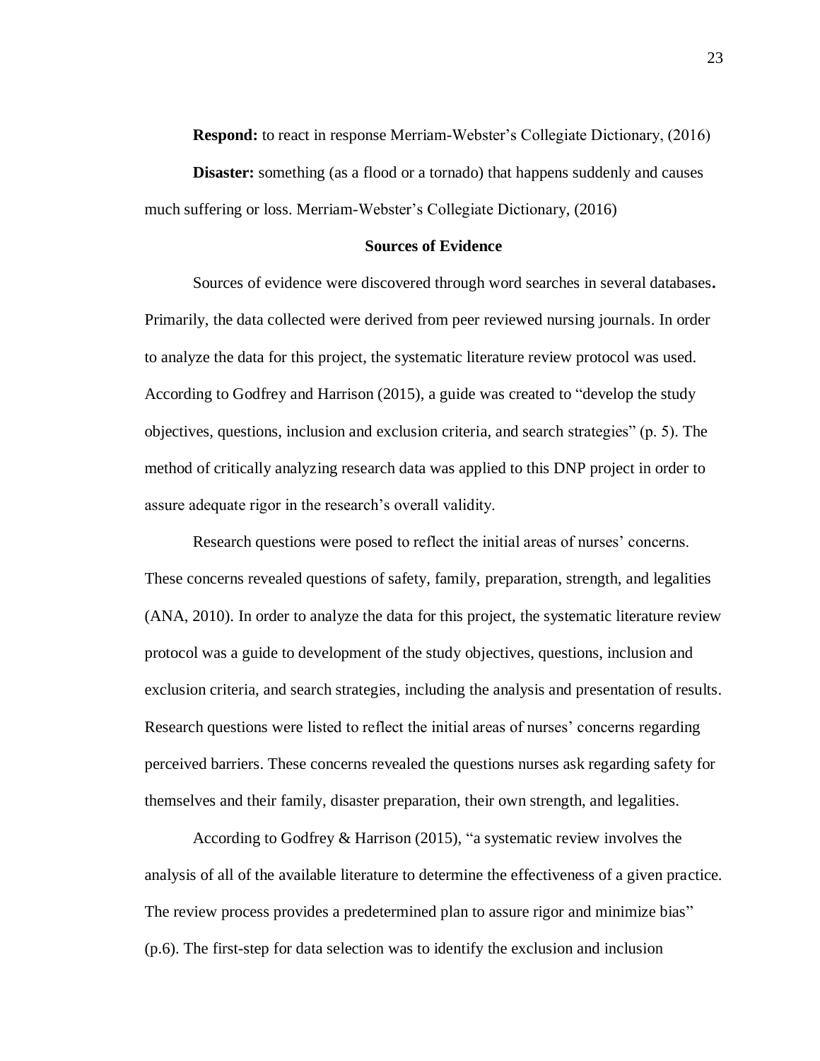**Respond:** to react in response Merriam-Webster's Collegiate Dictionary, (2016)

**Disaster:** something (as a flood or a tornado) that happens suddenly and causes much suffering or loss. Merriam-Webster's Collegiate Dictionary, (2016)

### Sources of Evidence

Sources of evidence were discovered through word searches in several databases**.** Primarily, the data collected were derived from peer reviewed nursing journals. In order to analyze the data for this project, the systematic literature review protocol was used. According to Godfrey and Harrison (2015), a guide was created to "develop the study objectives, questions, inclusion and exclusion criteria, and search strategies" (p. 5). The method of critically analyzing research data was applied to this DNP project in order to assure adequate rigor in the research's overall validity.

Research questions were posed to reflect the initial areas of nurses' concerns. These concerns revealed questions of safety, family, preparation, strength, and legalities (ANA, 2010). In order to analyze the data for this project, the systematic literature review protocol was a guide to development of the study objectives, questions, inclusion and exclusion criteria, and search strategies, including the analysis and presentation of results. Research questions were listed to reflect the initial areas of nurses' concerns regarding perceived barriers. These concerns revealed the questions nurses ask regarding safety for themselves and their family, disaster preparation, their own strength, and legalities.

According to Godfrey & Harrison (2015), "a systematic review involves the analysis of all of the available literature to determine the effectiveness of a given practice. The review process provides a predetermined plan to assure rigor and minimize bias" (p.6). The first-step for data selection was to identify the exclusion and inclusion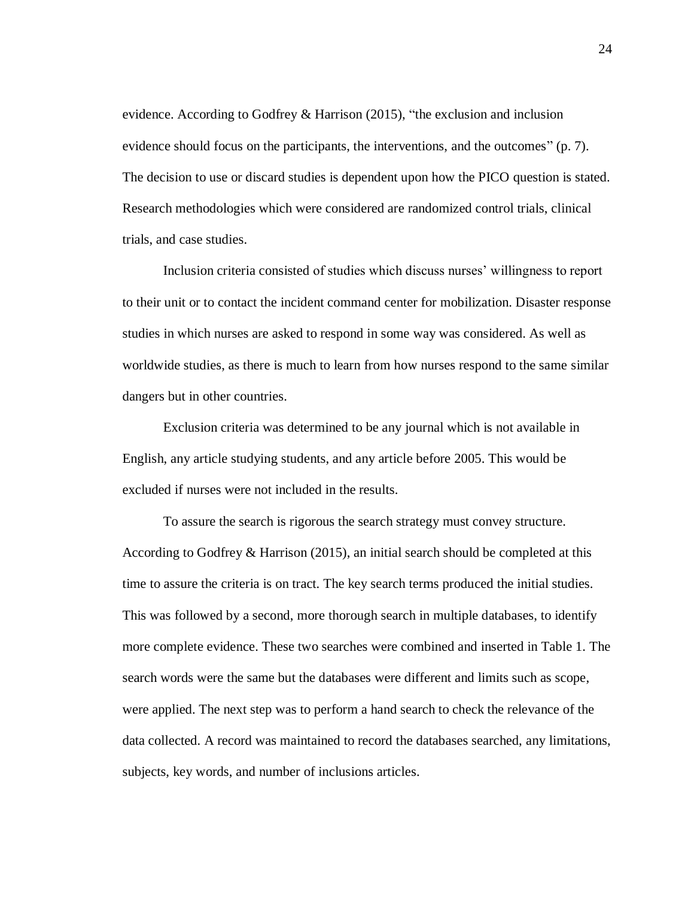evidence. According to Godfrey & Harrison (2015), “the exclusion and inclusion evidence should focus on the participants, the interventions, and the outcomes” (p. 7). The decision to use or discard studies is dependent upon how the PICO question is stated. Research methodologies which were considered are randomized control trials, clinical trials, and case studies.

Inclusion criteria consisted of studies which discuss nurses’ willingness to report to their unit or to contact the incident command center for mobilization. Disaster response studies in which nurses are asked to respond in some way was considered. As well as worldwide studies, as there is much to learn from how nurses respond to the same similar dangers but in other countries.

Exclusion criteria was determined to be any journal which is not available in English, any article studying students, and any article before 2005. This would be excluded if nurses were not included in the results.

To assure the search is rigorous the search strategy must convey structure. According to Godfrey & Harrison (2015), an initial search should be completed at this time to assure the criteria is on tract. The key search terms produced the initial studies. This was followed by a second, more thorough search in multiple databases, to identify more complete evidence. These two searches were combined and inserted in Table 1. The search words were the same but the databases were different and limits such as scope, were applied. The next step was to perform a hand search to check the relevance of the data collected. A record was maintained to record the databases searched, any limitations, subjects, key words, and number of inclusions articles.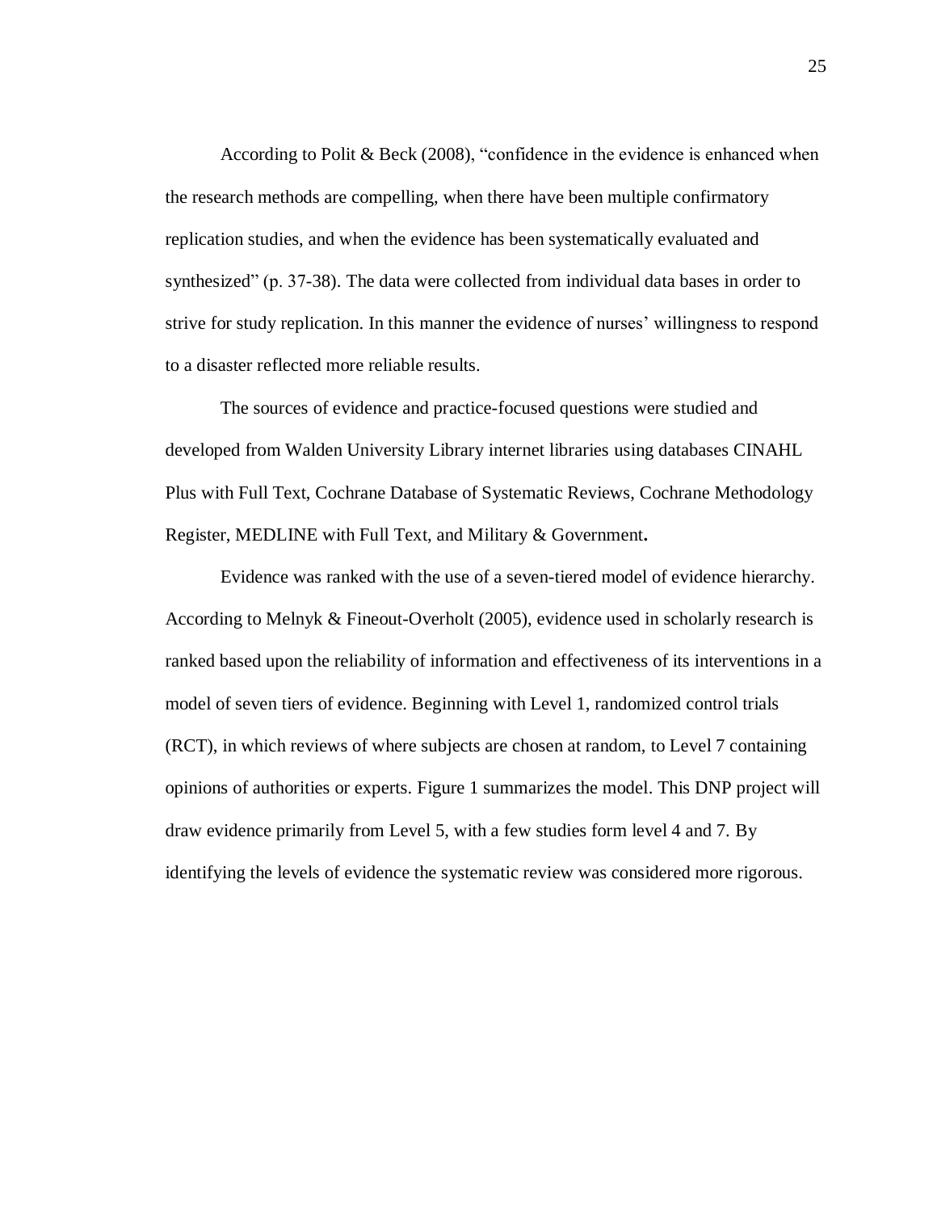According to Polit & Beck (2008), “confidence in the evidence is enhanced when the research methods are compelling, when there have been multiple confirmatory replication studies, and when the evidence has been systematically evaluated and synthesized” (p. 37-38). The data were collected from individual data bases in order to strive for study replication. In this manner the evidence of nurses’ willingness to respond to a disaster reflected more reliable results.

The sources of evidence and practice-focused questions were studied and developed from Walden University Library internet libraries using databases CINAHL Plus with Full Text, Cochrane Database of Systematic Reviews, Cochrane Methodology Register, MEDLINE with Full Text, and Military & Government**.**

Evidence was ranked with the use of a seven-tiered model of evidence hierarchy. According to Melnyk & Fineout-Overholt (2005), evidence used in scholarly research is ranked based upon the reliability of information and effectiveness of its interventions in a model of seven tiers of evidence. Beginning with Level 1, randomized control trials (RCT), in which reviews of where subjects are chosen at random, to Level 7 containing opinions of authorities or experts. Figure 1 summarizes the model. This DNP project will draw evidence primarily from Level 5, with a few studies form level 4 and 7. By identifying the levels of evidence the systematic review was considered more rigorous.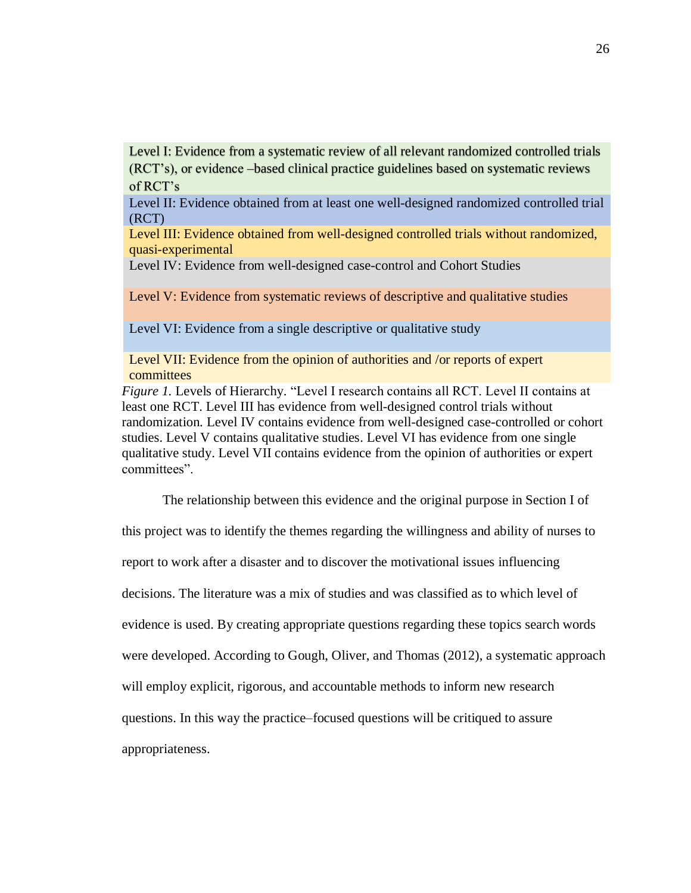Level I: Evidence from a systematic review of all relevant randomized controlled trials (RCT's), or evidence –based clinical practice guidelines based on systematic reviews of RCT's

Level II: Evidence obtained from at least one well-designed randomized controlled trial (RCT)

Level III: Evidence obtained from well-designed controlled trials without randomized, quasi-experimental

Level IV: Evidence from well-designed case-control and Cohort Studies

Level V: Evidence from systematic reviews of descriptive and qualitative studies

Level VI: Evidence from a single descriptive or qualitative study

Level VII: Evidence from the opinion of authorities and /or reports of expert committees

*Figure 1.* Levels of Hierarchy. "Level I research contains all RCT. Level II contains at least one RCT. Level III has evidence from well-designed control trials without randomization. Level IV contains evidence from well-designed case-controlled or cohort studies. Level V contains qualitative studies. Level VI has evidence from one single qualitative study. Level VII contains evidence from the opinion of authorities or expert committees".

The relationship between this evidence and the original purpose in Section I of this project was to identify the themes regarding the willingness and ability of nurses to report to work after a disaster and to discover the motivational issues influencing decisions. The literature was a mix of studies and was classified as to which level of evidence is used. By creating appropriate questions regarding these topics search words were developed. According to Gough, Oliver, and Thomas (2012), a systematic approach will employ explicit, rigorous, and accountable methods to inform new research questions. In this way the practice–focused questions will be critiqued to assure appropriateness.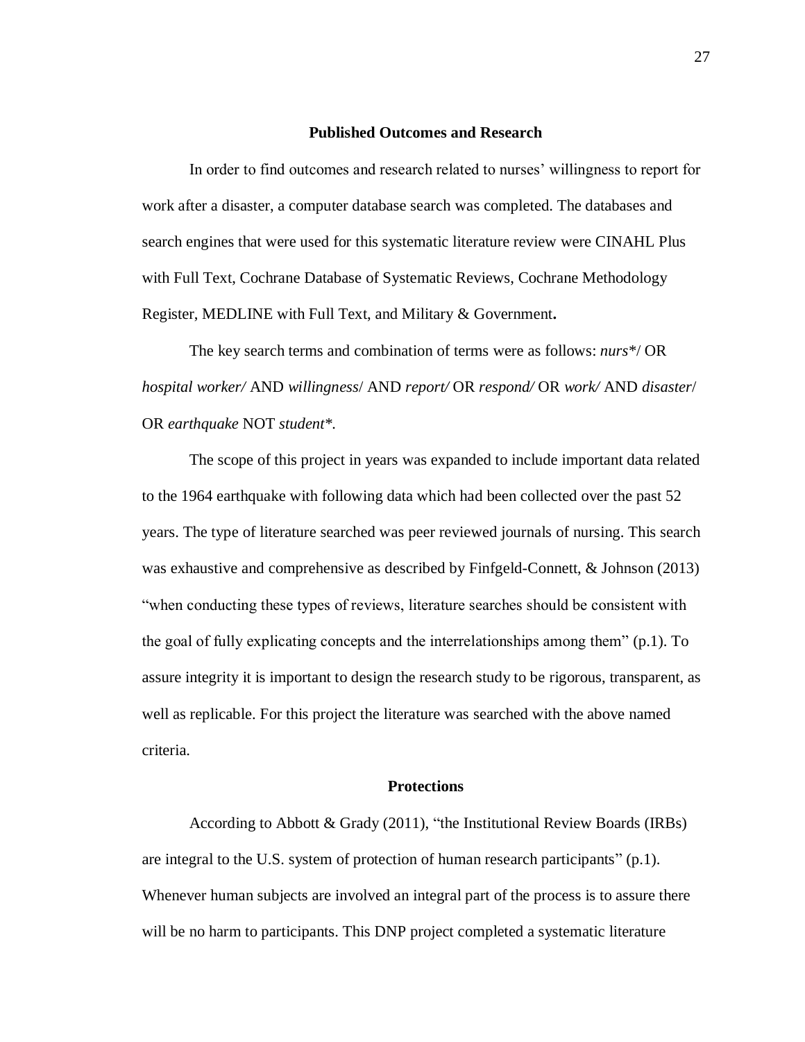## Published Outcomes and Research

In order to find outcomes and research related to nurses' willingness to report for work after a disaster, a computer database search was completed. The databases and search engines that were used for this systematic literature review were CINAHL Plus with Full Text, Cochrane Database of Systematic Reviews, Cochrane Methodology Register, MEDLINE with Full Text, and Military & Government**.**

The key search terms and combination of terms were as follows: *nurs**/ OR *hospital worker/* AND *willingness*/ AND *report/* OR *respond/* OR *work/* AND *disaster*/ OR *earthquake* NOT *student**.

The scope of this project in years was expanded to include important data related to the 1964 earthquake with following data which had been collected over the past 52 years. The type of literature searched was peer reviewed journals of nursing. This search was exhaustive and comprehensive as described by Finfgeld-Connett, & Johnson (2013) "when conducting these types of reviews, literature searches should be consistent with the goal of fully explicating concepts and the interrelationships among them" (p.1). To assure integrity it is important to design the research study to be rigorous, transparent, as well as replicable. For this project the literature was searched with the above named criteria.

## Protections

According to Abbott & Grady (2011), "the Institutional Review Boards (IRBs) are integral to the U.S. system of protection of human research participants" (p.1). Whenever human subjects are involved an integral part of the process is to assure there will be no harm to participants. This DNP project completed a systematic literature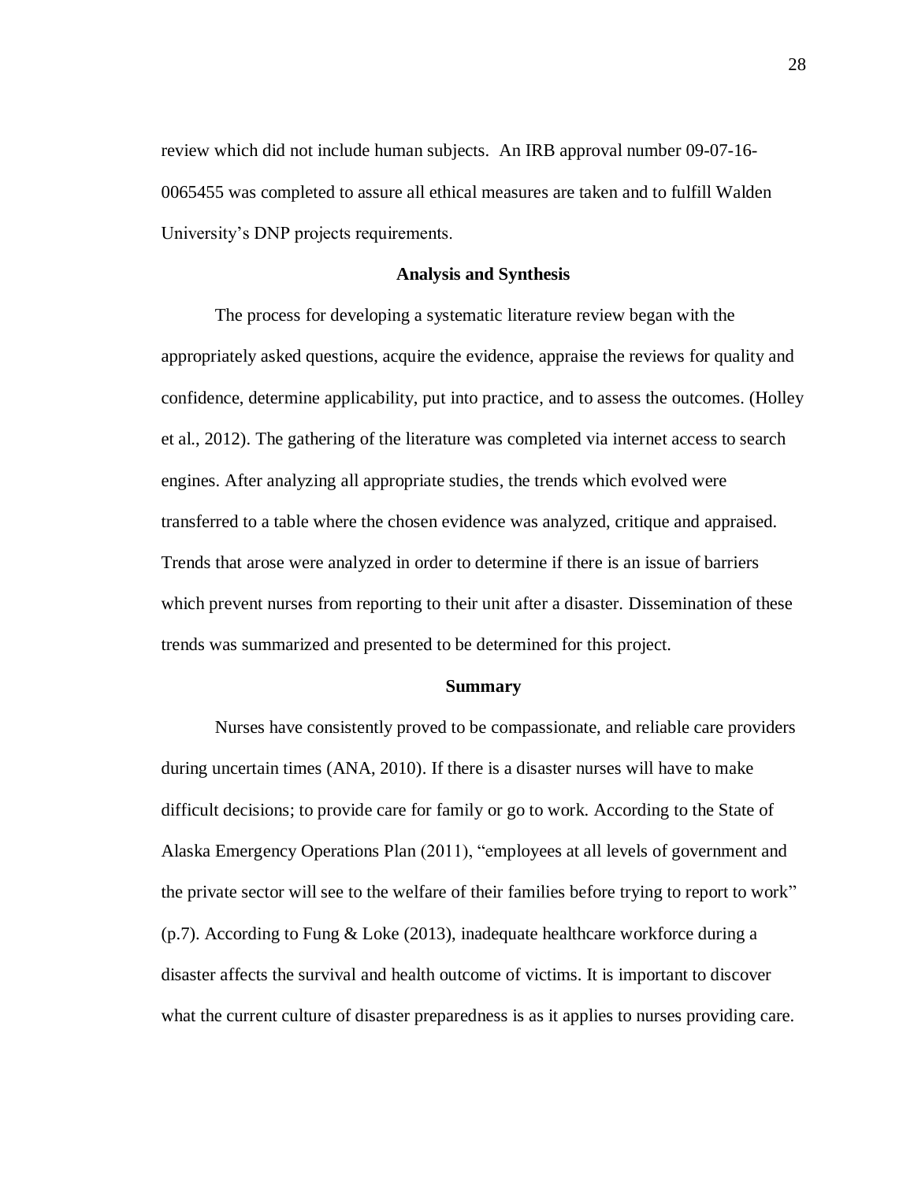review which did not include human subjects. An IRB approval number 09-07-16-0065455 was completed to assure all ethical measures are taken and to fulfill Walden University's DNP projects requirements.

## Analysis and Synthesis

The process for developing a systematic literature review began with the appropriately asked questions, acquire the evidence, appraise the reviews for quality and confidence, determine applicability, put into practice, and to assess the outcomes. (Holley et al., 2012). The gathering of the literature was completed via internet access to search engines. After analyzing all appropriate studies, the trends which evolved were transferred to a table where the chosen evidence was analyzed, critique and appraised. Trends that arose were analyzed in order to determine if there is an issue of barriers which prevent nurses from reporting to their unit after a disaster. Dissemination of these trends was summarized and presented to be determined for this project.

## Summary

Nurses have consistently proved to be compassionate, and reliable care providers during uncertain times (ANA, 2010). If there is a disaster nurses will have to make difficult decisions; to provide care for family or go to work. According to the State of Alaska Emergency Operations Plan (2011), "employees at all levels of government and the private sector will see to the welfare of their families before trying to report to work" (p.7). According to Fung & Loke (2013), inadequate healthcare workforce during a disaster affects the survival and health outcome of victims. It is important to discover what the current culture of disaster preparedness is as it applies to nurses providing care.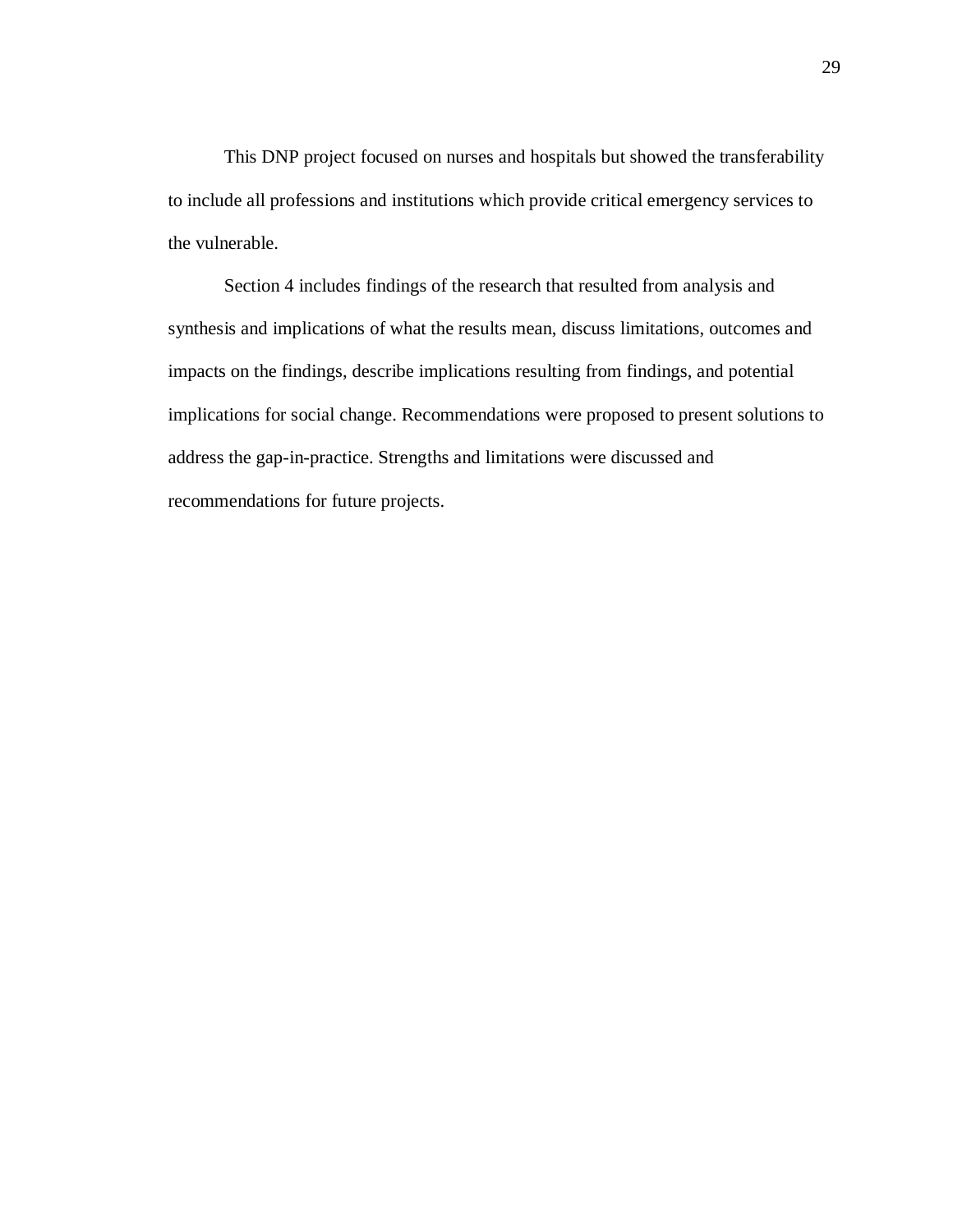This DNP project focused on nurses and hospitals but showed the transferability to include all professions and institutions which provide critical emergency services to the vulnerable.

Section 4 includes findings of the research that resulted from analysis and synthesis and implications of what the results mean, discuss limitations, outcomes and impacts on the findings, describe implications resulting from findings, and potential implications for social change. Recommendations were proposed to present solutions to address the gap-in-practice. Strengths and limitations were discussed and recommendations for future projects.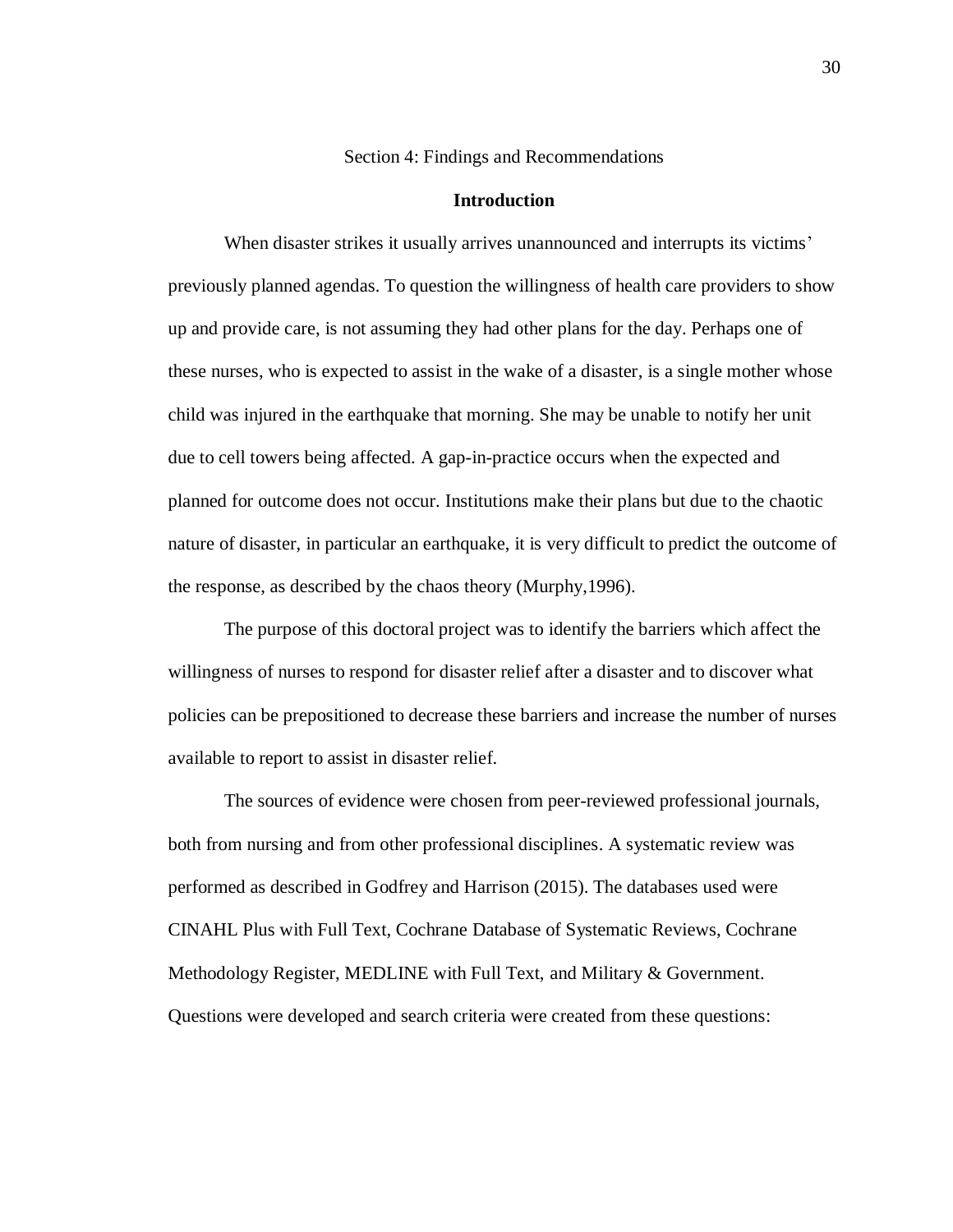# Section 4: Findings and Recommendations

## Introduction

When disaster strikes it usually arrives unannounced and interrupts its victims' previously planned agendas. To question the willingness of health care providers to show up and provide care, is not assuming they had other plans for the day. Perhaps one of these nurses, who is expected to assist in the wake of a disaster, is a single mother whose child was injured in the earthquake that morning. She may be unable to notify her unit due to cell towers being affected. A gap-in-practice occurs when the expected and planned for outcome does not occur. Institutions make their plans but due to the chaotic nature of disaster, in particular an earthquake, it is very difficult to predict the outcome of the response, as described by the chaos theory (Murphy,1996).

The purpose of this doctoral project was to identify the barriers which affect the willingness of nurses to respond for disaster relief after a disaster and to discover what policies can be prepositioned to decrease these barriers and increase the number of nurses available to report to assist in disaster relief.

The sources of evidence were chosen from peer-reviewed professional journals, both from nursing and from other professional disciplines. A systematic review was performed as described in Godfrey and Harrison (2015). The databases used were CINAHL Plus with Full Text, Cochrane Database of Systematic Reviews, Cochrane Methodology Register, MEDLINE with Full Text, and Military & Government. Questions were developed and search criteria were created from these questions: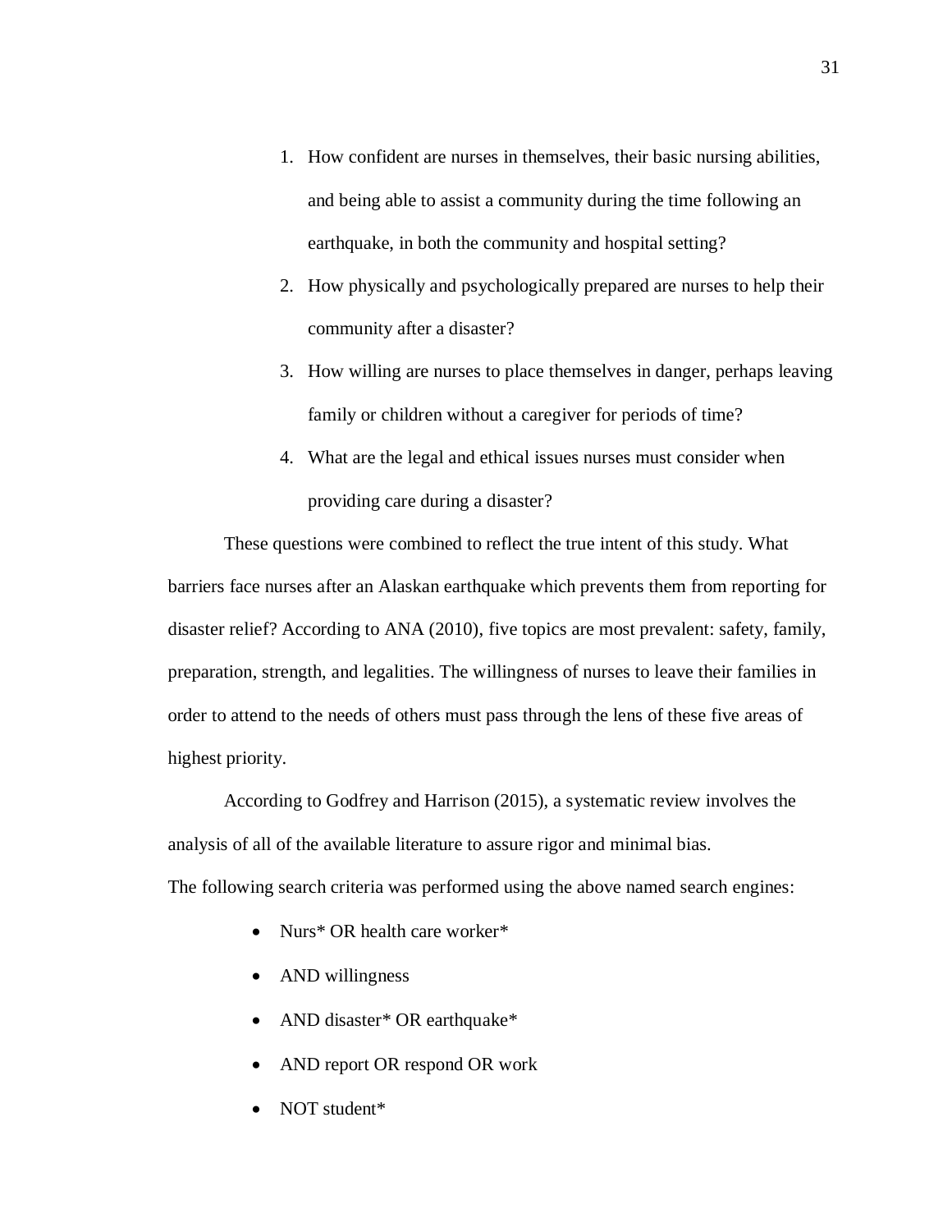1. How confident are nurses in themselves, their basic nursing abilities, and being able to assist a community during the time following an earthquake, in both the community and hospital setting?
2. How physically and psychologically prepared are nurses to help their community after a disaster?
3. How willing are nurses to place themselves in danger, perhaps leaving family or children without a caregiver for periods of time?
4. What are the legal and ethical issues nurses must consider when providing care during a disaster?

These questions were combined to reflect the true intent of this study. What barriers face nurses after an Alaskan earthquake which prevents them from reporting for disaster relief? According to ANA (2010), five topics are most prevalent: safety, family, preparation, strength, and legalities. The willingness of nurses to leave their families in order to attend to the needs of others must pass through the lens of these five areas of highest priority.

According to Godfrey and Harrison (2015), a systematic review involves the analysis of all of the available literature to assure rigor and minimal bias.
The following search criteria was performed using the above named search engines:

- Nurs* OR health care worker*
- AND willingness
- AND disaster* OR earthquake*
- AND report OR respond OR work
- NOT student*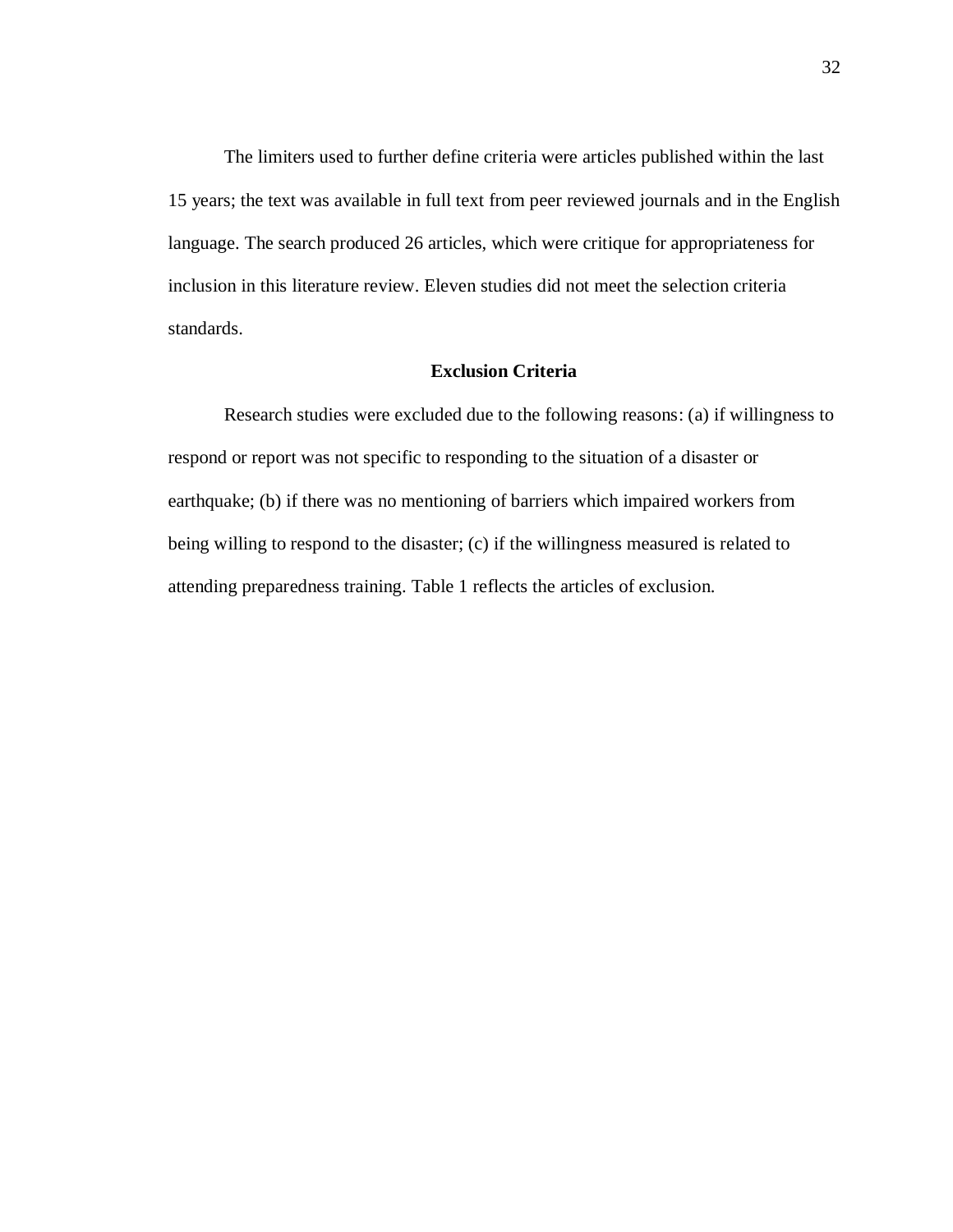The limiters used to further define criteria were articles published within the last 15 years; the text was available in full text from peer reviewed journals and in the English language. The search produced 26 articles, which were critique for appropriateness for inclusion in this literature review. Eleven studies did not meet the selection criteria standards.

### Exclusion Criteria

Research studies were excluded due to the following reasons: (a) if willingness to respond or report was not specific to responding to the situation of a disaster or earthquake; (b) if there was no mentioning of barriers which impaired workers from being willing to respond to the disaster; (c) if the willingness measured is related to attending preparedness training. Table 1 reflects the articles of exclusion.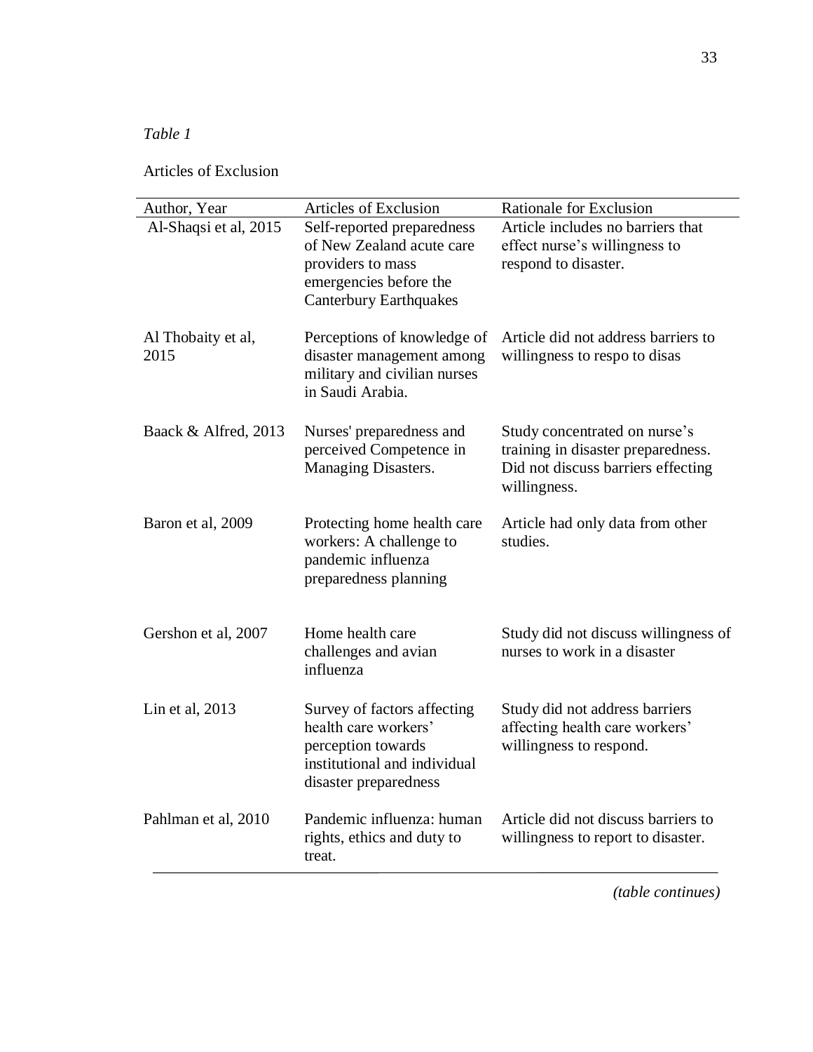*Table 1*

Articles of Exclusion

| Author, Year | Articles of Exclusion | Rationale for Exclusion |
| --- | --- | --- |
| Al-Shaqsi et al, 2015 | Self-reported preparedness of New Zealand acute care providers to mass emergencies before the Canterbury Earthquakes | Article includes no barriers that effect nurse's willingness to respond to disaster. |
| Al Thobaity et al, 2015 | Perceptions of knowledge of disaster management among military and civilian nurses in Saudi Arabia. | Article did not address barriers to willingness to respo to disas |
| Baack & Alfred, 2013 | Nurses' preparedness and perceived Competence in Managing Disasters. | Study concentrated on nurse's training in disaster preparedness. Did not discuss barriers effecting willingness. |
| Baron et al, 2009 | Protecting home health care workers: A challenge to pandemic influenza preparedness planning | Article had only data from other studies. |
| Gershon et al, 2007 | Home health care challenges and avian influenza | Study did not discuss willingness of nurses to work in a disaster |
| Lin et al, 2013 | Survey of factors affecting health care workers' perception towards institutional and individual disaster preparedness | Study did not address barriers affecting health care workers' willingness to respond. |
| Pahlman et al, 2010 | Pandemic influenza: human rights, ethics and duty to treat. | Article did not discuss barriers to willingness to report to disaster. |

*(table continues)*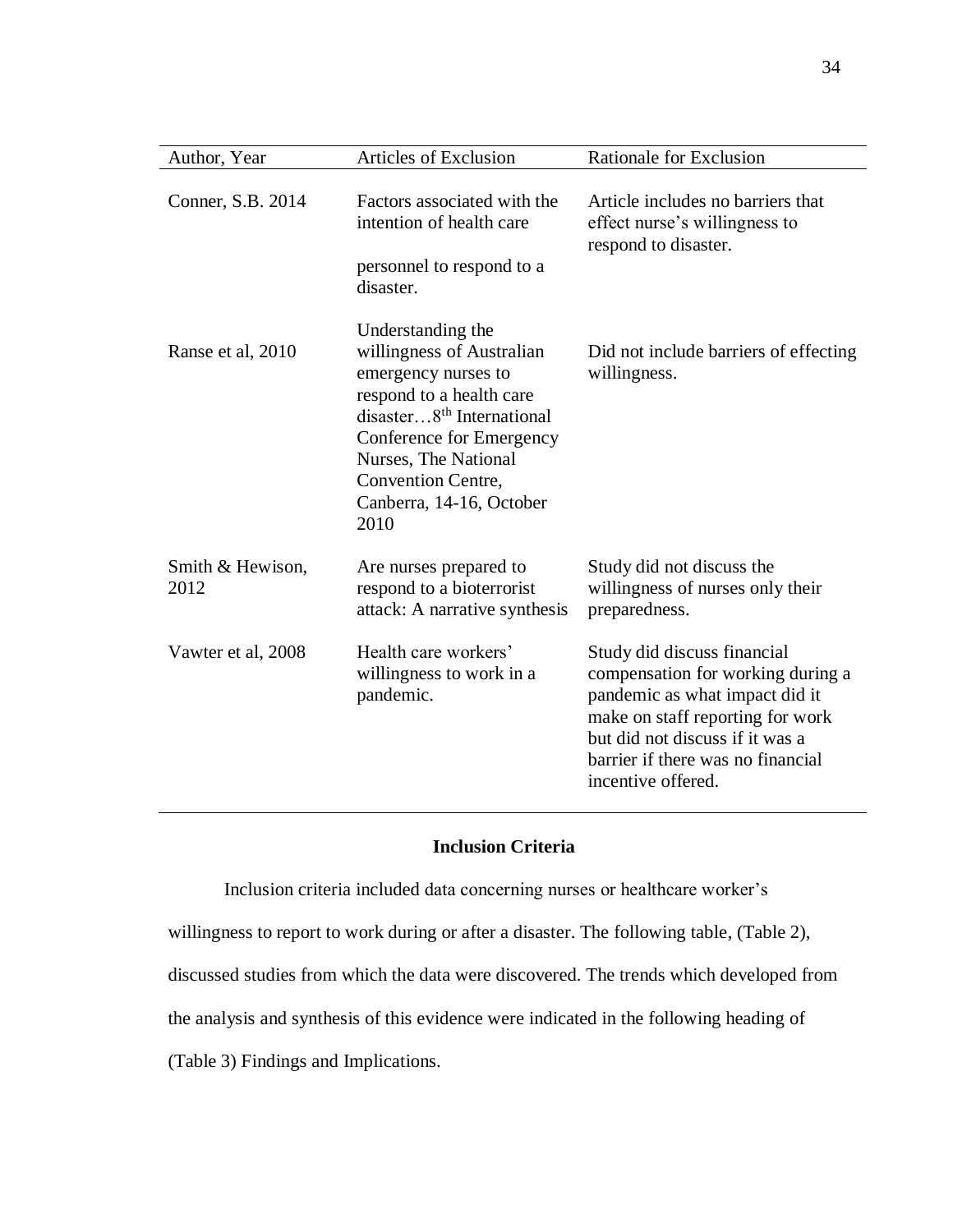| Author, Year | Articles of Exclusion | Rationale for Exclusion |
|---|---|---|
| Conner, S.B. 2014 | Factors associated with the intention of health care personnel to respond to a disaster. | Article includes no barriers that effect nurse's willingness to respond to disaster. |
| Ranse et al, 2010 | Understanding the willingness of Australian emergency nurses to respond to a health care disaster…8th International Conference for Emergency Nurses, The National Convention Centre, Canberra, 14-16, October 2010 | Did not include barriers of effecting willingness. |
| Smith & Hewison, 2012 | Are nurses prepared to respond to a bioterrorist attack: A narrative synthesis | Study did not discuss the willingness of nurses only their preparedness. |
| Vawter et al, 2008 | Health care workers' willingness to work in a pandemic. | Study did discuss financial compensation for working during a pandemic as what impact did it make on staff reporting for work but did not discuss if it was a barrier if there was no financial incentive offered. |

## Inclusion Criteria

Inclusion criteria included data concerning nurses or healthcare worker's willingness to report to work during or after a disaster. The following table, (Table 2), discussed studies from which the data were discovered. The trends which developed from the analysis and synthesis of this evidence were indicated in the following heading of (Table 3) Findings and Implications.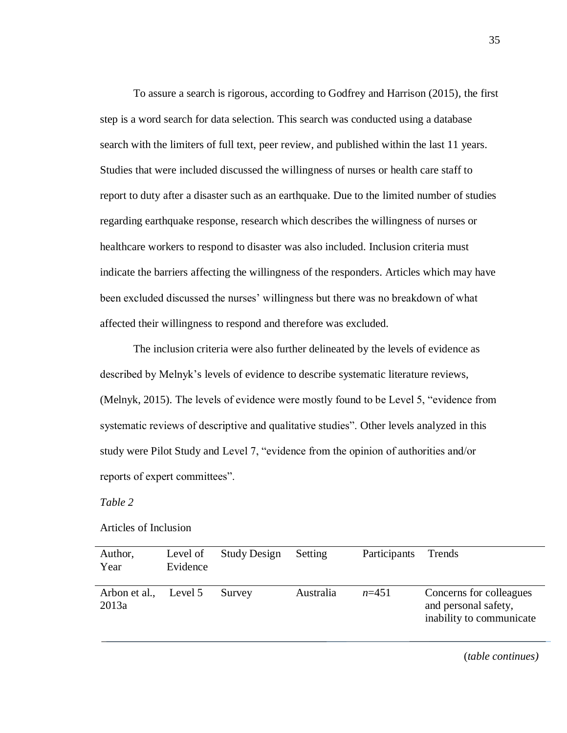To assure a search is rigorous, according to Godfrey and Harrison (2015), the first step is a word search for data selection. This search was conducted using a database search with the limiters of full text, peer review, and published within the last 11 years. Studies that were included discussed the willingness of nurses or health care staff to report to duty after a disaster such as an earthquake. Due to the limited number of studies regarding earthquake response, research which describes the willingness of nurses or healthcare workers to respond to disaster was also included. Inclusion criteria must indicate the barriers affecting the willingness of the responders. Articles which may have been excluded discussed the nurses' willingness but there was no breakdown of what affected their willingness to respond and therefore was excluded.

The inclusion criteria were also further delineated by the levels of evidence as described by Melnyk's levels of evidence to describe systematic literature reviews, (Melnyk, 2015). The levels of evidence were mostly found to be Level 5, "evidence from systematic reviews of descriptive and qualitative studies". Other levels analyzed in this study were Pilot Study and Level 7, "evidence from the opinion of authorities and/or reports of expert committees".

*Table 2*

Articles of Inclusion

| Author, Year | Level of Evidence | Study Design | Setting | Participants | Trends |
|---|---|---|---|---|---|
| Arbon et al., 2013a | Level 5 | Survey | Australia | *n*=451 | Concerns for colleagues and personal safety, inability to communicate |

(*table continues*)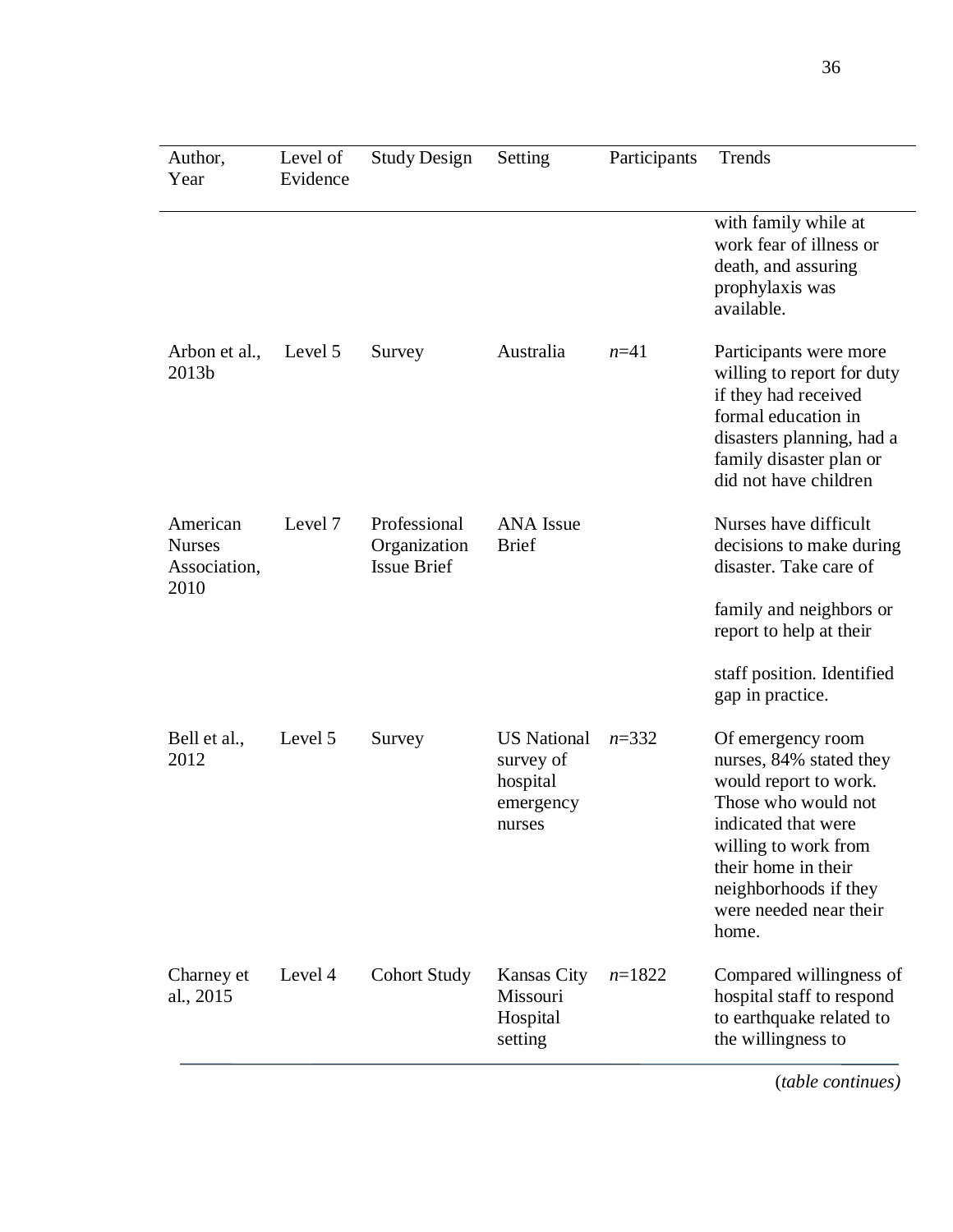| Author, Year | Level of Evidence | Study Design | Setting | Participants | Trends |
|---|---|---|---|---|---|
| | | | | | with family while at work fear of illness or death, and assuring prophylaxis was available. |
| Arbon et al., 2013b | Level 5 | Survey | Australia | *n*=41 | Participants were more willing to report for duty if they had received formal education in disasters planning, had a family disaster plan or did not have children |
| American Nurses Association, 2010 | Level 7 | Professional Organization Issue Brief | ANA Issue Brief | | Nurses have difficult decisions to make during disaster. Take care of family and neighbors or report to help at their staff position. Identified gap in practice. |
| Bell et al., 2012 | Level 5 | Survey | US National survey of hospital emergency nurses | *n*=332 | Of emergency room nurses, 84% stated they would report to work. Those who would not indicated that were willing to work from their home in their neighborhoods if they were needed near their home. |
| Charney et al., 2015 | Level 4 | Cohort Study | Kansas City Missouri Hospital setting | *n*=1822 | Compared willingness of hospital staff to respond to earthquake related to the willingness to |

(*table continues*)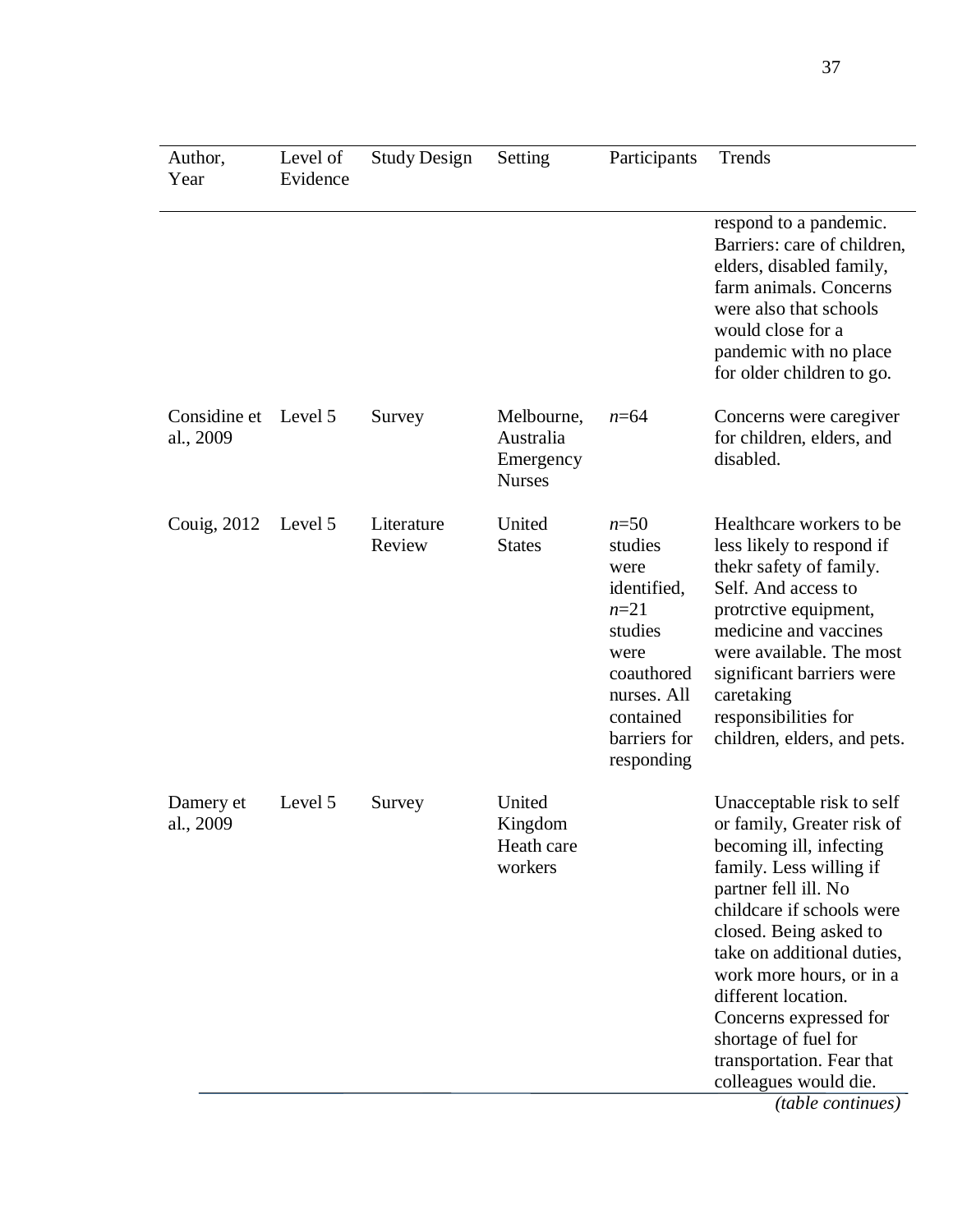| Author, Year | Level of Evidence | Study Design | Setting | Participants | Trends |
|---|---|---|---|---|---|
| | | | | | respond to a pandemic. Barriers: care of children, elders, disabled family, farm animals. Concerns were also that schools would close for a pandemic with no place for older children to go. |
| Considine et al., 2009 | Level 5 | Survey | Melbourne, Australia Emergency Nurses | *n*=64 | Concerns were caregiver for children, elders, and disabled. |
| Couig, 2012 | Level 5 | Literature Review | United States | *n*=50 studies were identified, *n*=21 studies were coauthored nurses. All contained barriers for responding | Healthcare workers to be less likely to respond if thekr safety of family. Self. And access to protrctive equipment, medicine and vaccines were available. The most significant barriers were caretaking responsibilities for children, elders, and pets. |
| Damery et al., 2009 | Level 5 | Survey | United Kingdom Heath care workers | | Unacceptable risk to self or family, Greater risk of becoming ill, infecting family. Less willing if partner fell ill. No childcare if schools were closed. Being asked to take on additional duties, work more hours, or in a different location. Concerns expressed for shortage of fuel for transportation. Fear that colleagues would die. |

*(table continues)*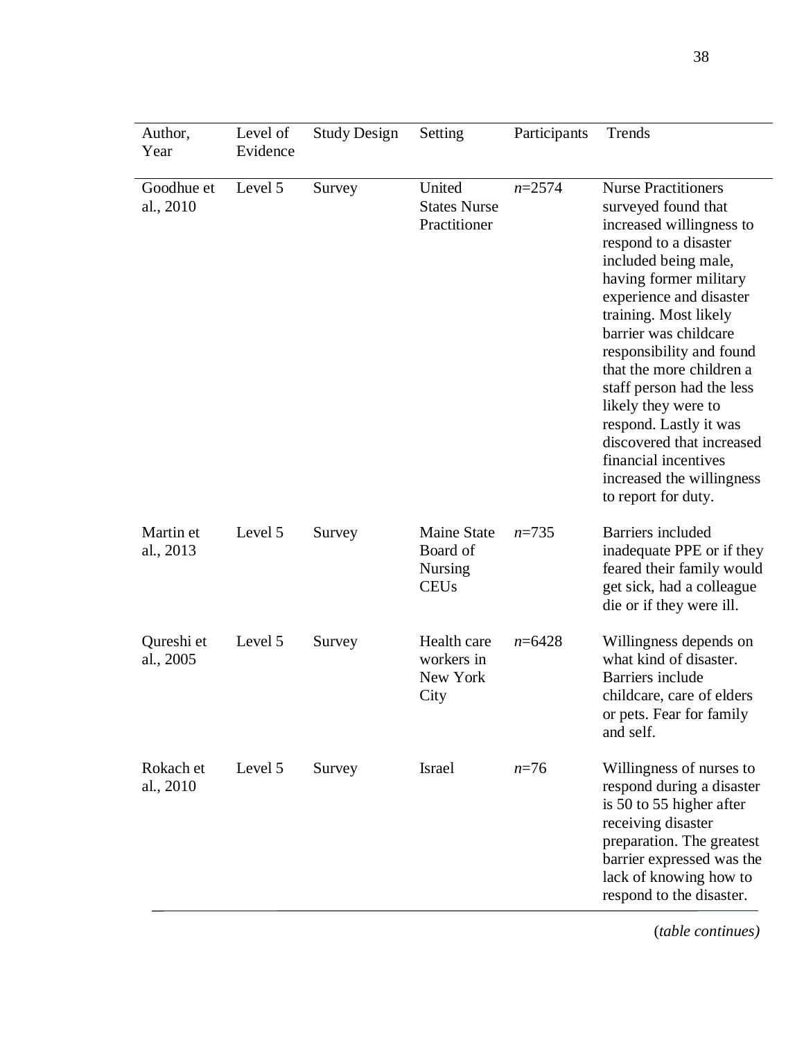| Author, Year | Level of Evidence | Study Design | Setting | Participants | Trends |
|---|---|---|---|---|---|
| Goodhue et al., 2010 | Level 5 | Survey | United States Nurse Practitioner | *n*=2574 | Nurse Practitioners surveyed found that increased willingness to respond to a disaster included being male, having former military experience and disaster training. Most likely barrier was childcare responsibility and found that the more children a staff person had the less likely they were to respond. Lastly it was discovered that increased financial incentives increased the willingness to report for duty. |
| Martin et al., 2013 | Level 5 | Survey | Maine State Board of Nursing CEUs | *n*=735 | Barriers included inadequate PPE or if they feared their family would get sick, had a colleague die or if they were ill. |
| Qureshi et al., 2005 | Level 5 | Survey | Health care workers in New York City | *n*=6428 | Willingness depends on what kind of disaster. Barriers include childcare, care of elders or pets. Fear for family and self. |
| Rokach et al., 2010 | Level 5 | Survey | Israel | *n*=76 | Willingness of nurses to respond during a disaster is 50 to 55 higher after receiving disaster preparation. The greatest barrier expressed was the lack of knowing how to respond to the disaster. |

(*table continues)*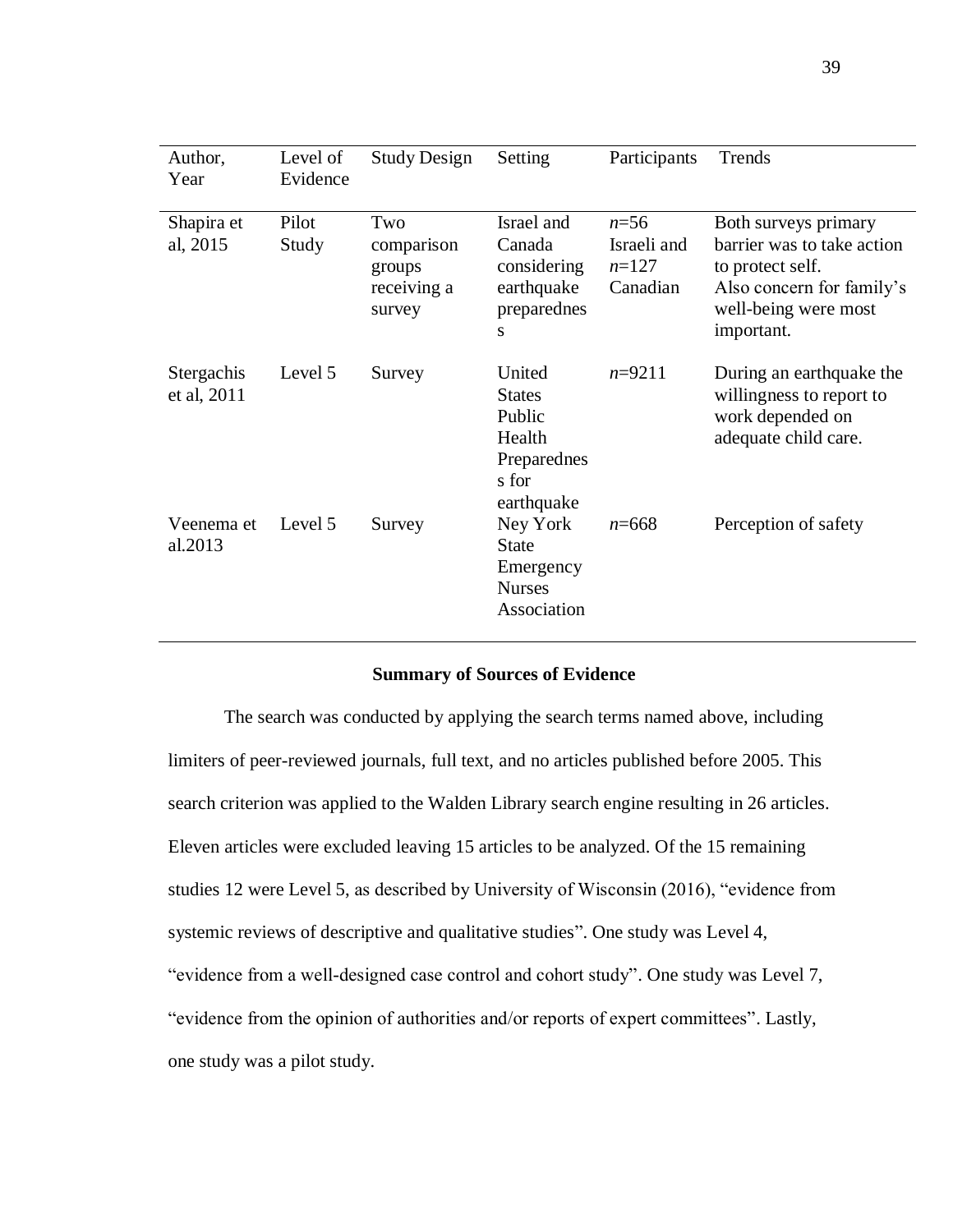| Author, Year | Level of Evidence | Study Design | Setting | Participants | Trends |
|---|---|---|---|---|---|
| Shapira et al, 2015 | Pilot Study | Two comparison groups receiving a survey | Israel and Canada considering earthquake preparedness | *n*=56 Israeli and *n*=127 Canadian | Both surveys primary barrier was to take action to protect self. Also concern for family's well-being were most important. |
| Stergachis et al, 2011 | Level 5 | Survey | United States Public Health Preparedness for earthquake | *n*=9211 | During an earthquake the willingness to report to work depended on adequate child care. |
| Veenema et al.2013 | Level 5 | Survey | Ney York State Emergency Nurses Association | *n*=668 | Perception of safety |

**Summary of Sources of Evidence**

The search was conducted by applying the search terms named above, including limiters of peer-reviewed journals, full text, and no articles published before 2005. This search criterion was applied to the Walden Library search engine resulting in 26 articles. Eleven articles were excluded leaving 15 articles to be analyzed. Of the 15 remaining studies 12 were Level 5, as described by University of Wisconsin (2016), "evidence from systemic reviews of descriptive and qualitative studies". One study was Level 4, "evidence from a well-designed case control and cohort study". One study was Level 7, "evidence from the opinion of authorities and/or reports of expert committees". Lastly, one study was a pilot study.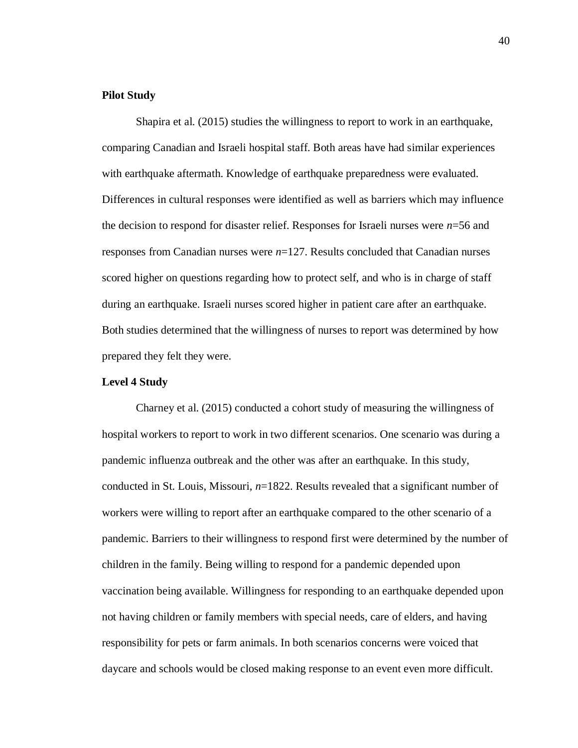**Pilot Study**

Shapira et al. (2015) studies the willingness to report to work in an earthquake, comparing Canadian and Israeli hospital staff. Both areas have had similar experiences with earthquake aftermath. Knowledge of earthquake preparedness were evaluated. Differences in cultural responses were identified as well as barriers which may influence the decision to respond for disaster relief. Responses for Israeli nurses were $n$=56 and responses from Canadian nurses were $n$=127. Results concluded that Canadian nurses scored higher on questions regarding how to protect self, and who is in charge of staff during an earthquake. Israeli nurses scored higher in patient care after an earthquake. Both studies determined that the willingness of nurses to report was determined by how prepared they felt they were.

**Level 4 Study**

Charney et al. (2015) conducted a cohort study of measuring the willingness of hospital workers to report to work in two different scenarios. One scenario was during a pandemic influenza outbreak and the other was after an earthquake. In this study, conducted in St. Louis, Missouri, $n$=1822. Results revealed that a significant number of workers were willing to report after an earthquake compared to the other scenario of a pandemic. Barriers to their willingness to respond first were determined by the number of children in the family. Being willing to respond for a pandemic depended upon vaccination being available. Willingness for responding to an earthquake depended upon not having children or family members with special needs, care of elders, and having responsibility for pets or farm animals. In both scenarios concerns were voiced that daycare and schools would be closed making response to an event even more difficult.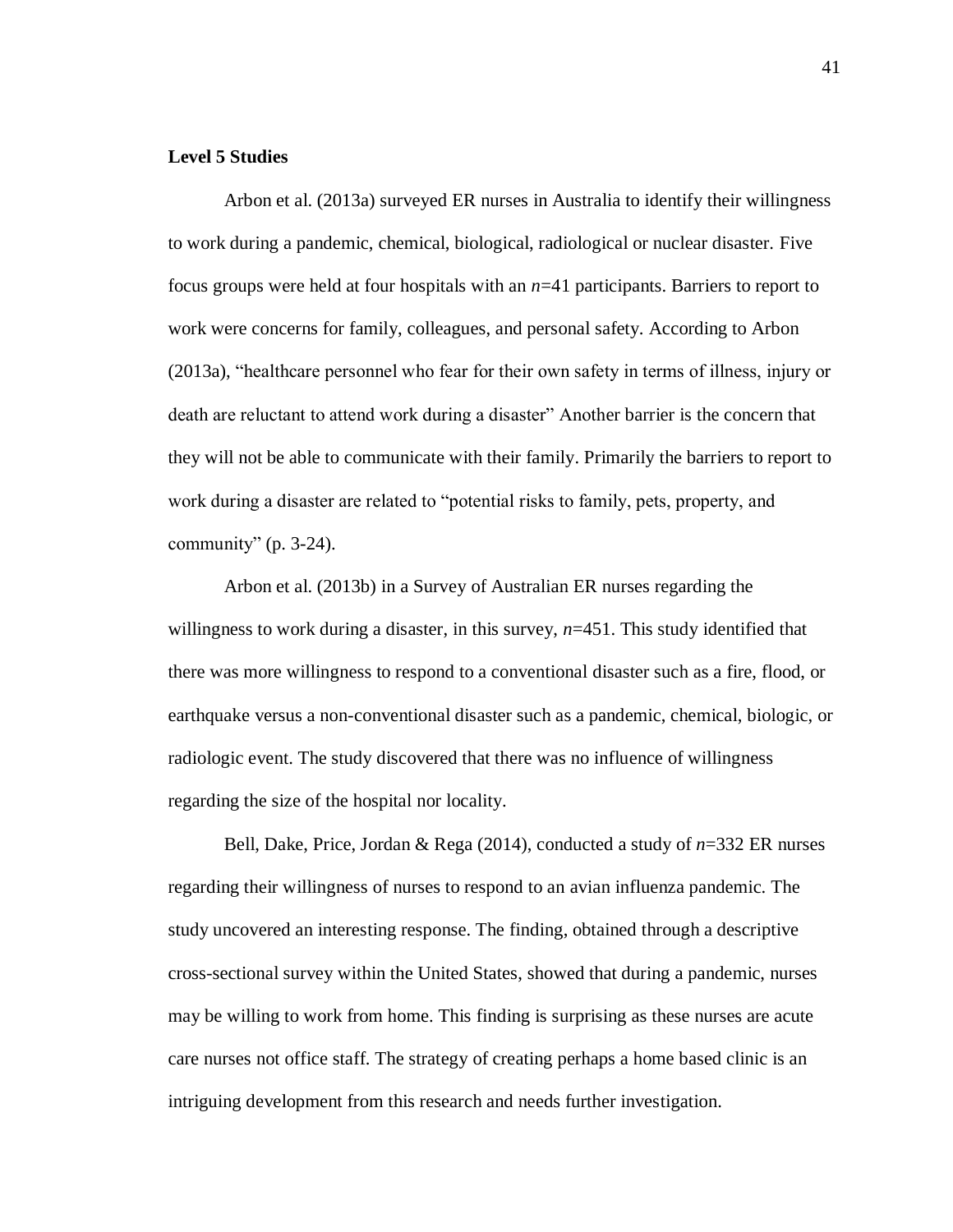**Level 5 Studies**

Arbon et al. (2013a) surveyed ER nurses in Australia to identify their willingness to work during a pandemic, chemical, biological, radiological or nuclear disaster. Five focus groups were held at four hospitals with an *n*=41 participants. Barriers to report to work were concerns for family, colleagues, and personal safety. According to Arbon (2013a), "healthcare personnel who fear for their own safety in terms of illness, injury or death are reluctant to attend work during a disaster" Another barrier is the concern that they will not be able to communicate with their family. Primarily the barriers to report to work during a disaster are related to "potential risks to family, pets, property, and community" (p. 3-24).

Arbon et al. (2013b) in a Survey of Australian ER nurses regarding the willingness to work during a disaster, in this survey, *n*=451. This study identified that there was more willingness to respond to a conventional disaster such as a fire, flood, or earthquake versus a non-conventional disaster such as a pandemic, chemical, biologic, or radiologic event. The study discovered that there was no influence of willingness regarding the size of the hospital nor locality.

Bell, Dake, Price, Jordan & Rega (2014), conducted a study of *n*=332 ER nurses regarding their willingness of nurses to respond to an avian influenza pandemic. The study uncovered an interesting response. The finding, obtained through a descriptive cross-sectional survey within the United States, showed that during a pandemic, nurses may be willing to work from home. This finding is surprising as these nurses are acute care nurses not office staff. The strategy of creating perhaps a home based clinic is an intriguing development from this research and needs further investigation.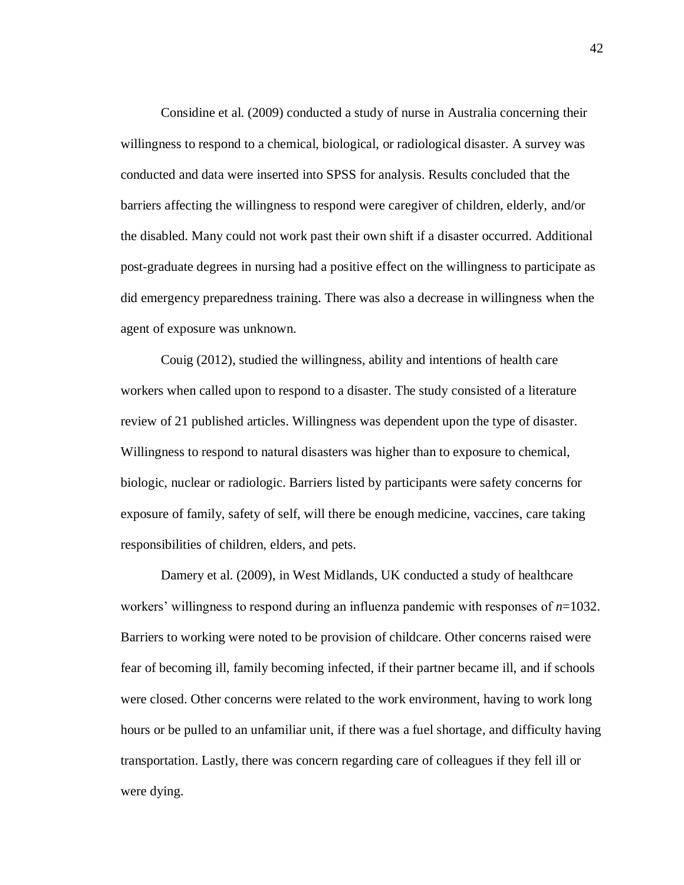Considine et al. (2009) conducted a study of nurse in Australia concerning their willingness to respond to a chemical, biological, or radiological disaster. A survey was conducted and data were inserted into SPSS for analysis. Results concluded that the barriers affecting the willingness to respond were caregiver of children, elderly, and/or the disabled. Many could not work past their own shift if a disaster occurred. Additional post-graduate degrees in nursing had a positive effect on the willingness to participate as did emergency preparedness training. There was also a decrease in willingness when the agent of exposure was unknown.

Couig (2012), studied the willingness, ability and intentions of health care workers when called upon to respond to a disaster. The study consisted of a literature review of 21 published articles. Willingness was dependent upon the type of disaster. Willingness to respond to natural disasters was higher than to exposure to chemical, biologic, nuclear or radiologic. Barriers listed by participants were safety concerns for exposure of family, safety of self, will there be enough medicine, vaccines, care taking responsibilities of children, elders, and pets.

Damery et al. (2009), in West Midlands, UK conducted a study of healthcare workers' willingness to respond during an influenza pandemic with responses of $n$=1032. Barriers to working were noted to be provision of childcare. Other concerns raised were fear of becoming ill, family becoming infected, if their partner became ill, and if schools were closed. Other concerns were related to the work environment, having to work long hours or be pulled to an unfamiliar unit, if there was a fuel shortage, and difficulty having transportation. Lastly, there was concern regarding care of colleagues if they fell ill or were dying.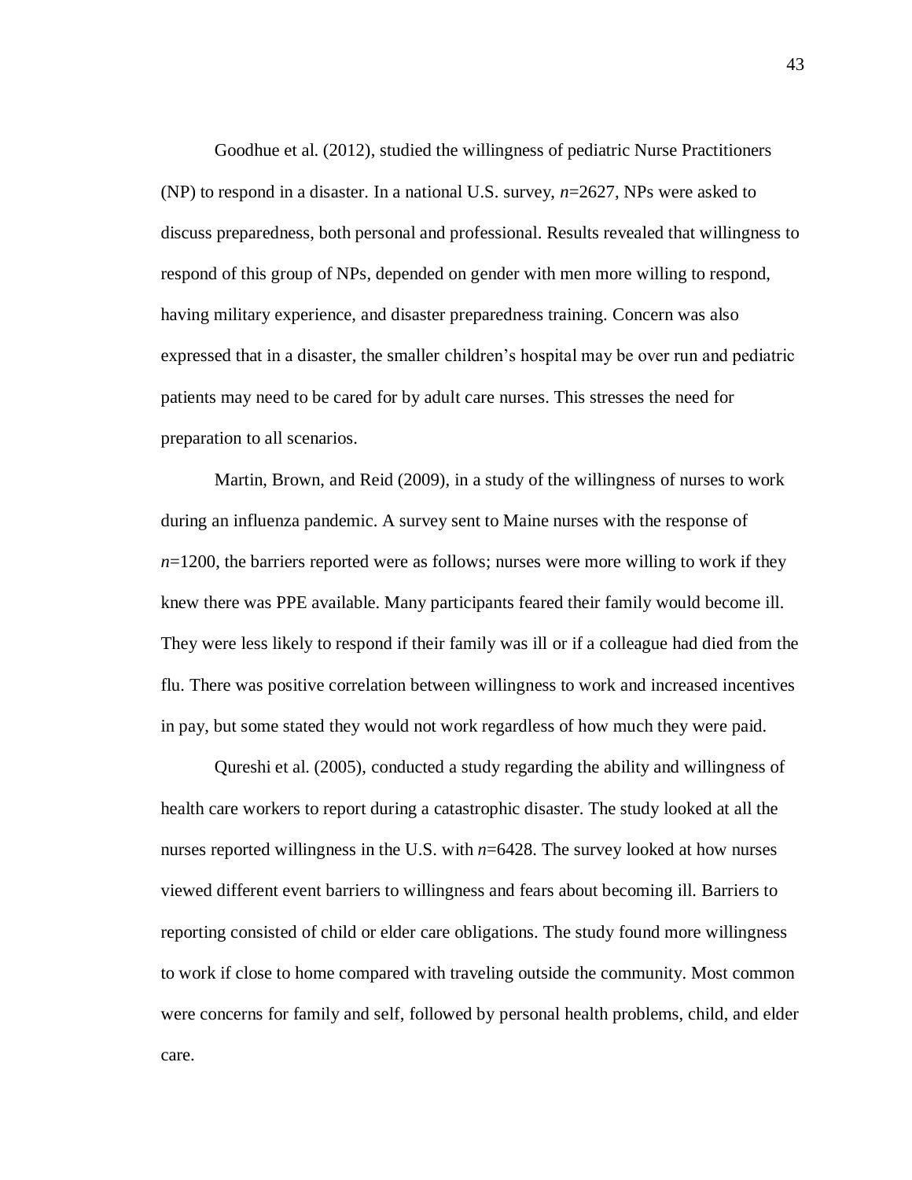Goodhue et al. (2012), studied the willingness of pediatric Nurse Practitioners (NP) to respond in a disaster. In a national U.S. survey, *n*=2627, NPs were asked to discuss preparedness, both personal and professional. Results revealed that willingness to respond of this group of NPs, depended on gender with men more willing to respond, having military experience, and disaster preparedness training. Concern was also expressed that in a disaster, the smaller children's hospital may be over run and pediatric patients may need to be cared for by adult care nurses. This stresses the need for preparation to all scenarios.

Martin, Brown, and Reid (2009), in a study of the willingness of nurses to work during an influenza pandemic. A survey sent to Maine nurses with the response of *n*=1200, the barriers reported were as follows; nurses were more willing to work if they knew there was PPE available. Many participants feared their family would become ill. They were less likely to respond if their family was ill or if a colleague had died from the flu. There was positive correlation between willingness to work and increased incentives in pay, but some stated they would not work regardless of how much they were paid.

Qureshi et al. (2005), conducted a study regarding the ability and willingness of health care workers to report during a catastrophic disaster. The study looked at all the nurses reported willingness in the U.S. with *n*=6428. The survey looked at how nurses viewed different event barriers to willingness and fears about becoming ill. Barriers to reporting consisted of child or elder care obligations. The study found more willingness to work if close to home compared with traveling outside the community. Most common were concerns for family and self, followed by personal health problems, child, and elder care.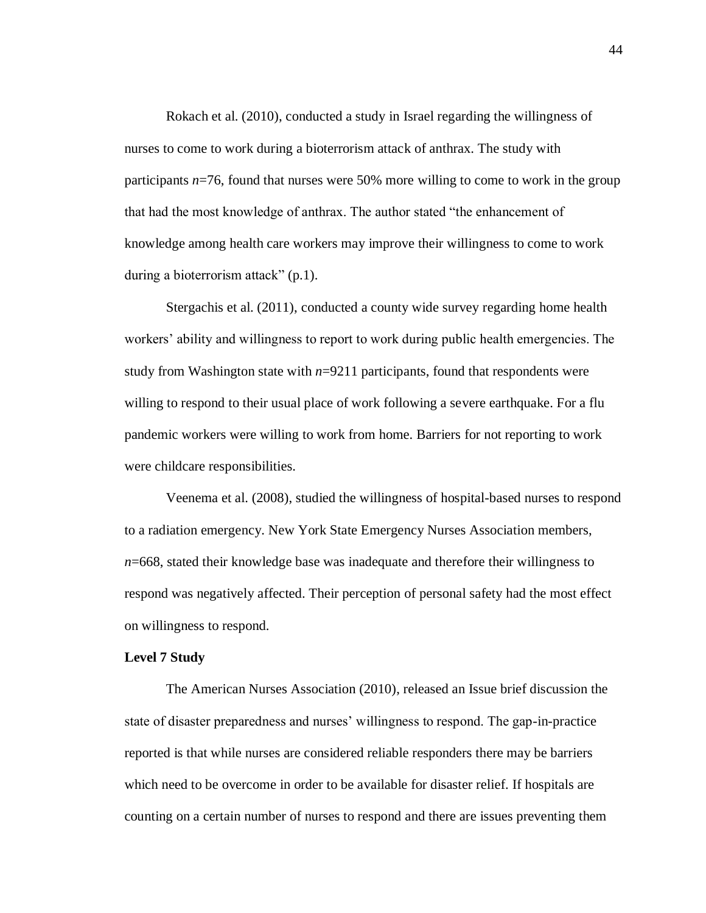Rokach et al. (2010), conducted a study in Israel regarding the willingness of nurses to come to work during a bioterrorism attack of anthrax. The study with participants *n*=76, found that nurses were 50% more willing to come to work in the group that had the most knowledge of anthrax. The author stated "the enhancement of knowledge among health care workers may improve their willingness to come to work during a bioterrorism attack" (p.1).

Stergachis et al. (2011), conducted a county wide survey regarding home health workers' ability and willingness to report to work during public health emergencies. The study from Washington state with *n*=9211 participants, found that respondents were willing to respond to their usual place of work following a severe earthquake. For a flu pandemic workers were willing to work from home. Barriers for not reporting to work were childcare responsibilities.

Veenema et al. (2008), studied the willingness of hospital-based nurses to respond to a radiation emergency. New York State Emergency Nurses Association members, *n*=668, stated their knowledge base was inadequate and therefore their willingness to respond was negatively affected. Their perception of personal safety had the most effect on willingness to respond.

**Level 7 Study**

The American Nurses Association (2010), released an Issue brief discussion the state of disaster preparedness and nurses' willingness to respond. The gap-in-practice reported is that while nurses are considered reliable responders there may be barriers which need to be overcome in order to be available for disaster relief. If hospitals are counting on a certain number of nurses to respond and there are issues preventing them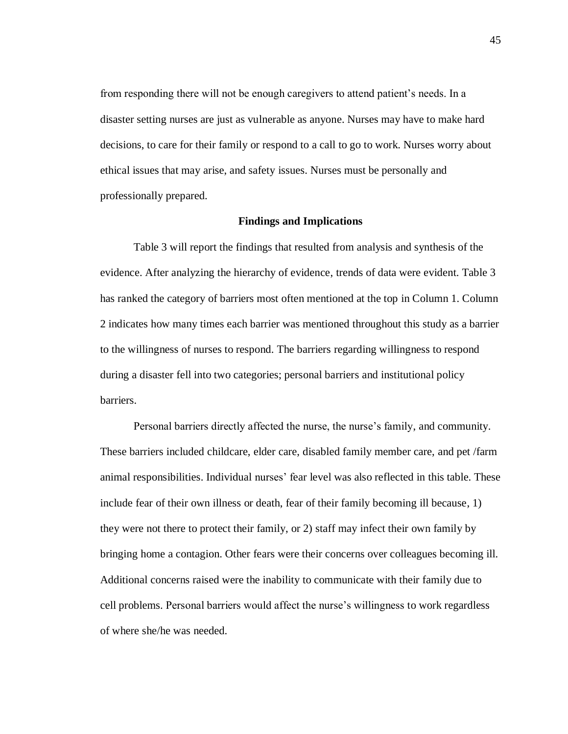from responding there will not be enough caregivers to attend patient's needs. In a disaster setting nurses are just as vulnerable as anyone. Nurses may have to make hard decisions, to care for their family or respond to a call to go to work. Nurses worry about ethical issues that may arise, and safety issues. Nurses must be personally and professionally prepared.

## Findings and Implications

Table 3 will report the findings that resulted from analysis and synthesis of the evidence. After analyzing the hierarchy of evidence, trends of data were evident. Table 3 has ranked the category of barriers most often mentioned at the top in Column 1. Column 2 indicates how many times each barrier was mentioned throughout this study as a barrier to the willingness of nurses to respond. The barriers regarding willingness to respond during a disaster fell into two categories; personal barriers and institutional policy barriers.

Personal barriers directly affected the nurse, the nurse's family, and community. These barriers included childcare, elder care, disabled family member care, and pet /farm animal responsibilities. Individual nurses' fear level was also reflected in this table. These include fear of their own illness or death, fear of their family becoming ill because, 1) they were not there to protect their family, or 2) staff may infect their own family by bringing home a contagion. Other fears were their concerns over colleagues becoming ill. Additional concerns raised were the inability to communicate with their family due to cell problems. Personal barriers would affect the nurse's willingness to work regardless of where she/he was needed.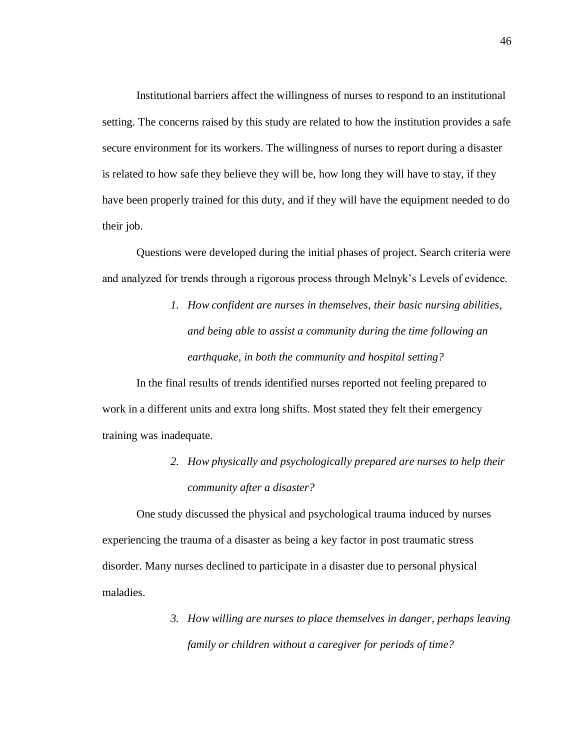Institutional barriers affect the willingness of nurses to respond to an institutional setting. The concerns raised by this study are related to how the institution provides a safe secure environment for its workers. The willingness of nurses to report during a disaster is related to how safe they believe they will be, how long they will have to stay, if they have been properly trained for this duty, and if they will have the equipment needed to do their job.

Questions were developed during the initial phases of project. Search criteria were and analyzed for trends through a rigorous process through Melnyk's Levels of evidence.

1. *How confident are nurses in themselves, their basic nursing abilities, and being able to assist a community during the time following an earthquake, in both the community and hospital setting?*

In the final results of trends identified nurses reported not feeling prepared to work in a different units and extra long shifts. Most stated they felt their emergency training was inadequate.

2. *How physically and psychologically prepared are nurses to help their community after a disaster?*

One study discussed the physical and psychological trauma induced by nurses experiencing the trauma of a disaster as being a key factor in post traumatic stress disorder. Many nurses declined to participate in a disaster due to personal physical maladies.

3. *How willing are nurses to place themselves in danger, perhaps leaving family or children without a caregiver for periods of time?*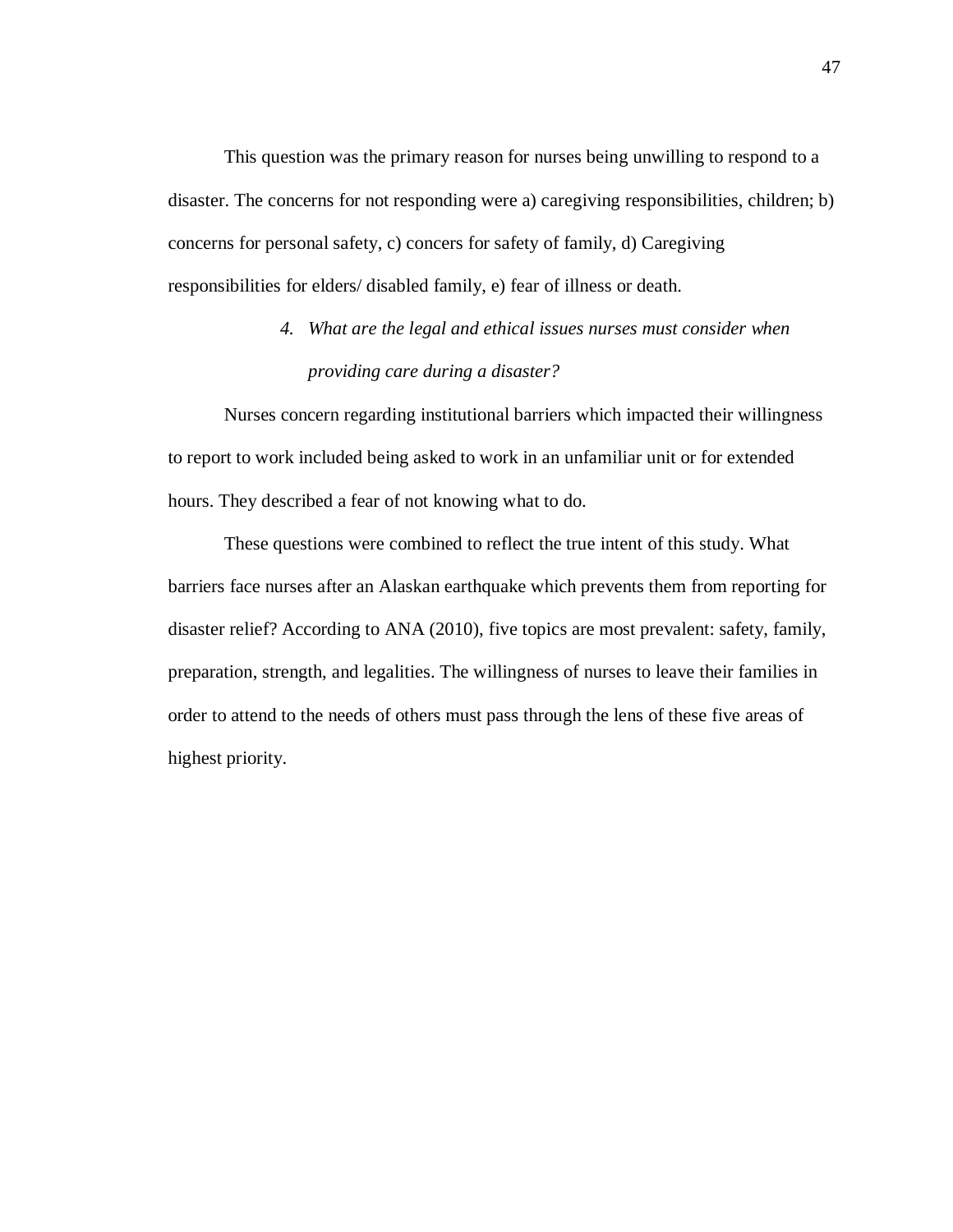This question was the primary reason for nurses being unwilling to respond to a disaster. The concerns for not responding were a) caregiving responsibilities, children; b) concerns for personal safety, c) concers for safety of family, d) Caregiving responsibilities for elders/ disabled family, e) fear of illness or death.

4. *What are the legal and ethical issues nurses must consider when providing care during a disaster?*

Nurses concern regarding institutional barriers which impacted their willingness to report to work included being asked to work in an unfamiliar unit or for extended hours. They described a fear of not knowing what to do.

These questions were combined to reflect the true intent of this study. What barriers face nurses after an Alaskan earthquake which prevents them from reporting for disaster relief? According to ANA (2010), five topics are most prevalent: safety, family, preparation, strength, and legalities. The willingness of nurses to leave their families in order to attend to the needs of others must pass through the lens of these five areas of highest priority.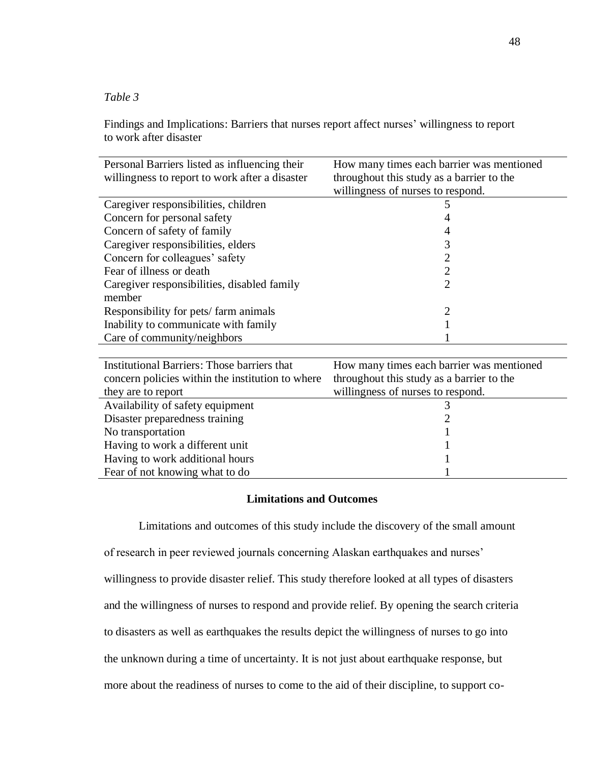*Table 3*

Findings and Implications: Barriers that nurses report affect nurses' willingness to report to work after disaster

| Personal Barriers listed as influencing their willingness to report to work after a disaster | How many times each barrier was mentioned throughout this study as a barrier to the willingness of nurses to respond. |
|---|---|
| Caregiver responsibilities, children | 5 |
| Concern for personal safety | 4 |
| Concern of safety of family | 4 |
| Caregiver responsibilities, elders | 3 |
| Concern for colleagues' safety | 2 |
| Fear of illness or death | 2 |
| Caregiver responsibilities, disabled family member | 2 |
| Responsibility for pets/ farm animals | 2 |
| Inability to communicate with family | 1 |
| Care of community/neighbors | 1 |

| Institutional Barriers: Those barriers that concern policies within the institution to where they are to report | How many times each barrier was mentioned throughout this study as a barrier to the willingness of nurses to respond. |
|---|---|
| Availability of safety equipment | 3 |
| Disaster preparedness training | 2 |
| No transportation | 1 |
| Having to work a different unit | 1 |
| Having to work additional hours | 1 |
| Fear of not knowing what to do | 1 |

## Limitations and Outcomes

Limitations and outcomes of this study include the discovery of the small amount of research in peer reviewed journals concerning Alaskan earthquakes and nurses' willingness to provide disaster relief. This study therefore looked at all types of disasters and the willingness of nurses to respond and provide relief. By opening the search criteria to disasters as well as earthquakes the results depict the willingness of nurses to go into the unknown during a time of uncertainty. It is not just about earthquake response, but more about the readiness of nurses to come to the aid of their discipline, to support co-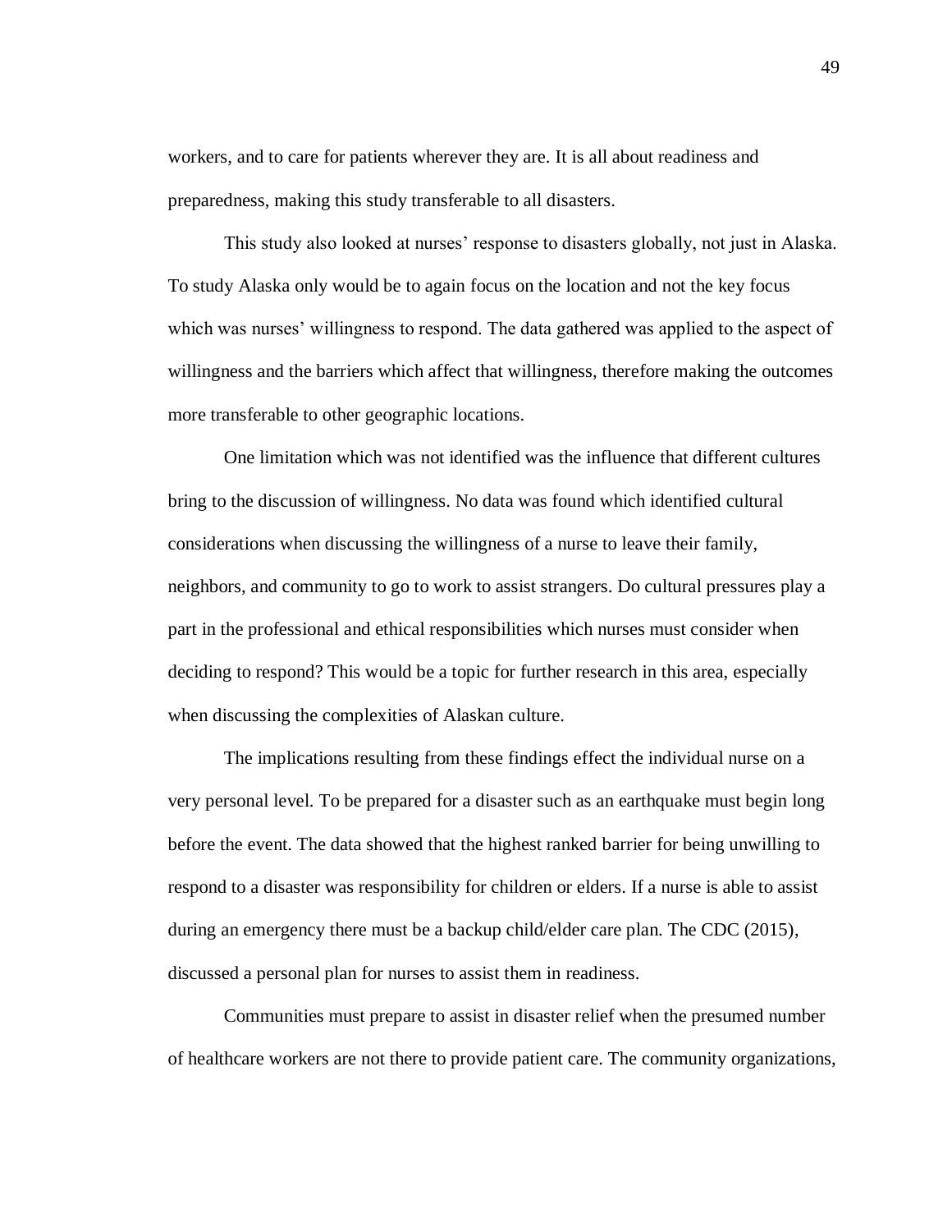workers, and to care for patients wherever they are. It is all about readiness and preparedness, making this study transferable to all disasters.

This study also looked at nurses' response to disasters globally, not just in Alaska. To study Alaska only would be to again focus on the location and not the key focus which was nurses' willingness to respond. The data gathered was applied to the aspect of willingness and the barriers which affect that willingness, therefore making the outcomes more transferable to other geographic locations.

One limitation which was not identified was the influence that different cultures bring to the discussion of willingness. No data was found which identified cultural considerations when discussing the willingness of a nurse to leave their family, neighbors, and community to go to work to assist strangers. Do cultural pressures play a part in the professional and ethical responsibilities which nurses must consider when deciding to respond? This would be a topic for further research in this area, especially when discussing the complexities of Alaskan culture.

The implications resulting from these findings effect the individual nurse on a very personal level. To be prepared for a disaster such as an earthquake must begin long before the event. The data showed that the highest ranked barrier for being unwilling to respond to a disaster was responsibility for children or elders. If a nurse is able to assist during an emergency there must be a backup child/elder care plan. The CDC (2015), discussed a personal plan for nurses to assist them in readiness.

Communities must prepare to assist in disaster relief when the presumed number of healthcare workers are not there to provide patient care. The community organizations,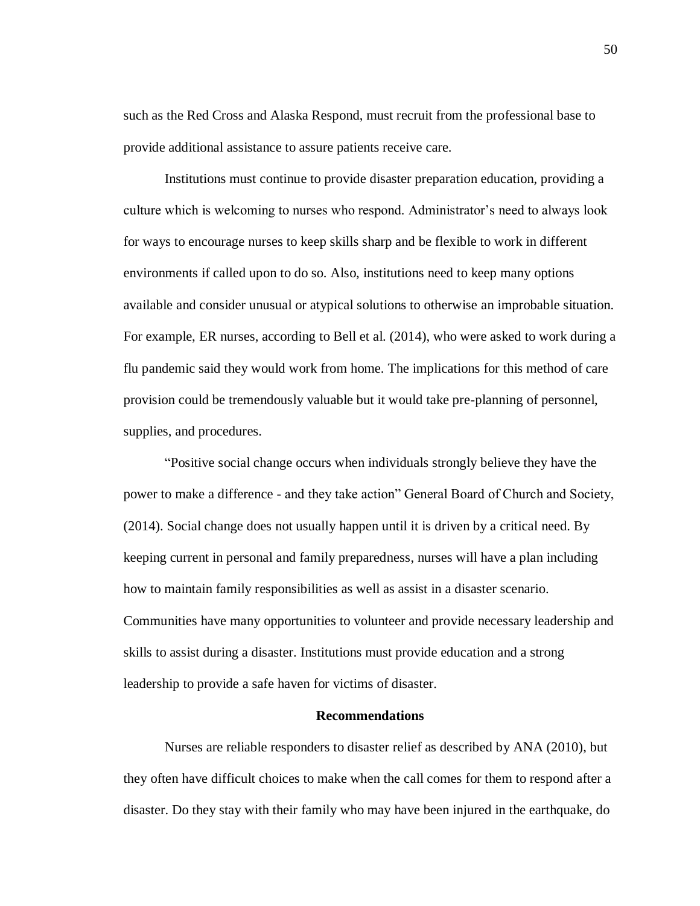such as the Red Cross and Alaska Respond, must recruit from the professional base to provide additional assistance to assure patients receive care.

Institutions must continue to provide disaster preparation education, providing a culture which is welcoming to nurses who respond. Administrator's need to always look for ways to encourage nurses to keep skills sharp and be flexible to work in different environments if called upon to do so. Also, institutions need to keep many options available and consider unusual or atypical solutions to otherwise an improbable situation. For example, ER nurses, according to Bell et al. (2014), who were asked to work during a flu pandemic said they would work from home. The implications for this method of care provision could be tremendously valuable but it would take pre-planning of personnel, supplies, and procedures.

"Positive social change occurs when individuals strongly believe they have the power to make a difference - and they take action" General Board of Church and Society, (2014). Social change does not usually happen until it is driven by a critical need. By keeping current in personal and family preparedness, nurses will have a plan including how to maintain family responsibilities as well as assist in a disaster scenario. Communities have many opportunities to volunteer and provide necessary leadership and skills to assist during a disaster. Institutions must provide education and a strong leadership to provide a safe haven for victims of disaster.

## Recommendations

Nurses are reliable responders to disaster relief as described by ANA (2010), but they often have difficult choices to make when the call comes for them to respond after a disaster. Do they stay with their family who may have been injured in the earthquake, do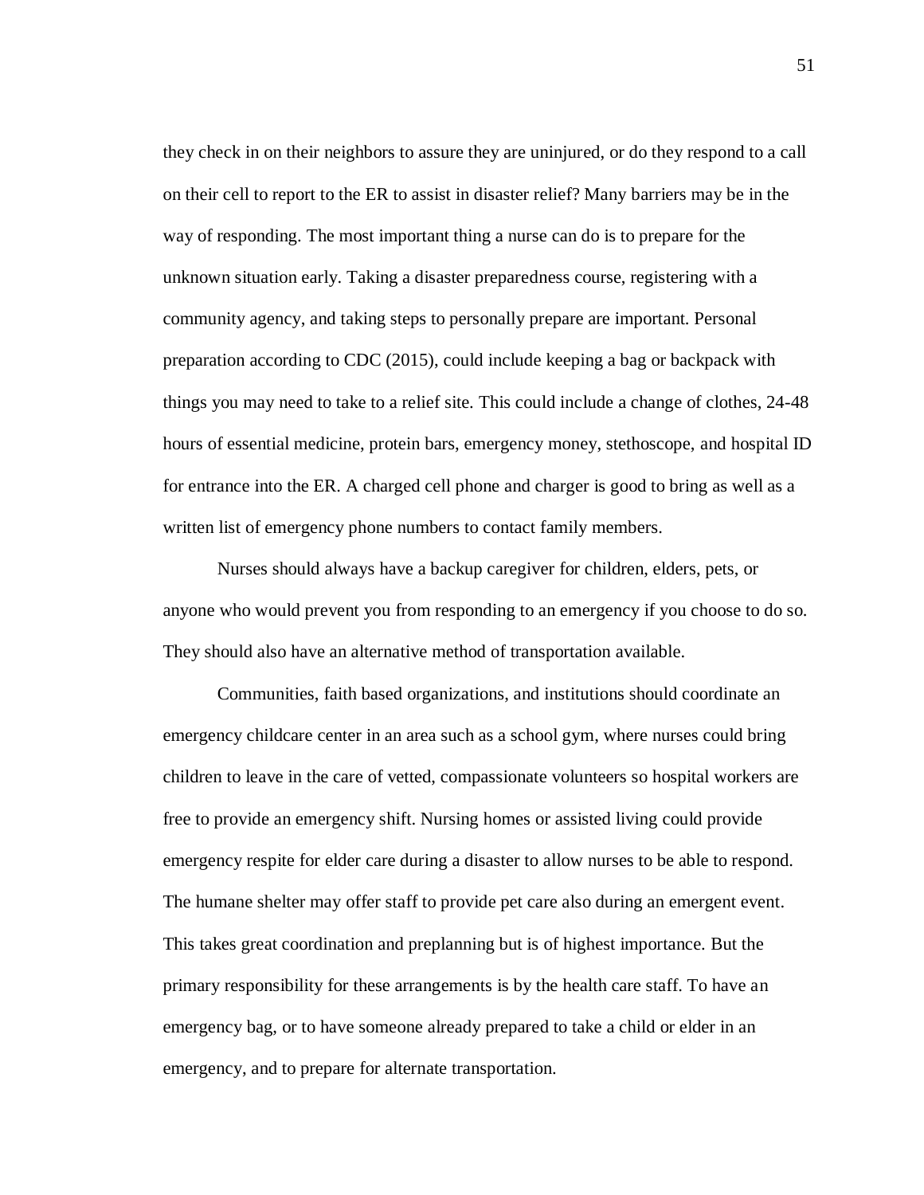they check in on their neighbors to assure they are uninjured, or do they respond to a call on their cell to report to the ER to assist in disaster relief? Many barriers may be in the way of responding. The most important thing a nurse can do is to prepare for the unknown situation early. Taking a disaster preparedness course, registering with a community agency, and taking steps to personally prepare are important. Personal preparation according to CDC (2015), could include keeping a bag or backpack with things you may need to take to a relief site. This could include a change of clothes, 24-48 hours of essential medicine, protein bars, emergency money, stethoscope, and hospital ID for entrance into the ER. A charged cell phone and charger is good to bring as well as a written list of emergency phone numbers to contact family members.

Nurses should always have a backup caregiver for children, elders, pets, or anyone who would prevent you from responding to an emergency if you choose to do so. They should also have an alternative method of transportation available.

Communities, faith based organizations, and institutions should coordinate an emergency childcare center in an area such as a school gym, where nurses could bring children to leave in the care of vetted, compassionate volunteers so hospital workers are free to provide an emergency shift. Nursing homes or assisted living could provide emergency respite for elder care during a disaster to allow nurses to be able to respond. The humane shelter may offer staff to provide pet care also during an emergent event. This takes great coordination and preplanning but is of highest importance. But the primary responsibility for these arrangements is by the health care staff. To have an emergency bag, or to have someone already prepared to take a child or elder in an emergency, and to prepare for alternate transportation.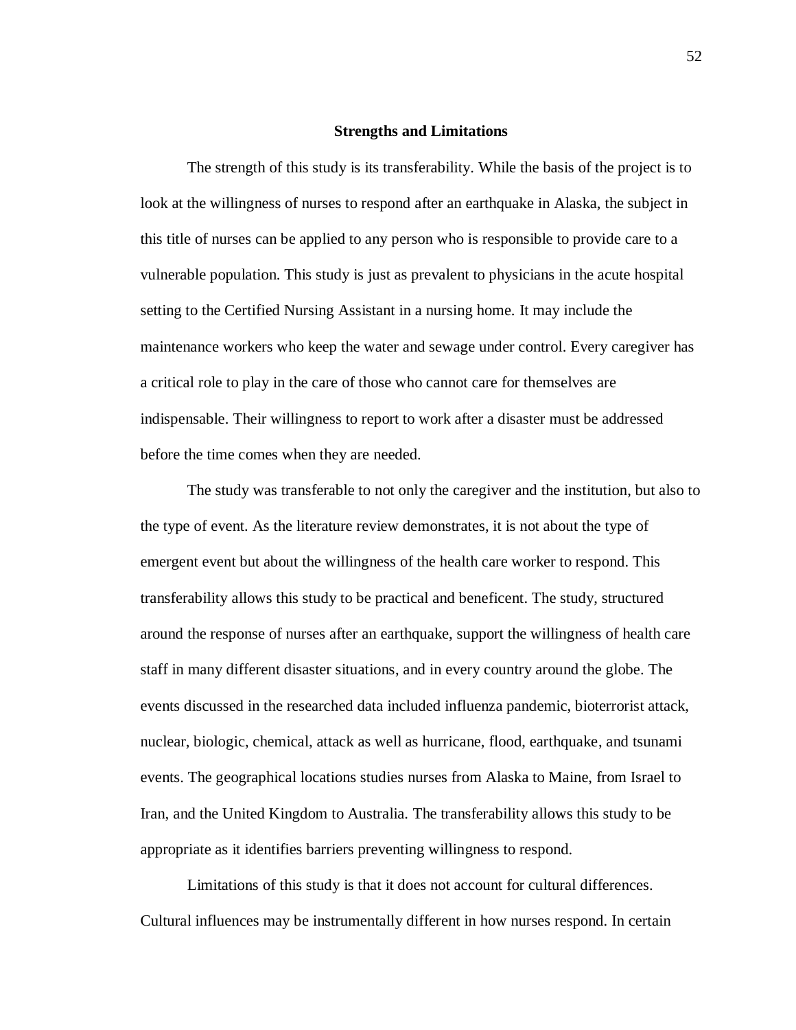## Strengths and Limitations

The strength of this study is its transferability. While the basis of the project is to look at the willingness of nurses to respond after an earthquake in Alaska, the subject in this title of nurses can be applied to any person who is responsible to provide care to a vulnerable population. This study is just as prevalent to physicians in the acute hospital setting to the Certified Nursing Assistant in a nursing home. It may include the maintenance workers who keep the water and sewage under control. Every caregiver has a critical role to play in the care of those who cannot care for themselves are indispensable. Their willingness to report to work after a disaster must be addressed before the time comes when they are needed.

The study was transferable to not only the caregiver and the institution, but also to the type of event. As the literature review demonstrates, it is not about the type of emergent event but about the willingness of the health care worker to respond. This transferability allows this study to be practical and beneficent. The study, structured around the response of nurses after an earthquake, support the willingness of health care staff in many different disaster situations, and in every country around the globe. The events discussed in the researched data included influenza pandemic, bioterrorist attack, nuclear, biologic, chemical, attack as well as hurricane, flood, earthquake, and tsunami events. The geographical locations studies nurses from Alaska to Maine, from Israel to Iran, and the United Kingdom to Australia. The transferability allows this study to be appropriate as it identifies barriers preventing willingness to respond.

Limitations of this study is that it does not account for cultural differences. Cultural influences may be instrumentally different in how nurses respond. In certain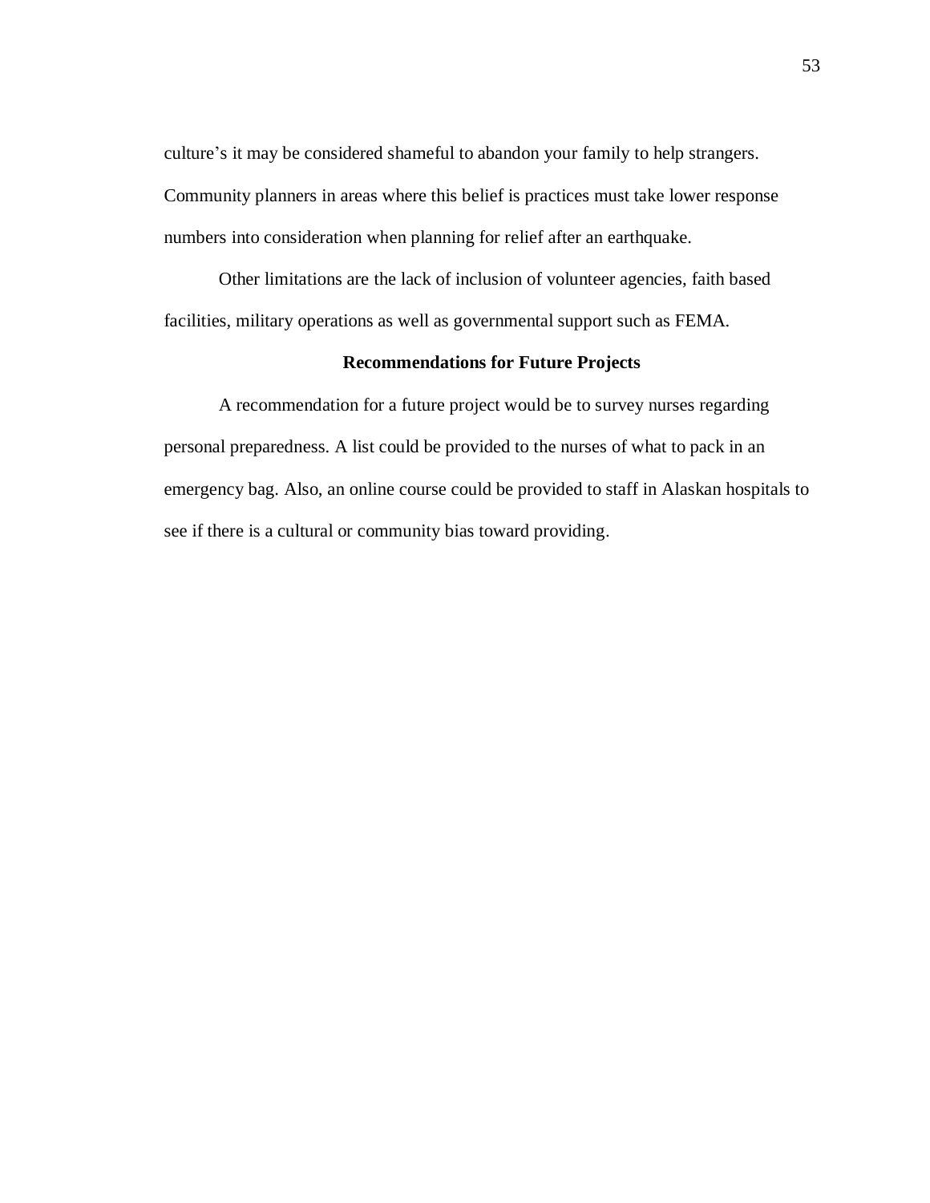culture's it may be considered shameful to abandon your family to help strangers. Community planners in areas where this belief is practices must take lower response numbers into consideration when planning for relief after an earthquake.

Other limitations are the lack of inclusion of volunteer agencies, faith based facilities, military operations as well as governmental support such as FEMA.

## Recommendations for Future Projects

A recommendation for a future project would be to survey nurses regarding personal preparedness. A list could be provided to the nurses of what to pack in an emergency bag. Also, an online course could be provided to staff in Alaskan hospitals to see if there is a cultural or community bias toward providing.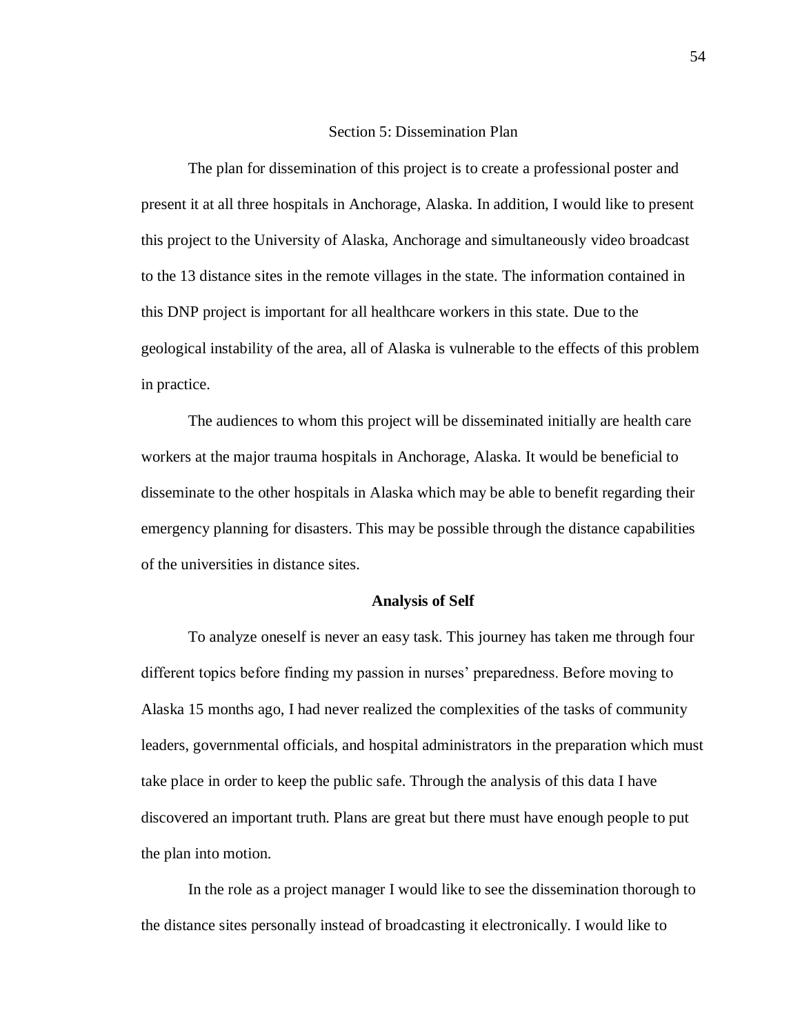# Section 5: Dissemination Plan

The plan for dissemination of this project is to create a professional poster and present it at all three hospitals in Anchorage, Alaska. In addition, I would like to present this project to the University of Alaska, Anchorage and simultaneously video broadcast to the 13 distance sites in the remote villages in the state. The information contained in this DNP project is important for all healthcare workers in this state. Due to the geological instability of the area, all of Alaska is vulnerable to the effects of this problem in practice.

The audiences to whom this project will be disseminated initially are health care workers at the major trauma hospitals in Anchorage, Alaska. It would be beneficial to disseminate to the other hospitals in Alaska which may be able to benefit regarding their emergency planning for disasters. This may be possible through the distance capabilities of the universities in distance sites.

## Analysis of Self

To analyze oneself is never an easy task. This journey has taken me through four different topics before finding my passion in nurses' preparedness. Before moving to Alaska 15 months ago, I had never realized the complexities of the tasks of community leaders, governmental officials, and hospital administrators in the preparation which must take place in order to keep the public safe. Through the analysis of this data I have discovered an important truth. Plans are great but there must have enough people to put the plan into motion.

In the role as a project manager I would like to see the dissemination thorough to the distance sites personally instead of broadcasting it electronically. I would like to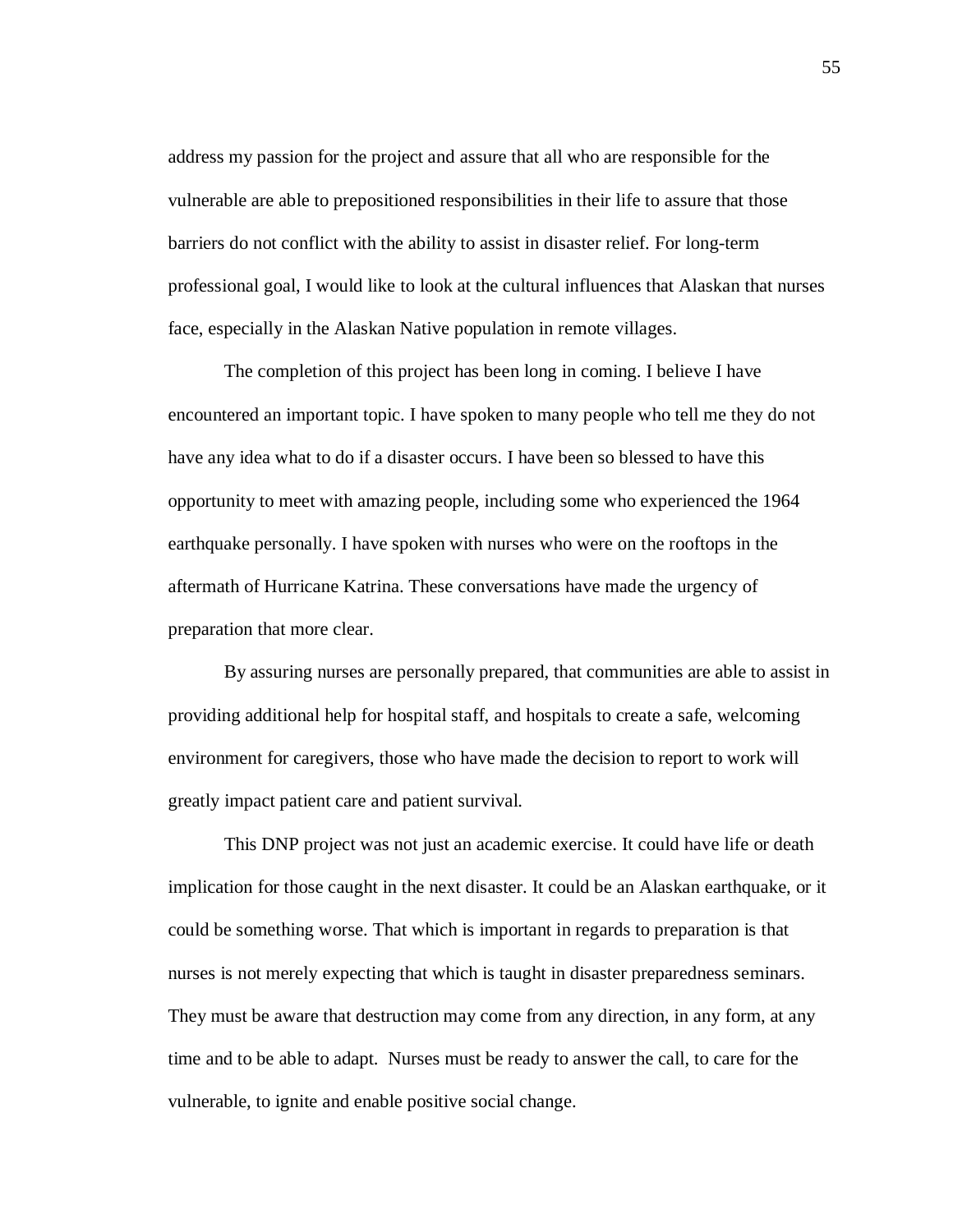address my passion for the project and assure that all who are responsible for the vulnerable are able to prepositioned responsibilities in their life to assure that those barriers do not conflict with the ability to assist in disaster relief. For long-term professional goal, I would like to look at the cultural influences that Alaskan that nurses face, especially in the Alaskan Native population in remote villages.

The completion of this project has been long in coming. I believe I have encountered an important topic. I have spoken to many people who tell me they do not have any idea what to do if a disaster occurs. I have been so blessed to have this opportunity to meet with amazing people, including some who experienced the 1964 earthquake personally. I have spoken with nurses who were on the rooftops in the aftermath of Hurricane Katrina. These conversations have made the urgency of preparation that more clear.

By assuring nurses are personally prepared, that communities are able to assist in providing additional help for hospital staff, and hospitals to create a safe, welcoming environment for caregivers, those who have made the decision to report to work will greatly impact patient care and patient survival.

This DNP project was not just an academic exercise. It could have life or death implication for those caught in the next disaster. It could be an Alaskan earthquake, or it could be something worse. That which is important in regards to preparation is that nurses is not merely expecting that which is taught in disaster preparedness seminars. They must be aware that destruction may come from any direction, in any form, at any time and to be able to adapt. Nurses must be ready to answer the call, to care for the vulnerable, to ignite and enable positive social change.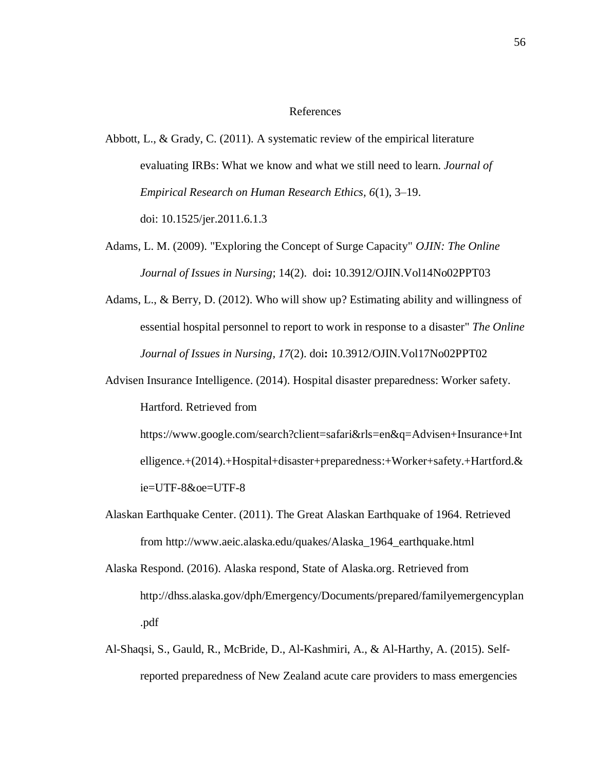# References

Abbott, L., & Grady, C. (2011). A systematic review of the empirical literature evaluating IRBs: What we know and what we still need to learn. *Journal of Empirical Research on Human Research Ethics, 6*(1), 3–19. doi: 10.1525/jer.2011.6.1.3

Adams, L. M. (2009). "Exploring the Concept of Surge Capacity" *OJIN: The Online Journal of Issues in Nursing*; 14(2). doi**:** 10.3912/OJIN.Vol14No02PPT03

Adams, L., & Berry, D. (2012). Who will show up? Estimating ability and willingness of essential hospital personnel to report to work in response to a disaster" *The Online Journal of Issues in Nursing, 17*(2). doi**:** 10.3912/OJIN.Vol17No02PPT02

Advisen Insurance Intelligence. (2014). Hospital disaster preparedness: Worker safety. Hartford. Retrieved from https://www.google.com/search?client=safari&rls=en&q=Advisen+Insurance+Intelligence.+(2014).+Hospital+disaster+preparedness:+Worker+safety.+Hartford.&ie=UTF-8&oe=UTF-8

Alaskan Earthquake Center. (2011). The Great Alaskan Earthquake of 1964. Retrieved from http://www.aeic.alaska.edu/quakes/Alaska_1964_earthquake.html

Alaska Respond. (2016). Alaska respond, State of Alaska.org. Retrieved from http://dhss.alaska.gov/dph/Emergency/Documents/prepared/familyemergencyplan.pdf

Al-Shaqsi, S., Gauld, R., McBride, D., Al-Kashmiri, A., & Al-Harthy, A. (2015). Self-reported preparedness of New Zealand acute care providers to mass emergencies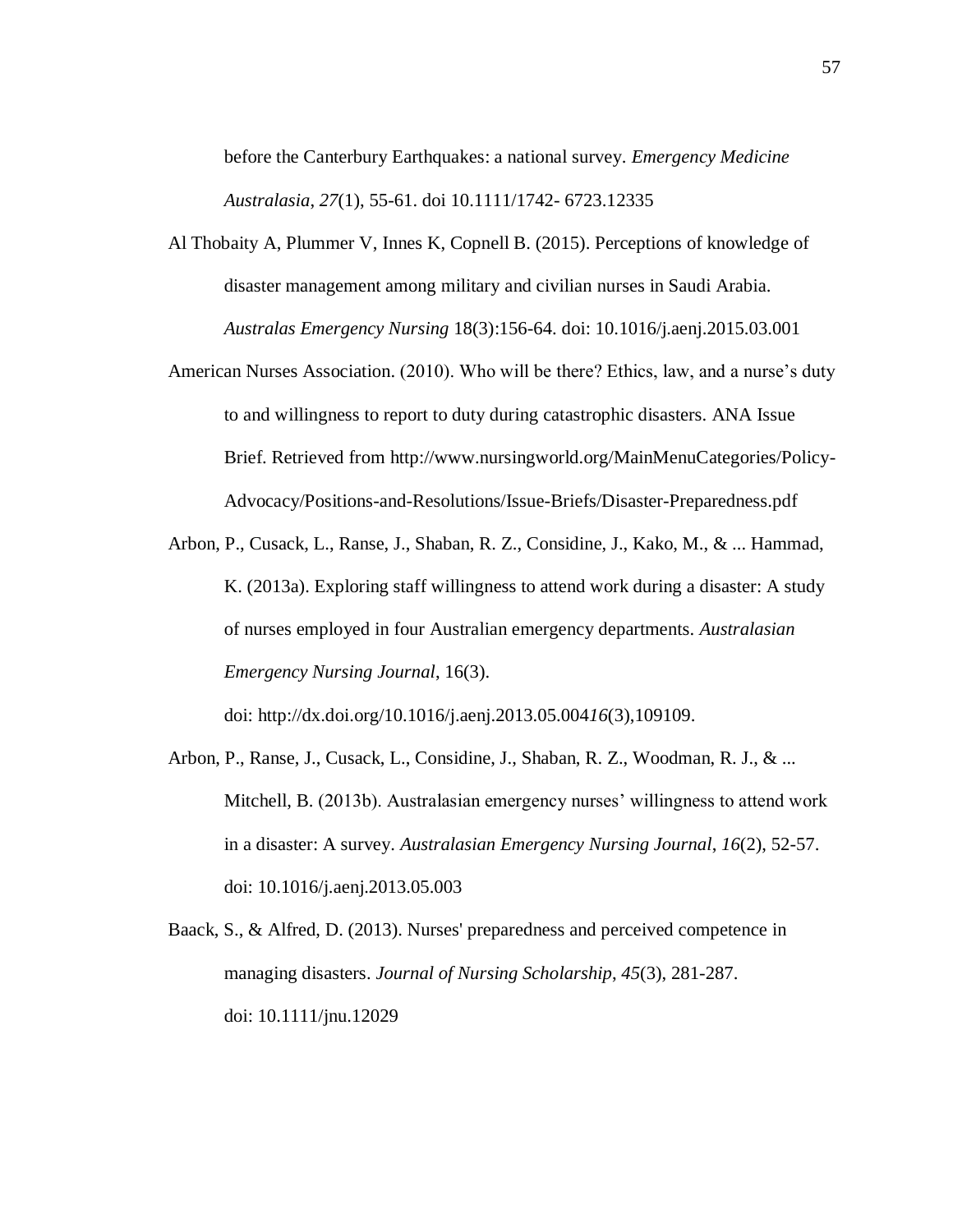before the Canterbury Earthquakes: a national survey. *Emergency Medicine Australasia*, *27*(1), 55-61. doi 10.1111/1742- 6723.12335

Al Thobaity A, Plummer V, Innes K, Copnell B. (2015). Perceptions of knowledge of disaster management among military and civilian nurses in Saudi Arabia. *Australas Emergency Nursing* 18(3):156-64. doi: 10.1016/j.aenj.2015.03.001

American Nurses Association. (2010). Who will be there? Ethics, law, and a nurse's duty to and willingness to report to duty during catastrophic disasters. ANA Issue Brief. Retrieved from http://www.nursingworld.org/MainMenuCategories/Policy-Advocacy/Positions-and-Resolutions/Issue-Briefs/Disaster-Preparedness.pdf

Arbon, P., Cusack, L., Ranse, J., Shaban, R. Z., Considine, J., Kako, M., & ... Hammad, K. (2013a). Exploring staff willingness to attend work during a disaster: A study of nurses employed in four Australian emergency departments. *Australasian Emergency Nursing Journal*, 16(3). doi: http://dx.doi.org/10.1016/j.aenj.2013.05.004*16*(3),109109.

Arbon, P., Ranse, J., Cusack, L., Considine, J., Shaban, R. Z., Woodman, R. J., & ... Mitchell, B. (2013b). Australasian emergency nurses' willingness to attend work in a disaster: A survey. *Australasian Emergency Nursing Journal*, *16*(2), 52-57. doi: 10.1016/j.aenj.2013.05.003

Baack, S., & Alfred, D. (2013). Nurses' preparedness and perceived competence in managing disasters. *Journal of Nursing Scholarship*, *45*(3), 281-287. doi: 10.1111/jnu.12029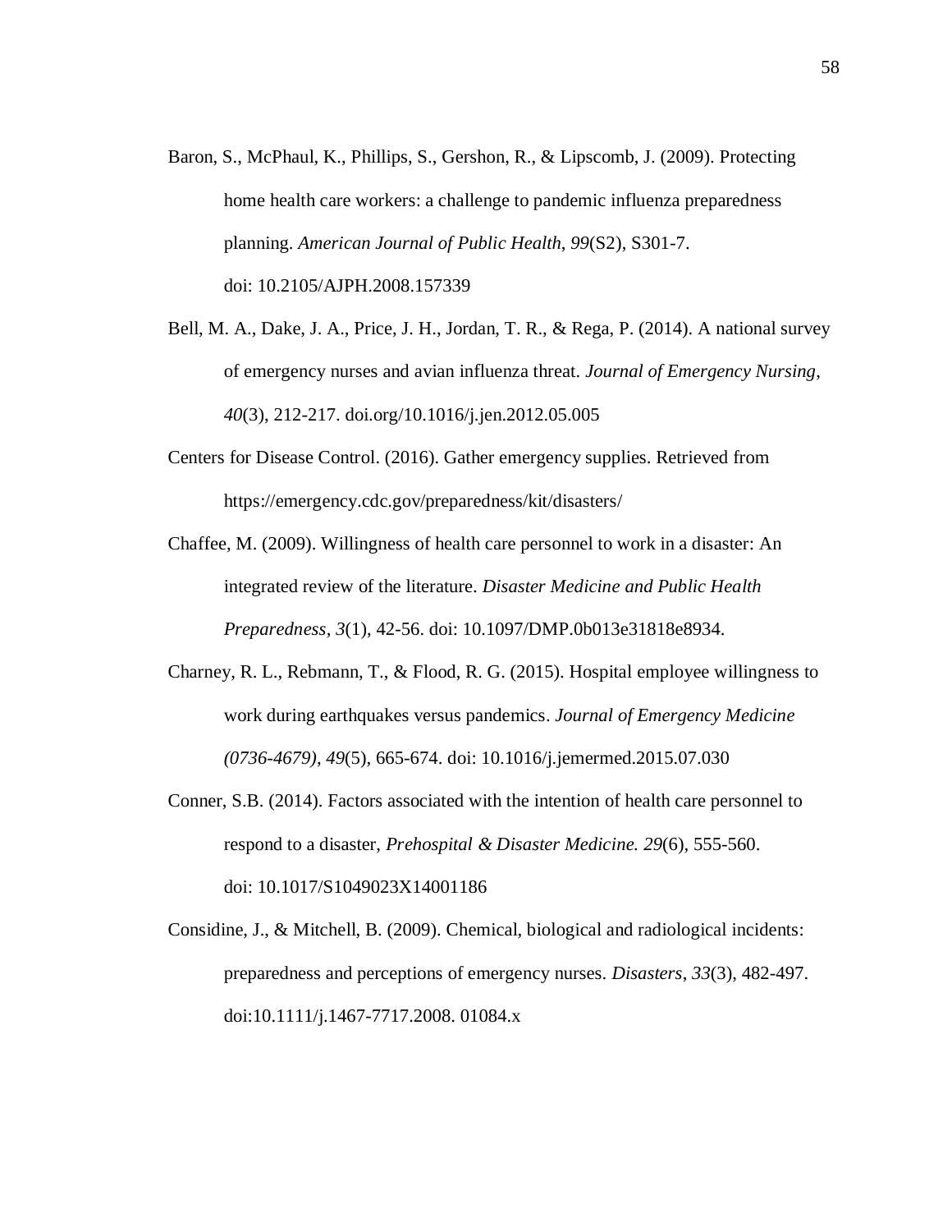Baron, S., McPhaul, K., Phillips, S., Gershon, R., & Lipscomb, J. (2009). Protecting home health care workers: a challenge to pandemic influenza preparedness planning. *American Journal of Public Health*, *99*(S2), S301-7. doi: 10.2105/AJPH.2008.157339

Bell, M. A., Dake, J. A., Price, J. H., Jordan, T. R., & Rega, P. (2014). A national survey of emergency nurses and avian influenza threat. *Journal of Emergency Nursing*, *40*(3), 212-217. doi.org/10.1016/j.jen.2012.05.005

Centers for Disease Control. (2016). Gather emergency supplies. Retrieved from https://emergency.cdc.gov/preparedness/kit/disasters/

Chaffee, M. (2009). Willingness of health care personnel to work in a disaster: An integrated review of the literature. *Disaster Medicine and Public Health Preparedness, 3*(1), 42-56. doi: 10.1097/DMP.0b013e31818e8934.

Charney, R. L., Rebmann, T., & Flood, R. G. (2015). Hospital employee willingness to work during earthquakes versus pandemics. *Journal of Emergency Medicine (0736-4679)*, *49*(5), 665-674. doi: 10.1016/j.jemermed.2015.07.030

Conner, S.B. (2014). Factors associated with the intention of health care personnel to respond to a disaster, *Prehospital & Disaster Medicine. 29*(6), 555-560. doi: 10.1017/S1049023X14001186

Considine, J., & Mitchell, B. (2009). Chemical, biological and radiological incidents: preparedness and perceptions of emergency nurses. *Disasters*, *33*(3), 482-497. doi:10.1111/j.1467-7717.2008. 01084.x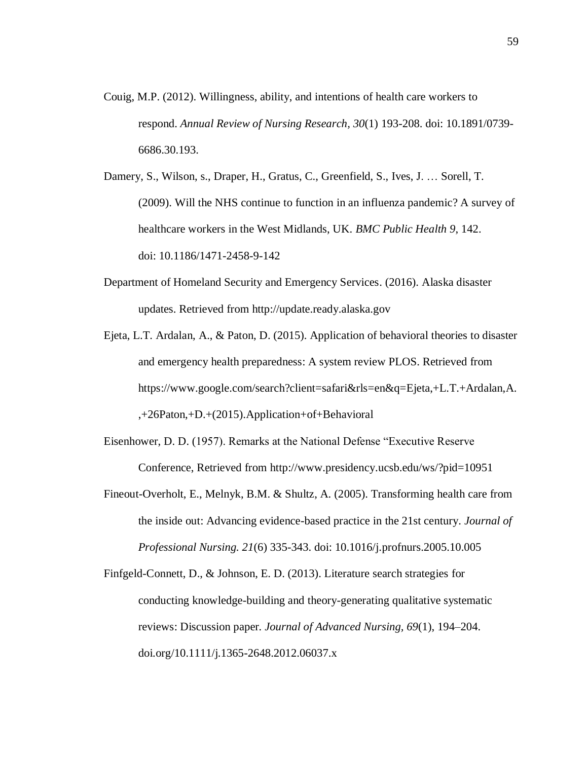Couig, M.P. (2012). Willingness, ability, and intentions of health care workers to respond. *Annual Review of Nursing Research, 30*(1) 193-208. doi: 10.1891/0739-6686.30.193.

Damery, S., Wilson, s., Draper, H., Gratus, C., Greenfield, S., Ives, J. … Sorell, T. (2009). Will the NHS continue to function in an influenza pandemic? A survey of healthcare workers in the West Midlands, UK. *BMC Public Health 9*, 142. doi: 10.1186/1471-2458-9-142

Department of Homeland Security and Emergency Services. (2016). Alaska disaster updates. Retrieved from http://update.ready.alaska.gov

Ejeta, L.T. Ardalan, A., & Paton, D. (2015). Application of behavioral theories to disaster and emergency health preparedness: A system review PLOS. Retrieved from https://www.google.com/search?client=safari&rls=en&q=Ejeta,+L.T.+Ardalan,A.,+26Paton,+D.+(2015).Application+of+Behavioral

Eisenhower, D. D. (1957). Remarks at the National Defense "Executive Reserve Conference, Retrieved from http://www.presidency.ucsb.edu/ws/?pid=10951

Fineout-Overholt, E., Melnyk, B.M. & Shultz, A. (2005). Transforming health care from the inside out: Advancing evidence-based practice in the 21st century. *Journal of Professional Nursing. 21*(6) 335-343. doi: 10.1016/j.profnurs.2005.10.005

Finfgeld-Connett, D., & Johnson, E. D. (2013). Literature search strategies for conducting knowledge-building and theory-generating qualitative systematic reviews: Discussion paper. *Journal of Advanced Nursing, 69*(1), 194–204. doi.org/10.1111/j.1365-2648.2012.06037.x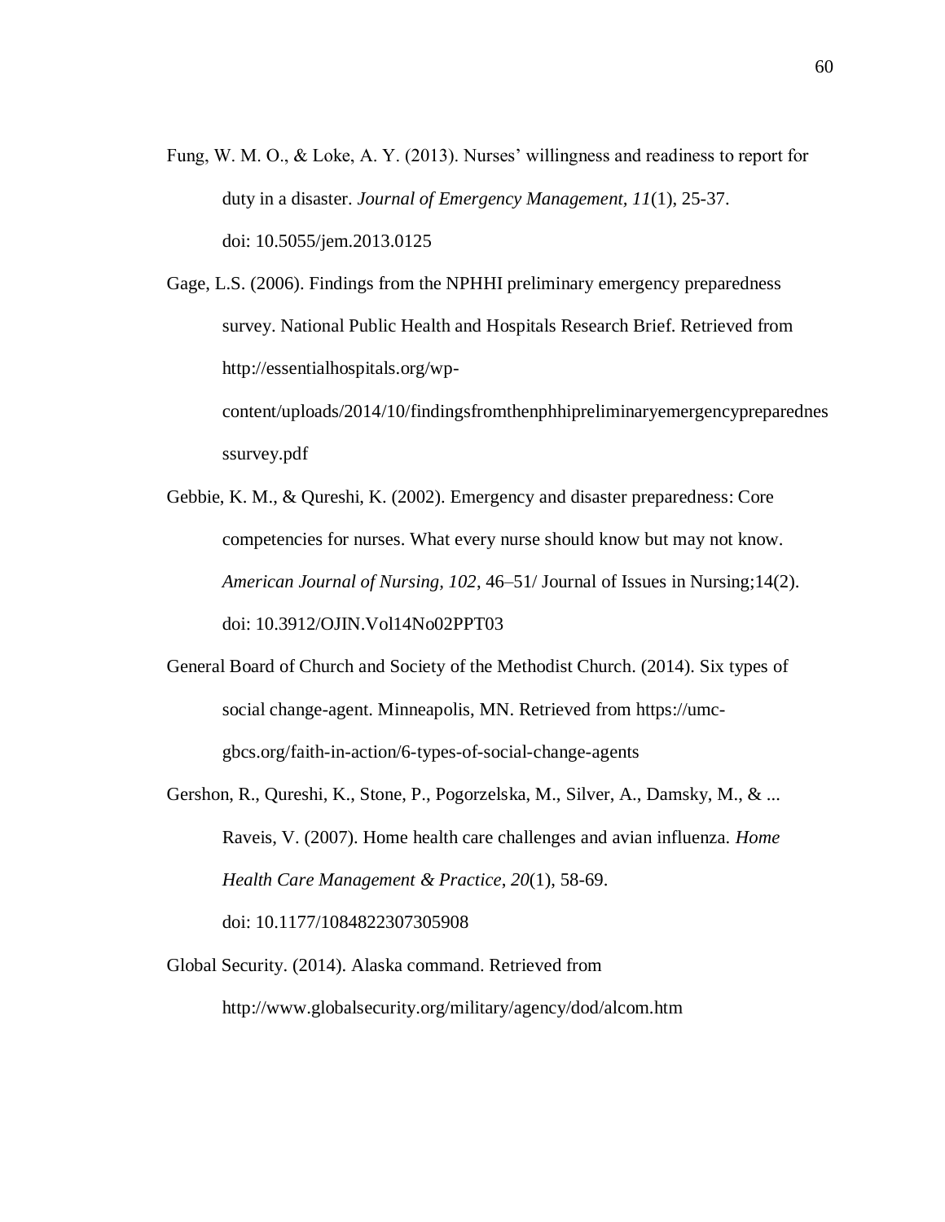Fung, W. M. O., & Loke, A. Y. (2013). Nurses' willingness and readiness to report for duty in a disaster. *Journal of Emergency Management*, *11*(1), 25-37. doi: 10.5055/jem.2013.0125

Gage, L.S. (2006). Findings from the NPHHI preliminary emergency preparedness survey. National Public Health and Hospitals Research Brief. Retrieved from http://essentialhospitals.org/wp-content/uploads/2014/10/findingsfromthenphhipreliminaryemergencypreparednessurvey.pdf

Gebbie, K. M., & Qureshi, K. (2002). Emergency and disaster preparedness: Core competencies for nurses. What every nurse should know but may not know. *American Journal of Nursing*, *102*, 46–51/ Journal of Issues in Nursing;14(2). doi: 10.3912/OJIN.Vol14No02PPT03

General Board of Church and Society of the Methodist Church. (2014). Six types of social change-agent. Minneapolis, MN. Retrieved from https://umc-gbcs.org/faith-in-action/6-types-of-social-change-agents

Gershon, R., Qureshi, K., Stone, P., Pogorzelska, M., Silver, A., Damsky, M., & ... Raveis, V. (2007). Home health care challenges and avian influenza. *Home Health Care Management & Practice*, *20*(1), 58-69. doi: 10.1177/1084822307305908

Global Security. (2014). Alaska command. Retrieved from http://www.globalsecurity.org/military/agency/dod/alcom.htm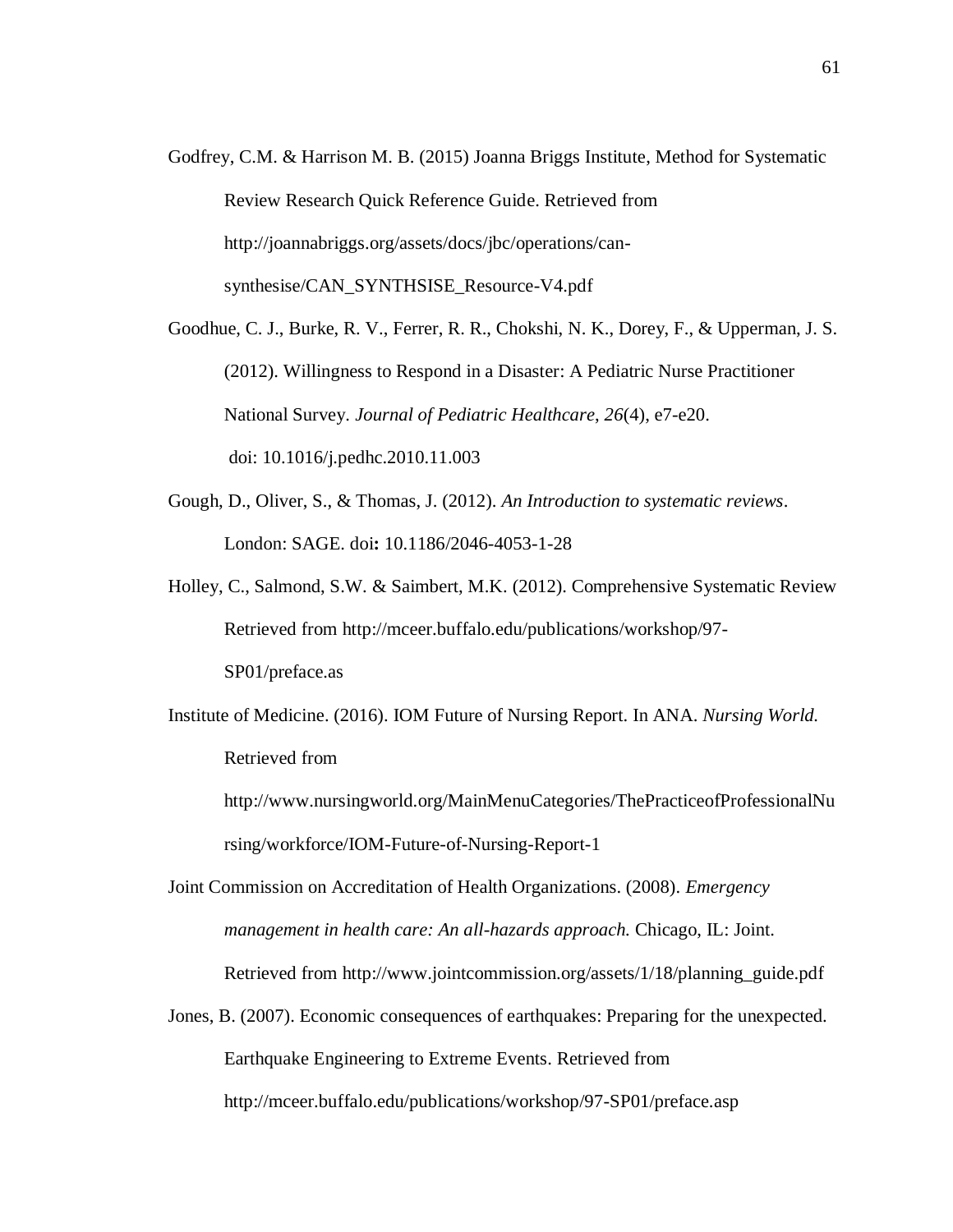Godfrey, C.M. & Harrison M. B. (2015) Joanna Briggs Institute, Method for Systematic Review Research Quick Reference Guide. Retrieved from http://joannabriggs.org/assets/docs/jbc/operations/can-synthesise/CAN_SYNTHSISE_Resource-V4.pdf

Goodhue, C. J., Burke, R. V., Ferrer, R. R., Chokshi, N. K., Dorey, F., & Upperman, J. S. (2012). Willingness to Respond in a Disaster: A Pediatric Nurse Practitioner National Survey. *Journal of Pediatric Healthcare*, *26*(4), e7-e20. doi: 10.1016/j.pedhc.2010.11.003

Gough, D., Oliver, S., & Thomas, J. (2012). *An Introduction to systematic reviews*. London: SAGE. doi**:** 10.1186/2046-4053-1-28

Holley, C., Salmond, S.W. & Saimbert, M.K. (2012). Comprehensive Systematic Review Retrieved from http://mceer.buffalo.edu/publications/workshop/97-SP01/preface.as

Institute of Medicine. (2016). IOM Future of Nursing Report. In ANA. *Nursing World.* Retrieved from http://www.nursingworld.org/MainMenuCategories/ThePracticeofProfessionalNursing/workforce/IOM-Future-of-Nursing-Report-1

Joint Commission on Accreditation of Health Organizations. (2008). *Emergency management in health care: An all-hazards approach.* Chicago, IL: Joint. Retrieved from http://www.jointcommission.org/assets/1/18/planning_guide.pdf

Jones, B. (2007). Economic consequences of earthquakes: Preparing for the unexpected. Earthquake Engineering to Extreme Events. Retrieved from http://mceer.buffalo.edu/publications/workshop/97-SP01/preface.asp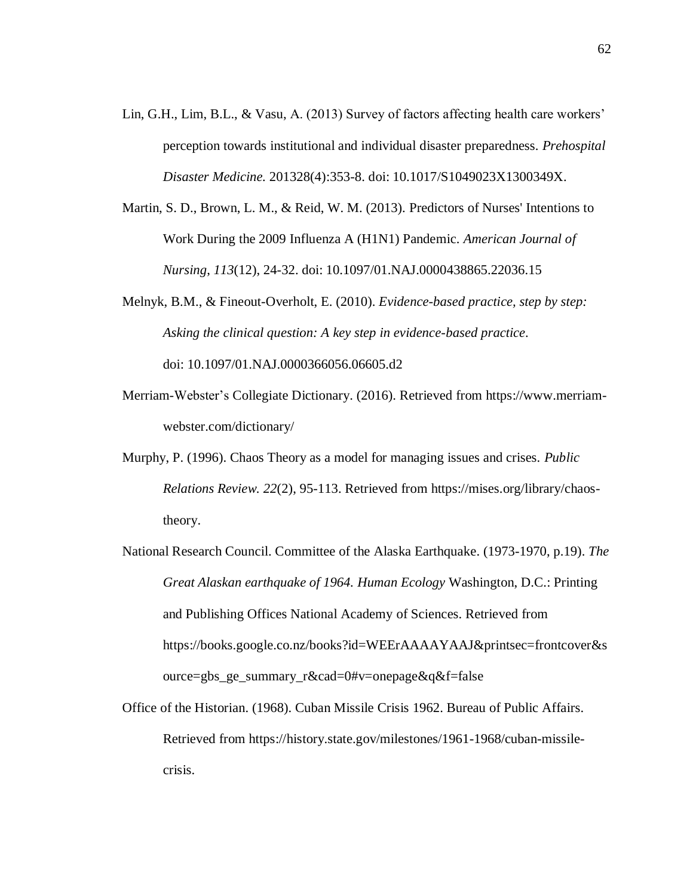Lin, G.H., Lim, B.L., & Vasu, A. (2013) Survey of factors affecting health care workers' perception towards institutional and individual disaster preparedness. *Prehospital Disaster Medicine.* 201328(4):353-8. doi: 10.1017/S1049023X1300349X.

Martin, S. D., Brown, L. M., & Reid, W. M. (2013). Predictors of Nurses' Intentions to Work During the 2009 Influenza A (H1N1) Pandemic. *American Journal of Nursing, 113*(12), 24-32. doi: 10.1097/01.NAJ.0000438865.22036.15

Melnyk, B.M., & Fineout-Overholt, E. (2010). *Evidence-based practice, step by step: Asking the clinical question: A key step in evidence-based practice*. doi: 10.1097/01.NAJ.0000366056.06605.d2

Merriam-Webster's Collegiate Dictionary. (2016). Retrieved from https://www.merriam-webster.com/dictionary/

Murphy, P. (1996). Chaos Theory as a model for managing issues and crises. *Public Relations Review. 22*(2), 95-113. Retrieved from https://mises.org/library/chaos-theory.

National Research Council. Committee of the Alaska Earthquake. (1973-1970, p.19). *The Great Alaskan earthquake of 1964. Human Ecology* Washington, D.C.: Printing and Publishing Offices National Academy of Sciences. Retrieved from https://books.google.co.nz/books?id=WEErAAAAYAAJ&printsec=frontcover&source=gbs_ge_summary_r&cad=0#v=onepage&q&f=false

Office of the Historian. (1968). Cuban Missile Crisis 1962. Bureau of Public Affairs. Retrieved from https://history.state.gov/milestones/1961-1968/cuban-missile-crisis.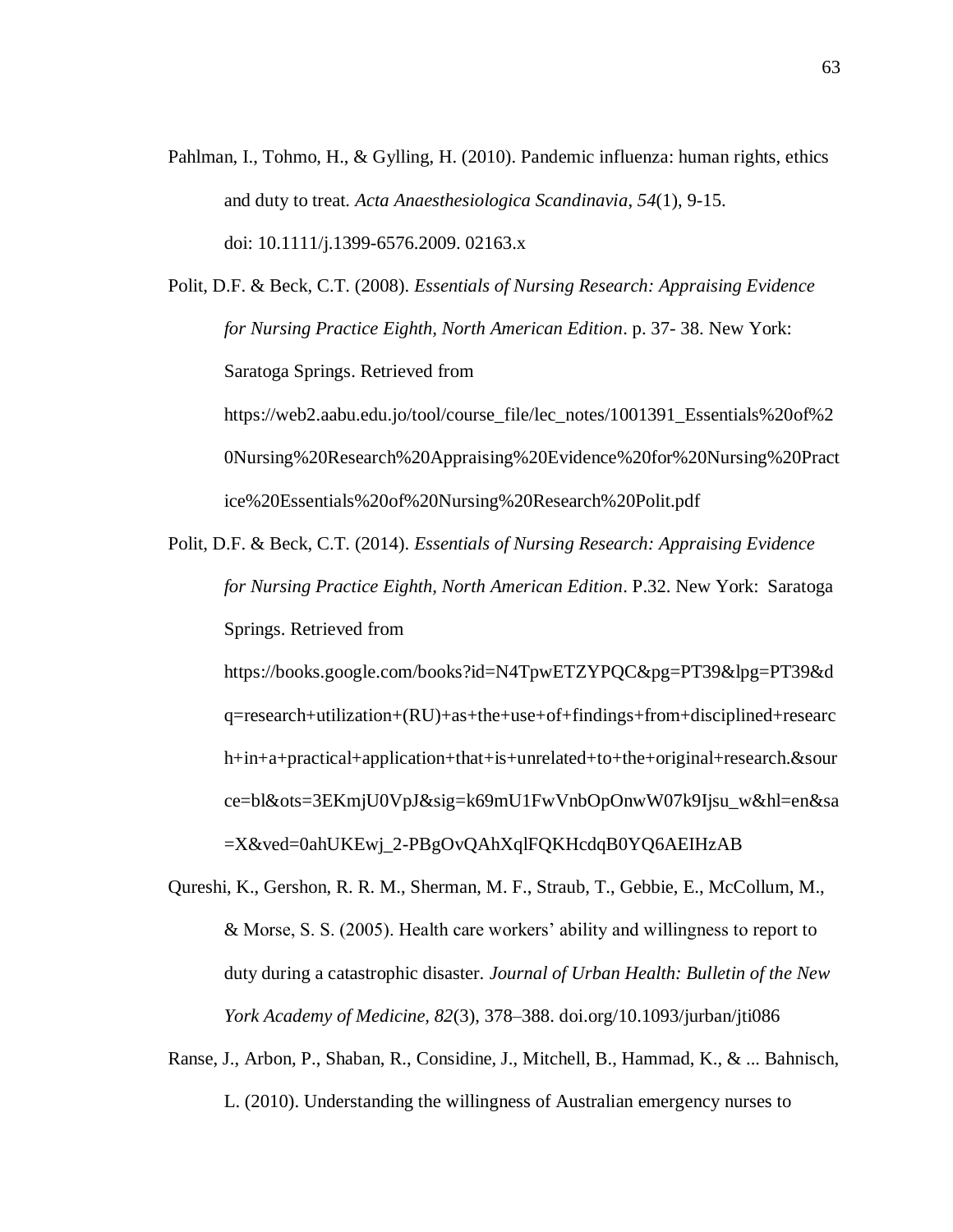Pahlman, I., Tohmo, H., & Gylling, H. (2010). Pandemic influenza: human rights, ethics and duty to treat. *Acta Anaesthesiologica Scandinavia*, *54*(1), 9-15. doi: 10.1111/j.1399-6576.2009. 02163.x

Polit, D.F. & Beck, C.T. (2008). *Essentials of Nursing Research: Appraising Evidence for Nursing Practice Eighth, North American Edition*. p. 37- 38. New York: Saratoga Springs. Retrieved from https://web2.aabu.edu.jo/tool/course_file/lec_notes/1001391_Essentials%20of%20Nursing%20Research%20Appraising%20Evidence%20for%20Nursing%20Practice%20Essentials%20of%20Nursing%20Research%20Polit.pdf

Polit, D.F. & Beck, C.T. (2014). *Essentials of Nursing Research: Appraising Evidence for Nursing Practice Eighth, North American Edition*. P.32. New York: Saratoga Springs. Retrieved from https://books.google.com/books?id=N4TpwETZYPQC&pg=PT39&lpg=PT39&dq=research+utilization+(RU)+as+the+use+of+findings+from+disciplined+research+in+a+practical+application+that+is+unrelated+to+the+original+research.&source=bl&ots=3EKmjU0VpJ&sig=k69mU1FwVnbOpOnwW07k9Ijsu_w&hl=en&sa=X&ved=0ahUKEwj_2-PBgOvQAhXqlFQKHcdqB0YQ6AEIHzAB

Qureshi, K., Gershon, R. R. M., Sherman, M. F., Straub, T., Gebbie, E., McCollum, M., & Morse, S. S. (2005). Health care workers' ability and willingness to report to duty during a catastrophic disaster. *Journal of Urban Health: Bulletin of the New York Academy of Medicine, 82*(3), 378–388. doi.org/10.1093/jurban/jti086

Ranse, J., Arbon, P., Shaban, R., Considine, J., Mitchell, B., Hammad, K., & ... Bahnisch, L. (2010). Understanding the willingness of Australian emergency nurses to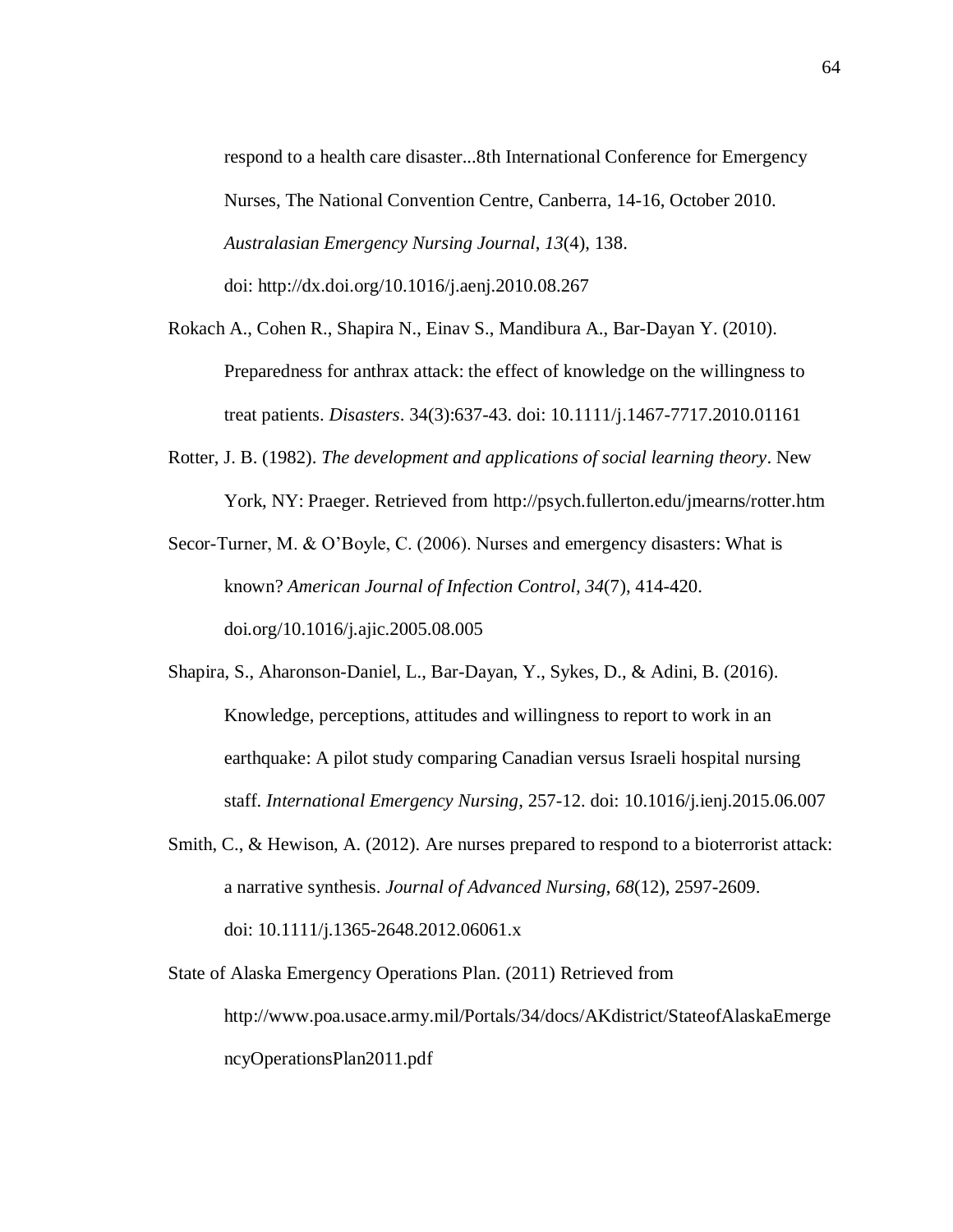respond to a health care disaster...8th International Conference for Emergency Nurses, The National Convention Centre, Canberra, 14-16, October 2010. *Australasian Emergency Nursing Journal*, *13*(4), 138. doi: http://dx.doi.org/10.1016/j.aenj.2010.08.267

Rokach A., Cohen R., Shapira N., Einav S., Mandibura A., Bar-Dayan Y. (2010). Preparedness for anthrax attack: the effect of knowledge on the willingness to treat patients. *Disasters*. 34(3):637-43. doi: 10.1111/j.1467-7717.2010.01161

Rotter, J. B. (1982). *The development and applications of social learning theory*. New York, NY: Praeger. Retrieved from http://psych.fullerton.edu/jmearns/rotter.htm

Secor-Turner, M. & O'Boyle, C. (2006). Nurses and emergency disasters: What is known? *American Journal of Infection Control, 34*(7), 414-420. doi.org/10.1016/j.ajic.2005.08.005

Shapira, S., Aharonson-Daniel, L., Bar-Dayan, Y., Sykes, D., & Adini, B. (2016). Knowledge, perceptions, attitudes and willingness to report to work in an earthquake: A pilot study comparing Canadian versus Israeli hospital nursing staff. *International Emergency Nursing*, 257-12. doi: 10.1016/j.ienj.2015.06.007

Smith, C., & Hewison, A. (2012). Are nurses prepared to respond to a bioterrorist attack: a narrative synthesis. *Journal of Advanced Nursing*, *68*(12), 2597-2609. doi: 10.1111/j.1365-2648.2012.06061.x

State of Alaska Emergency Operations Plan. (2011) Retrieved from http://www.poa.usace.army.mil/Portals/34/docs/AKdistrict/StateofAlaskaEmergencyOperationsPlan2011.pdf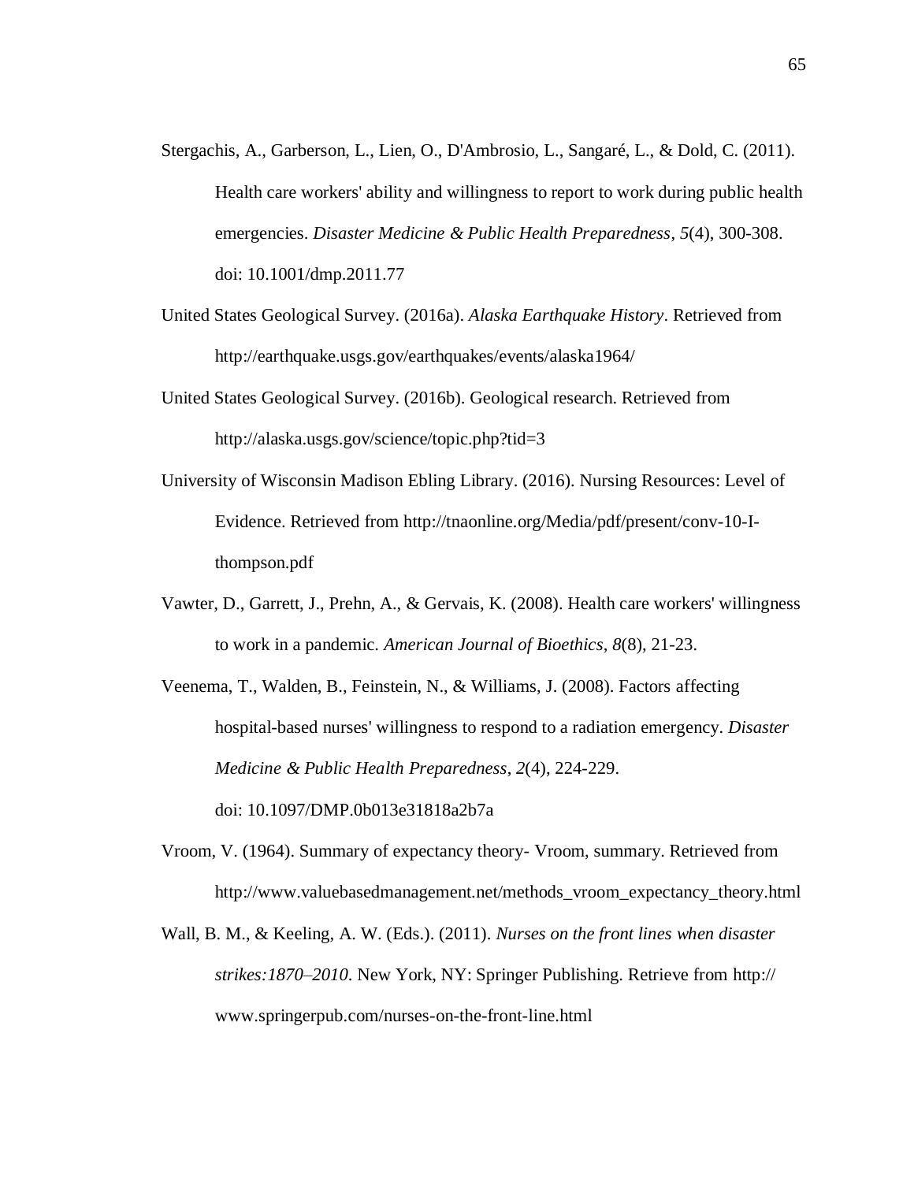Stergachis, A., Garberson, L., Lien, O., D'Ambrosio, L., Sangaré, L., & Dold, C. (2011). Health care workers' ability and willingness to report to work during public health emergencies. *Disaster Medicine & Public Health Preparedness*, *5*(4), 300-308. doi: 10.1001/dmp.2011.77

United States Geological Survey. (2016a). *Alaska Earthquake History*. Retrieved from http://earthquake.usgs.gov/earthquakes/events/alaska1964/

United States Geological Survey. (2016b). Geological research. Retrieved from http://alaska.usgs.gov/science/topic.php?tid=3

University of Wisconsin Madison Ebling Library. (2016). Nursing Resources: Level of Evidence. Retrieved from http://tnaonline.org/Media/pdf/present/conv-10-I-thompson.pdf

Vawter, D., Garrett, J., Prehn, A., & Gervais, K. (2008). Health care workers' willingness to work in a pandemic. *American Journal of Bioethics*, *8*(8), 21-23.

Veenema, T., Walden, B., Feinstein, N., & Williams, J. (2008). Factors affecting hospital-based nurses' willingness to respond to a radiation emergency. *Disaster Medicine & Public Health Preparedness*, *2*(4), 224-229. doi: 10.1097/DMP.0b013e31818a2b7a

Vroom, V. (1964). Summary of expectancy theory- Vroom, summary. Retrieved from http://www.valuebasedmanagement.net/methods_vroom_expectancy_theory.html

Wall, B. M., & Keeling, A. W. (Eds.). (2011). *Nurses on the front lines when disaster strikes:1870–2010*. New York, NY: Springer Publishing. Retrieve from http:// www.springerpub.com/nurses-on-the-front-line.html